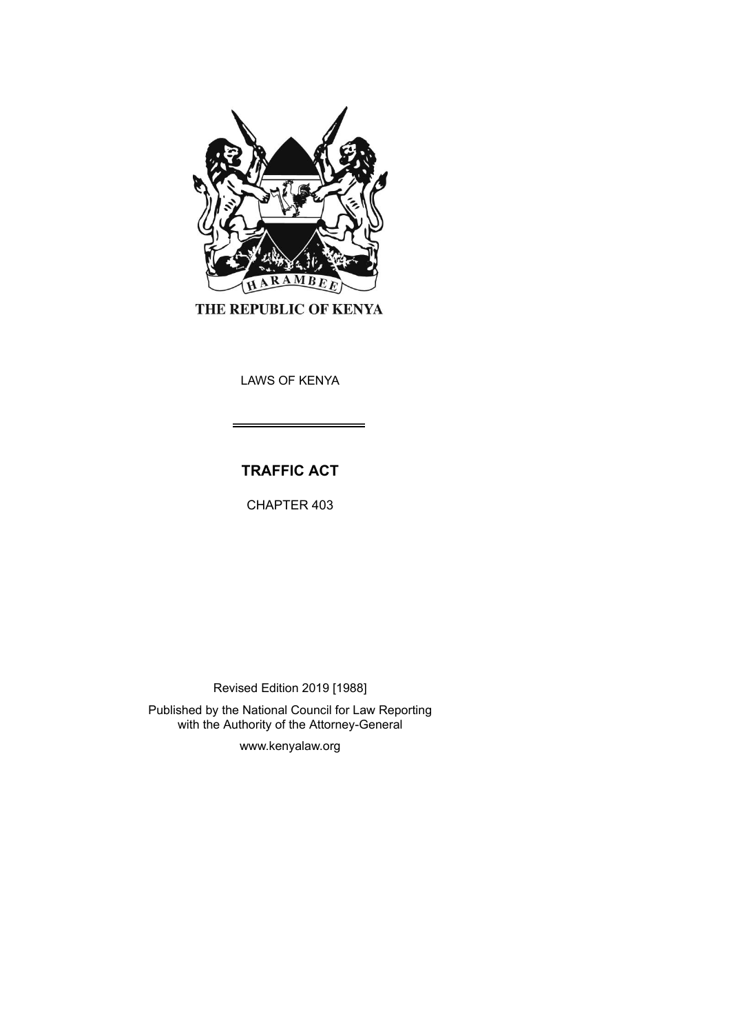HARAMBEE

THE REPUBLIC OF KENYA

LAWS OF KENYA

# TRAFFIC ACT

CHAPTER 403

Revised Edition 2019 [1988]

Published by the National Council for Law Reporting with the Authority of the Attorney-General

www.kenyalaw.org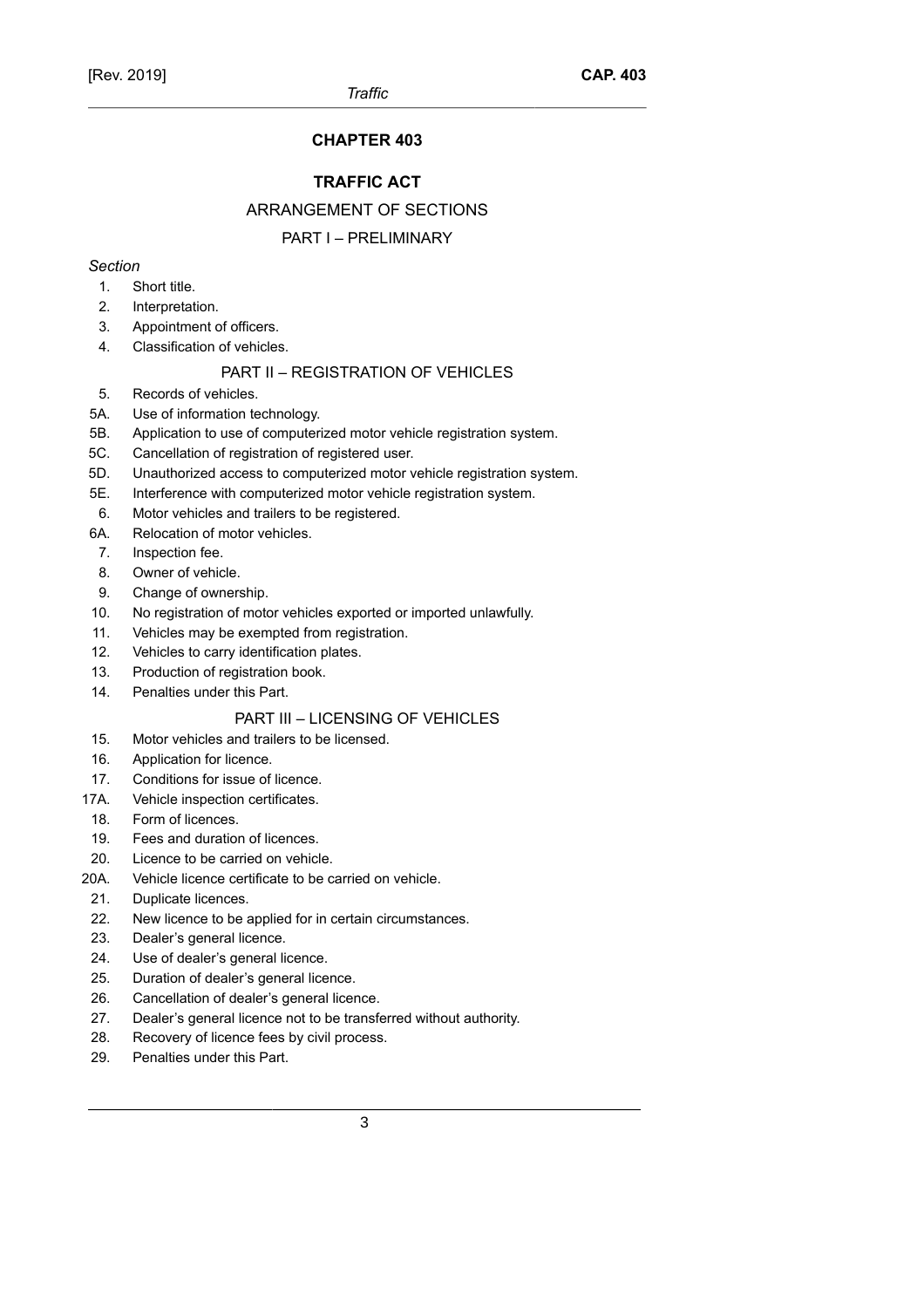# CHAPTER 403

## TRAFFIC ACT

### ARRANGEMENT OF SECTIONS

### PART I – PRELIMINARY

*Section*

1. Short title.
2. Interpretation.
3. Appointment of officers.
4. Classification of vehicles.

### PART II – REGISTRATION OF VEHICLES

5. Records of vehicles.

5A. Use of information technology.

5B. Application to use of computerized motor vehicle registration system.

5C. Cancellation of registration of registered user.

5D. Unauthorized access to computerized motor vehicle registration system.

5E. Interference with computerized motor vehicle registration system.

6. Motor vehicles and trailers to be registered.

6A. Relocation of motor vehicles.

7. Inspection fee.
8. Owner of vehicle.
9. Change of ownership.
10. No registration of motor vehicles exported or imported unlawfully.
11. Vehicles may be exempted from registration.
12. Vehicles to carry identification plates.
13. Production of registration book.
14. Penalties under this Part.

### PART III – LICENSING OF VEHICLES

15. Motor vehicles and trailers to be licensed.
16. Application for licence.
17. Conditions for issue of licence.

17A. Vehicle inspection certificates.

18. Form of licences.
19. Fees and duration of licences.
20. Licence to be carried on vehicle.

20A. Vehicle licence certificate to be carried on vehicle.

21. Duplicate licences.
22. New licence to be applied for in certain circumstances.
23. Dealer's general licence.
24. Use of dealer's general licence.
25. Duration of dealer's general licence.
26. Cancellation of dealer's general licence.
27. Dealer's general licence not to be transferred without authority.
28. Recovery of licence fees by civil process.
29. Penalties under this Part.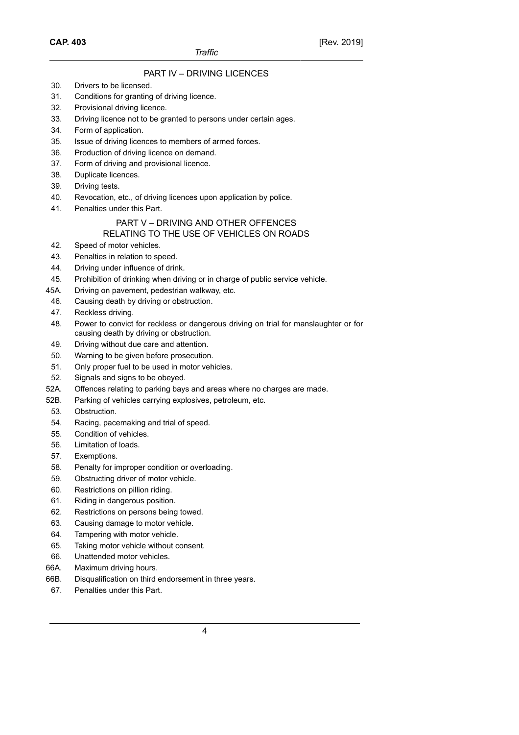## PART IV – DRIVING LICENCES

30. Drivers to be licensed.
31. Conditions for granting of driving licence.
32. Provisional driving licence.
33. Driving licence not to be granted to persons under certain ages.
34. Form of application.
35. Issue of driving licences to members of armed forces.
36. Production of driving licence on demand.
37. Form of driving and provisional licence.
38. Duplicate licences.
39. Driving tests.
40. Revocation, etc., of driving licences upon application by police.
41. Penalties under this Part.

## PART V – DRIVING AND OTHER OFFENCES RELATING TO THE USE OF VEHICLES ON ROADS

42. Speed of motor vehicles.
43. Penalties in relation to speed.
44. Driving under influence of drink.
45. Prohibition of drinking when driving or in charge of public service vehicle.

45A. Driving on pavement, pedestrian walkway, etc.

46. Causing death by driving or obstruction.
47. Reckless driving.
48. Power to convict for reckless or dangerous driving on trial for manslaughter or for causing death by driving or obstruction.
49. Driving without due care and attention.
50. Warning to be given before prosecution.
51. Only proper fuel to be used in motor vehicles.
52. Signals and signs to be obeyed.

52A. Offences relating to parking bays and areas where no charges are made.

52B. Parking of vehicles carrying explosives, petroleum, etc.

53. Obstruction.
54. Racing, pacemaking and trial of speed.
55. Condition of vehicles.
56. Limitation of loads.
57. Exemptions.
58. Penalty for improper condition or overloading.
59. Obstructing driver of motor vehicle.
60. Restrictions on pillion riding.
61. Riding in dangerous position.
62. Restrictions on persons being towed.
63. Causing damage to motor vehicle.
64. Tampering with motor vehicle.
65. Taking motor vehicle without consent.
66. Unattended motor vehicles.

66A. Maximum driving hours.

66B. Disqualification on third endorsement in three years.

67. Penalties under this Part.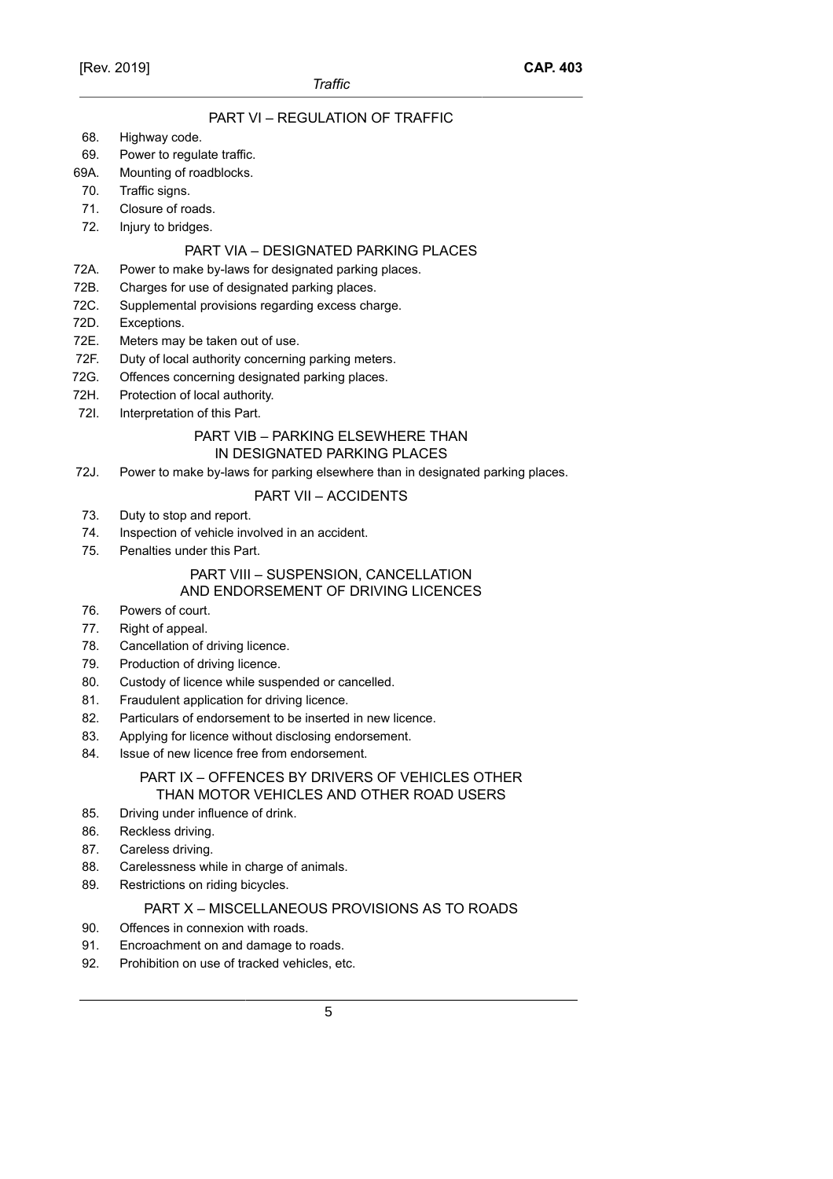## PART VI – REGULATION OF TRAFFIC

68. Highway code.
69. Power to regulate traffic.
69A. Mounting of roadblocks.
70. Traffic signs.
71. Closure of roads.
72. Injury to bridges.

## PART VIA – DESIGNATED PARKING PLACES

72A. Power to make by-laws for designated parking places.
72B. Charges for use of designated parking places.
72C. Supplemental provisions regarding excess charge.
72D. Exceptions.
72E. Meters may be taken out of use.
72F. Duty of local authority concerning parking meters.
72G. Offences concerning designated parking places.
72H. Protection of local authority.
72I. Interpretation of this Part.

## PART VIB – PARKING ELSEWHERE THAN IN DESIGNATED PARKING PLACES

72J. Power to make by-laws for parking elsewhere than in designated parking places.

## PART VII – ACCIDENTS

73. Duty to stop and report.
74. Inspection of vehicle involved in an accident.
75. Penalties under this Part.

## PART VIII – SUSPENSION, CANCELLATION AND ENDORSEMENT OF DRIVING LICENCES

76. Powers of court.
77. Right of appeal.
78. Cancellation of driving licence.
79. Production of driving licence.
80. Custody of licence while suspended or cancelled.
81. Fraudulent application for driving licence.
82. Particulars of endorsement to be inserted in new licence.
83. Applying for licence without disclosing endorsement.
84. Issue of new licence free from endorsement.

## PART IX – OFFENCES BY DRIVERS OF VEHICLES OTHER THAN MOTOR VEHICLES AND OTHER ROAD USERS

85. Driving under influence of drink.
86. Reckless driving.
87. Careless driving.
88. Carelessness while in charge of animals.
89. Restrictions on riding bicycles.

## PART X – MISCELLANEOUS PROVISIONS AS TO ROADS

90. Offences in connexion with roads.
91. Encroachment on and damage to roads.
92. Prohibition on use of tracked vehicles, etc.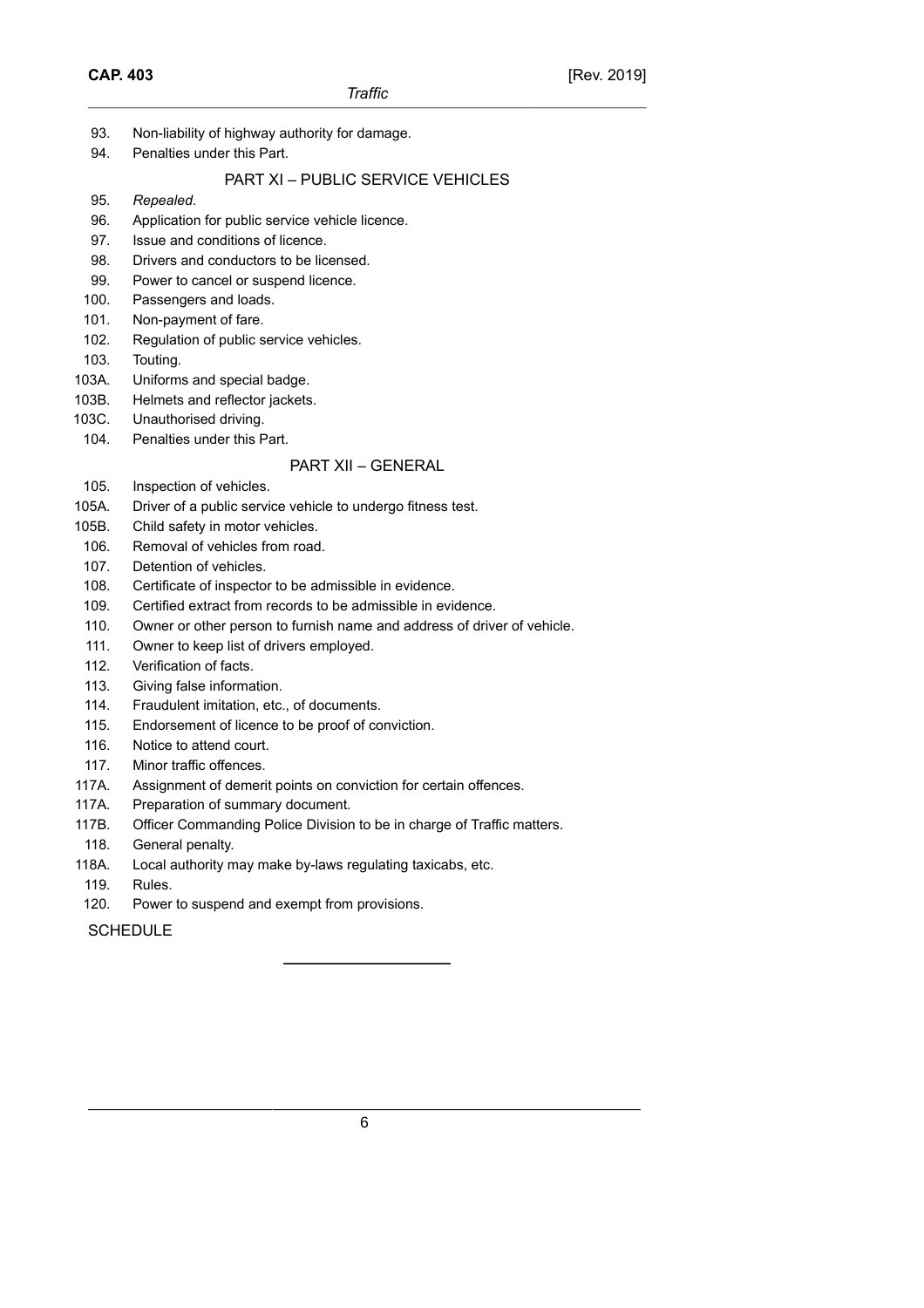93. Non-liability of highway authority for damage.
94. Penalties under this Part.

## PART XI – PUBLIC SERVICE VEHICLES

95. *Repealed*.
96. Application for public service vehicle licence.
97. Issue and conditions of licence.
98. Drivers and conductors to be licensed.
99. Power to cancel or suspend licence.
100. Passengers and loads.
101. Non-payment of fare.
102. Regulation of public service vehicles.
103. Touting.
103A. Uniforms and special badge.
103B. Helmets and reflector jackets.
103C. Unauthorised driving.
104. Penalties under this Part.

## PART XII – GENERAL

105. Inspection of vehicles.
105A. Driver of a public service vehicle to undergo fitness test.
105B. Child safety in motor vehicles.
106. Removal of vehicles from road.
107. Detention of vehicles.
108. Certificate of inspector to be admissible in evidence.
109. Certified extract from records to be admissible in evidence.
110. Owner or other person to furnish name and address of driver of vehicle.
111. Owner to keep list of drivers employed.
112. Verification of facts.
113. Giving false information.
114. Fraudulent imitation, etc., of documents.
115. Endorsement of licence to be proof of conviction.
116. Notice to attend court.
117. Minor traffic offences.
117A. Assignment of demerit points on conviction for certain offences.
117A. Preparation of summary document.
117B. Officer Commanding Police Division to be in charge of Traffic matters.
118. General penalty.
118A. Local authority may make by-laws regulating taxicabs, etc.
119. Rules.
120. Power to suspend and exempt from provisions.

SCHEDULE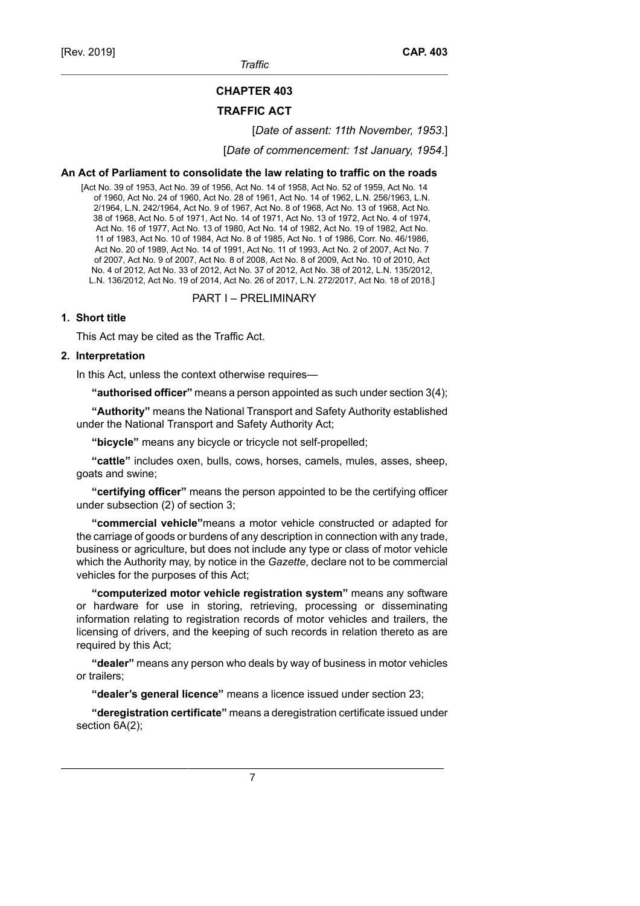# CHAPTER 403

# TRAFFIC ACT

[*Date of assent: 11th November, 1953*.]

[*Date of commencement: 1st January, 1954*.]

**An Act of Parliament to consolidate the law relating to traffic on the roads**

[Act No. 39 of 1953, Act No. 39 of 1956, Act No. 14 of 1958, Act No. 52 of 1959, Act No. 14 of 1960, Act No. 24 of 1960, Act No. 28 of 1961, Act No. 14 of 1962, L.N. 256/1963, L.N. 2/1964, L.N. 242/1964, Act No. 9 of 1967, Act No. 8 of 1968, Act No. 13 of 1968, Act No. 38 of 1968, Act No. 5 of 1971, Act No. 14 of 1971, Act No. 13 of 1972, Act No. 4 of 1974, Act No. 16 of 1977, Act No. 13 of 1980, Act No. 14 of 1982, Act No. 19 of 1982, Act No. 11 of 1983, Act No. 10 of 1984, Act No. 8 of 1985, Act No. 1 of 1986, Corr. No. 46/1986, Act No. 20 of 1989, Act No. 14 of 1991, Act No. 11 of 1993, Act No. 2 of 2007, Act No. 7 of 2007, Act No. 9 of 2007, Act No. 8 of 2008, Act No. 8 of 2009, Act No. 10 of 2010, Act No. 4 of 2012, Act No. 33 of 2012, Act No. 37 of 2012, Act No. 38 of 2012, L.N. 135/2012, L.N. 136/2012, Act No. 19 of 2014, Act No. 26 of 2017, L.N. 272/2017, Act No. 18 of 2018.]

## PART I – PRELIMINARY

### 1. Short title

This Act may be cited as the Traffic Act.

### 2. Interpretation

In this Act, unless the context otherwise requires—

**"authorised officer"** means a person appointed as such under section 3(4);

**"Authority"** means the National Transport and Safety Authority established under the National Transport and Safety Authority Act;

**"bicycle"** means any bicycle or tricycle not self-propelled;

**"cattle"** includes oxen, bulls, cows, horses, camels, mules, asses, sheep, goats and swine;

**"certifying officer"** means the person appointed to be the certifying officer under subsection (2) of section 3;

**"commercial vehicle"** means a motor vehicle constructed or adapted for the carriage of goods or burdens of any description in connection with any trade, business or agriculture, but does not include any type or class of motor vehicle which the Authority may, by notice in the *Gazette*, declare not to be commercial vehicles for the purposes of this Act;

**"computerized motor vehicle registration system"** means any software or hardware for use in storing, retrieving, processing or disseminating information relating to registration records of motor vehicles and trailers, the licensing of drivers, and the keeping of such records in relation thereto as are required by this Act;

**"dealer"** means any person who deals by way of business in motor vehicles or trailers;

**"dealer's general licence"** means a licence issued under section 23;

**"deregistration certificate"** means a deregistration certificate issued under section 6A(2);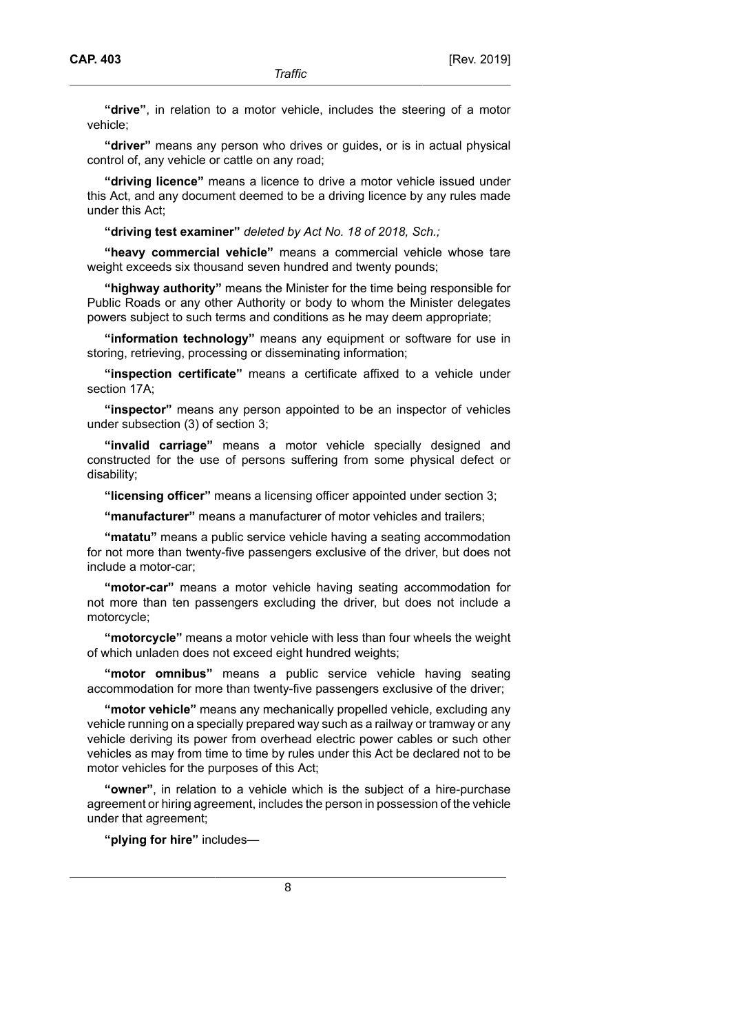**"drive"**, in relation to a motor vehicle, includes the steering of a motor vehicle;

**"driver"** means any person who drives or guides, or is in actual physical control of, any vehicle or cattle on any road;

**"driving licence"** means a licence to drive a motor vehicle issued under this Act, and any document deemed to be a driving licence by any rules made under this Act;

**"driving test examiner"** *deleted by Act No. 18 of 2018, Sch.;*

**"heavy commercial vehicle"** means a commercial vehicle whose tare weight exceeds six thousand seven hundred and twenty pounds;

**"highway authority"** means the Minister for the time being responsible for Public Roads or any other Authority or body to whom the Minister delegates powers subject to such terms and conditions as he may deem appropriate;

**"information technology"** means any equipment or software for use in storing, retrieving, processing or disseminating information;

**"inspection certificate"** means a certificate affixed to a vehicle under section 17A;

**"inspector"** means any person appointed to be an inspector of vehicles under subsection (3) of section 3;

**"invalid carriage"** means a motor vehicle specially designed and constructed for the use of persons suffering from some physical defect or disability;

**"licensing officer"** means a licensing officer appointed under section 3;

**"manufacturer"** means a manufacturer of motor vehicles and trailers;

**"matatu"** means a public service vehicle having a seating accommodation for not more than twenty-five passengers exclusive of the driver, but does not include a motor-car;

**"motor-car"** means a motor vehicle having seating accommodation for not more than ten passengers excluding the driver, but does not include a motorcycle;

**"motorcycle"** means a motor vehicle with less than four wheels the weight of which unladen does not exceed eight hundred weights;

**"motor omnibus"** means a public service vehicle having seating accommodation for more than twenty-five passengers exclusive of the driver;

**"motor vehicle"** means any mechanically propelled vehicle, excluding any vehicle running on a specially prepared way such as a railway or tramway or any vehicle deriving its power from overhead electric power cables or such other vehicles as may from time to time by rules under this Act be declared not to be motor vehicles for the purposes of this Act;

**"owner"**, in relation to a vehicle which is the subject of a hire-purchase agreement or hiring agreement, includes the person in possession of the vehicle under that agreement;

**"plying for hire"** includes—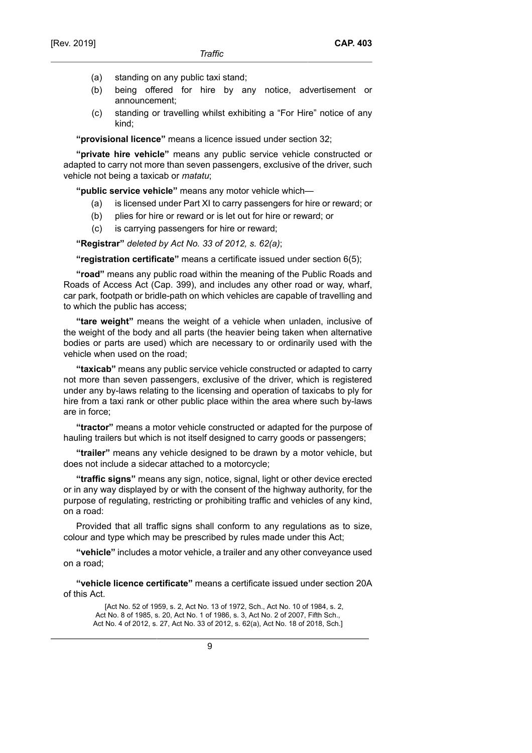(a) standing on any public taxi stand;

(b) being offered for hire by any notice, advertisement or announcement;

(c) standing or travelling whilst exhibiting a "For Hire" notice of any kind;

**"provisional licence"** means a licence issued under section 32;

**"private hire vehicle"** means any public service vehicle constructed or adapted to carry not more than seven passengers, exclusive of the driver, such vehicle not being a taxicab or *matatu*;

**"public service vehicle"** means any motor vehicle which—

(a) is licensed under Part XI to carry passengers for hire or reward; or

(b) plies for hire or reward or is let out for hire or reward; or

(c) is carrying passengers for hire or reward;

**"Registrar"** *deleted by Act No. 33 of 2012, s. 62(a)*;

**"registration certificate"** means a certificate issued under section 6(5);

**"road"** means any public road within the meaning of the Public Roads and Roads of Access Act (Cap. 399), and includes any other road or way, wharf, car park, footpath or bridle-path on which vehicles are capable of travelling and to which the public has access;

**"tare weight"** means the weight of a vehicle when unladen, inclusive of the weight of the body and all parts (the heavier being taken when alternative bodies or parts are used) which are necessary to or ordinarily used with the vehicle when used on the road;

**"taxicab"** means any public service vehicle constructed or adapted to carry not more than seven passengers, exclusive of the driver, which is registered under any by-laws relating to the licensing and operation of taxicabs to ply for hire from a taxi rank or other public place within the area where such by-laws are in force;

**"tractor"** means a motor vehicle constructed or adapted for the purpose of hauling trailers but which is not itself designed to carry goods or passengers;

**"trailer"** means any vehicle designed to be drawn by a motor vehicle, but does not include a sidecar attached to a motorcycle;

**"traffic signs"** means any sign, notice, signal, light or other device erected or in any way displayed by or with the consent of the highway authority, for the purpose of regulating, restricting or prohibiting traffic and vehicles of any kind, on a road:

Provided that all traffic signs shall conform to any regulations as to size, colour and type which may be prescribed by rules made under this Act;

**"vehicle"** includes a motor vehicle, a trailer and any other conveyance used on a road;

**"vehicle licence certificate"** means a certificate issued under section 20A of this Act.

[Act No. 52 of 1959, s. 2, Act No. 13 of 1972, Sch., Act No. 10 of 1984, s. 2, Act No. 8 of 1985, s. 20, Act No. 1 of 1986, s. 3, Act No. 2 of 2007, Fifth Sch., Act No. 4 of 2012, s. 27, Act No. 33 of 2012, s. 62(a), Act No. 18 of 2018, Sch.]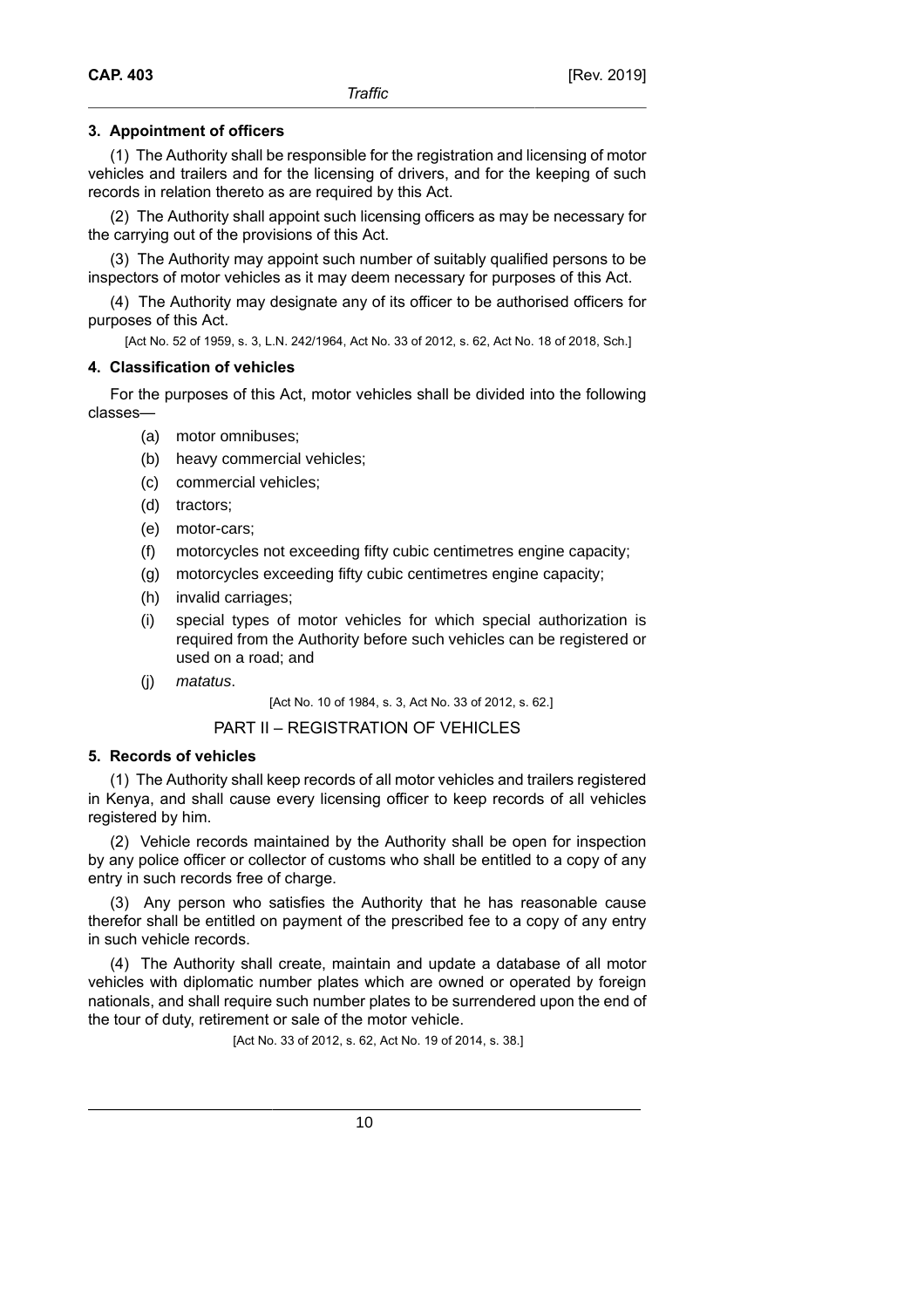### 3. Appointment of officers

(1) The Authority shall be responsible for the registration and licensing of motor vehicles and trailers and for the licensing of drivers, and for the keeping of such records in relation thereto as are required by this Act.

(2) The Authority shall appoint such licensing officers as may be necessary for the carrying out of the provisions of this Act.

(3) The Authority may appoint such number of suitably qualified persons to be inspectors of motor vehicles as it may deem necessary for purposes of this Act.

(4) The Authority may designate any of its officer to be authorised officers for purposes of this Act.

[Act No. 52 of 1959, s. 3, L.N. 242/1964, Act No. 33 of 2012, s. 62, Act No. 18 of 2018, Sch.]

### 4. Classification of vehicles

For the purposes of this Act, motor vehicles shall be divided into the following classes—

(a) motor omnibuses;

(b) heavy commercial vehicles;

(c) commercial vehicles;

(d) tractors;

(e) motor-cars;

(f) motorcycles not exceeding fifty cubic centimetres engine capacity;

(g) motorcycles exceeding fifty cubic centimetres engine capacity;

(h) invalid carriages;

(i) special types of motor vehicles for which special authorization is required from the Authority before such vehicles can be registered or used on a road; and

(j) *matatus*.

[Act No. 10 of 1984, s. 3, Act No. 33 of 2012, s. 62.]

## PART II – REGISTRATION OF VEHICLES

### 5. Records of vehicles

(1) The Authority shall keep records of all motor vehicles and trailers registered in Kenya, and shall cause every licensing officer to keep records of all vehicles registered by him.

(2) Vehicle records maintained by the Authority shall be open for inspection by any police officer or collector of customs who shall be entitled to a copy of any entry in such records free of charge.

(3) Any person who satisfies the Authority that he has reasonable cause therefor shall be entitled on payment of the prescribed fee to a copy of any entry in such vehicle records.

(4) The Authority shall create, maintain and update a database of all motor vehicles with diplomatic number plates which are owned or operated by foreign nationals, and shall require such number plates to be surrendered upon the end of the tour of duty, retirement or sale of the motor vehicle.

[Act No. 33 of 2012, s. 62, Act No. 19 of 2014, s. 38.]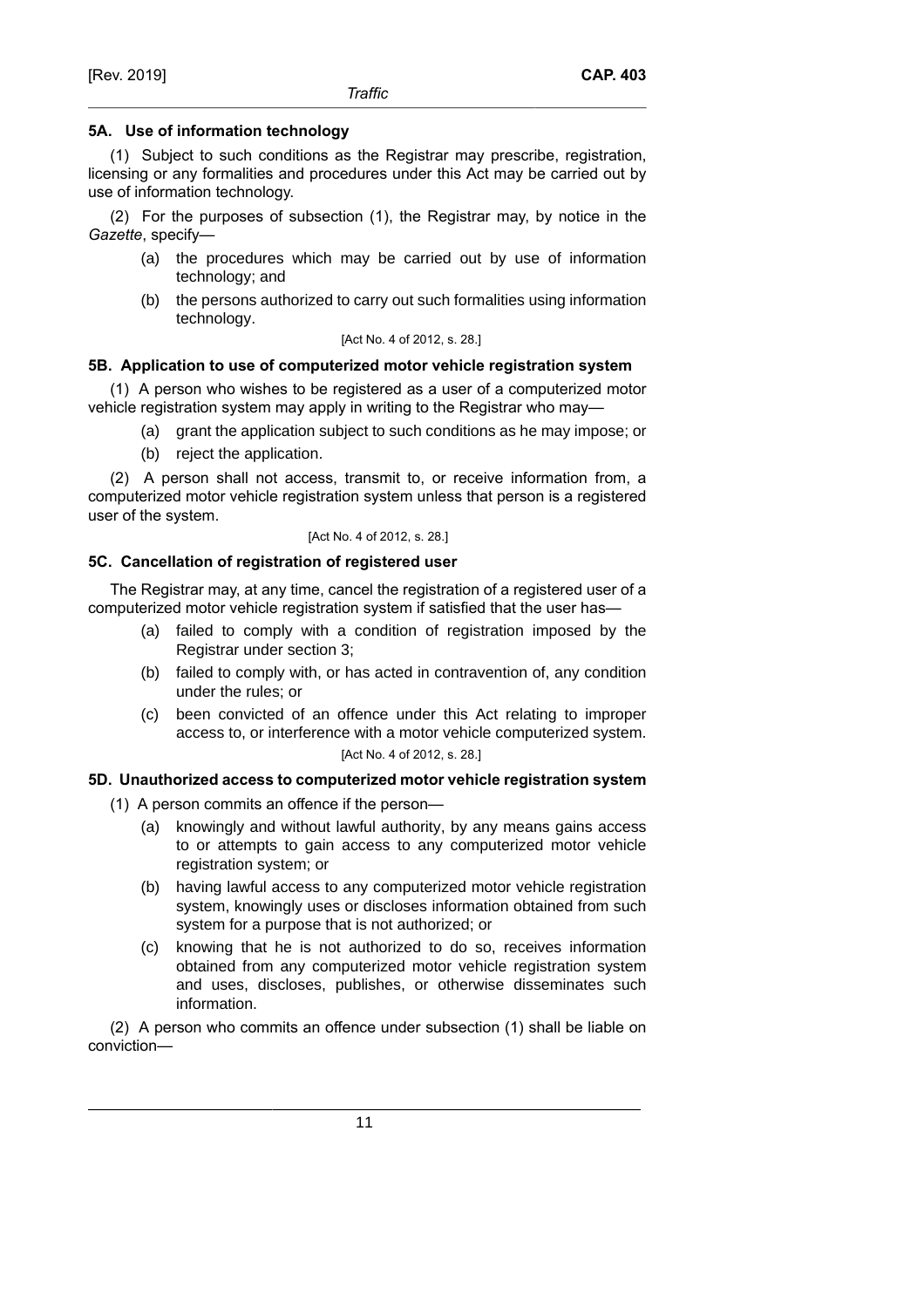### 5A. Use of information technology

(1) Subject to such conditions as the Registrar may prescribe, registration, licensing or any formalities and procedures under this Act may be carried out by use of information technology.

(2) For the purposes of subsection (1), the Registrar may, by notice in the *Gazette*, specify—

- (a) the procedures which may be carried out by use of information technology; and
- (b) the persons authorized to carry out such formalities using information technology.

[Act No. 4 of 2012, s. 28.]

### 5B. Application to use of computerized motor vehicle registration system

(1) A person who wishes to be registered as a user of a computerized motor vehicle registration system may apply in writing to the Registrar who may—

- (a) grant the application subject to such conditions as he may impose; or
- (b) reject the application.

(2) A person shall not access, transmit to, or receive information from, a computerized motor vehicle registration system unless that person is a registered user of the system.

[Act No. 4 of 2012, s. 28.]

### 5C. Cancellation of registration of registered user

The Registrar may, at any time, cancel the registration of a registered user of a computerized motor vehicle registration system if satisfied that the user has—

- (a) failed to comply with a condition of registration imposed by the Registrar under section 3;
- (b) failed to comply with, or has acted in contravention of, any condition under the rules; or
- (c) been convicted of an offence under this Act relating to improper access to, or interference with a motor vehicle computerized system.

[Act No. 4 of 2012, s. 28.]

### 5D. Unauthorized access to computerized motor vehicle registration system

(1) A person commits an offence if the person—

- (a) knowingly and without lawful authority, by any means gains access to or attempts to gain access to any computerized motor vehicle registration system; or
- (b) having lawful access to any computerized motor vehicle registration system, knowingly uses or discloses information obtained from such system for a purpose that is not authorized; or
- (c) knowing that he is not authorized to do so, receives information obtained from any computerized motor vehicle registration system and uses, discloses, publishes, or otherwise disseminates such information.

(2) A person who commits an offence under subsection (1) shall be liable on conviction—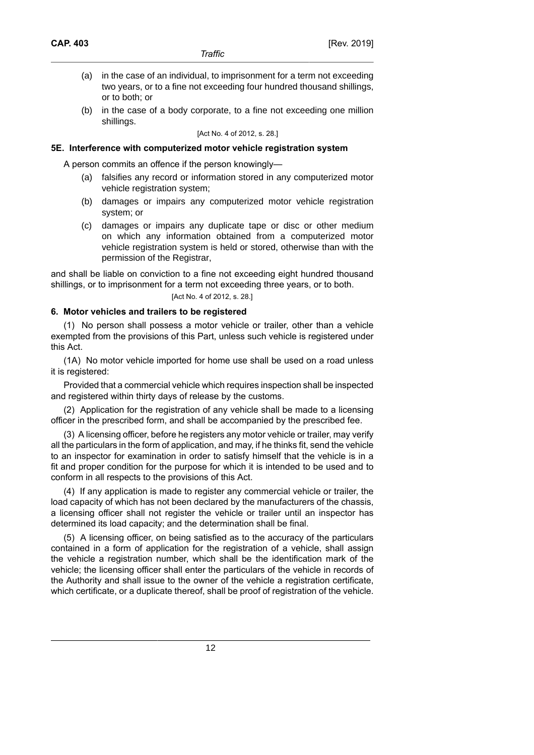(a) in the case of an individual, to imprisonment for a term not exceeding two years, or to a fine not exceeding four hundred thousand shillings, or to both; or

(b) in the case of a body corporate, to a fine not exceeding one million shillings.

[Act No. 4 of 2012, s. 28.]

**5E. Interference with computerized motor vehicle registration system**

A person commits an offence if the person knowingly—

(a) falsifies any record or information stored in any computerized motor vehicle registration system;

(b) damages or impairs any computerized motor vehicle registration system; or

(c) damages or impairs any duplicate tape or disc or other medium on which any information obtained from a computerized motor vehicle registration system is held or stored, otherwise than with the permission of the Registrar,

and shall be liable on conviction to a fine not exceeding eight hundred thousand shillings, or to imprisonment for a term not exceeding three years, or to both.

[Act No. 4 of 2012, s. 28.]

**6. Motor vehicles and trailers to be registered**

(1) No person shall possess a motor vehicle or trailer, other than a vehicle exempted from the provisions of this Part, unless such vehicle is registered under this Act.

(1A) No motor vehicle imported for home use shall be used on a road unless it is registered:

Provided that a commercial vehicle which requires inspection shall be inspected and registered within thirty days of release by the customs.

(2) Application for the registration of any vehicle shall be made to a licensing officer in the prescribed form, and shall be accompanied by the prescribed fee.

(3) A licensing officer, before he registers any motor vehicle or trailer, may verify all the particulars in the form of application, and may, if he thinks fit, send the vehicle to an inspector for examination in order to satisfy himself that the vehicle is in a fit and proper condition for the purpose for which it is intended to be used and to conform in all respects to the provisions of this Act.

(4) If any application is made to register any commercial vehicle or trailer, the load capacity of which has not been declared by the manufacturers of the chassis, a licensing officer shall not register the vehicle or trailer until an inspector has determined its load capacity; and the determination shall be final.

(5) A licensing officer, on being satisfied as to the accuracy of the particulars contained in a form of application for the registration of a vehicle, shall assign the vehicle a registration number, which shall be the identification mark of the vehicle; the licensing officer shall enter the particulars of the vehicle in records of the Authority and shall issue to the owner of the vehicle a registration certificate, which certificate, or a duplicate thereof, shall be proof of registration of the vehicle.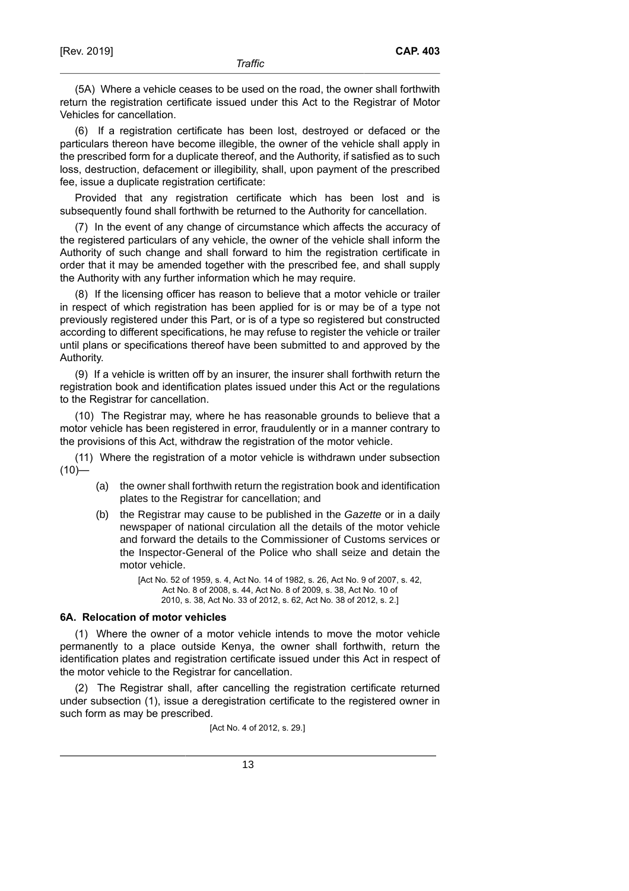(5A) Where a vehicle ceases to be used on the road, the owner shall forthwith return the registration certificate issued under this Act to the Registrar of Motor Vehicles for cancellation.

(6) If a registration certificate has been lost, destroyed or defaced or the particulars thereon have become illegible, the owner of the vehicle shall apply in the prescribed form for a duplicate thereof, and the Authority, if satisfied as to such loss, destruction, defacement or illegibility, shall, upon payment of the prescribed fee, issue a duplicate registration certificate:

Provided that any registration certificate which has been lost and is subsequently found shall forthwith be returned to the Authority for cancellation.

(7) In the event of any change of circumstance which affects the accuracy of the registered particulars of any vehicle, the owner of the vehicle shall inform the Authority of such change and shall forward to him the registration certificate in order that it may be amended together with the prescribed fee, and shall supply the Authority with any further information which he may require.

(8) If the licensing officer has reason to believe that a motor vehicle or trailer in respect of which registration has been applied for is or may be of a type not previously registered under this Part, or is of a type so registered but constructed according to different specifications, he may refuse to register the vehicle or trailer until plans or specifications thereof have been submitted to and approved by the Authority.

(9) If a vehicle is written off by an insurer, the insurer shall forthwith return the registration book and identification plates issued under this Act or the regulations to the Registrar for cancellation.

(10) The Registrar may, where he has reasonable grounds to believe that a motor vehicle has been registered in error, fraudulently or in a manner contrary to the provisions of this Act, withdraw the registration of the motor vehicle.

(11) Where the registration of a motor vehicle is withdrawn under subsection (10)—

(a) the owner shall forthwith return the registration book and identification plates to the Registrar for cancellation; and

(b) the Registrar may cause to be published in the *Gazette* or in a daily newspaper of national circulation all the details of the motor vehicle and forward the details to the Commissioner of Customs services or the Inspector-General of the Police who shall seize and detain the motor vehicle.

[Act No. 52 of 1959, s. 4, Act No. 14 of 1982, s. 26, Act No. 9 of 2007, s. 42, Act No. 8 of 2008, s. 44, Act No. 8 of 2009, s. 38, Act No. 10 of 2010, s. 38, Act No. 33 of 2012, s. 62, Act No. 38 of 2012, s. 2.]

### 6A. Relocation of motor vehicles

(1) Where the owner of a motor vehicle intends to move the motor vehicle permanently to a place outside Kenya, the owner shall forthwith, return the identification plates and registration certificate issued under this Act in respect of the motor vehicle to the Registrar for cancellation.

(2) The Registrar shall, after cancelling the registration certificate returned under subsection (1), issue a deregistration certificate to the registered owner in such form as may be prescribed.

[Act No. 4 of 2012, s. 29.]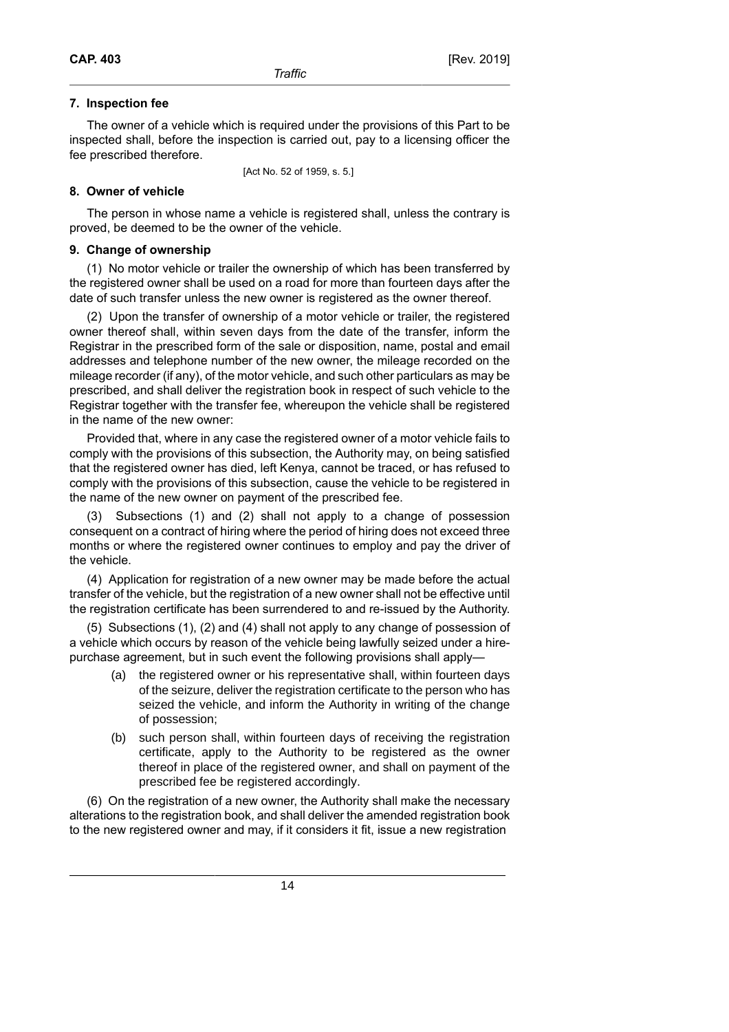### 7. Inspection fee

The owner of a vehicle which is required under the provisions of this Part to be inspected shall, before the inspection is carried out, pay to a licensing officer the fee prescribed therefore.

[Act No. 52 of 1959, s. 5.]

### 8. Owner of vehicle

The person in whose name a vehicle is registered shall, unless the contrary is proved, be deemed to be the owner of the vehicle.

### 9. Change of ownership

(1) No motor vehicle or trailer the ownership of which has been transferred by the registered owner shall be used on a road for more than fourteen days after the date of such transfer unless the new owner is registered as the owner thereof.

(2) Upon the transfer of ownership of a motor vehicle or trailer, the registered owner thereof shall, within seven days from the date of the transfer, inform the Registrar in the prescribed form of the sale or disposition, name, postal and email addresses and telephone number of the new owner, the mileage recorded on the mileage recorder (if any), of the motor vehicle, and such other particulars as may be prescribed, and shall deliver the registration book in respect of such vehicle to the Registrar together with the transfer fee, whereupon the vehicle shall be registered in the name of the new owner:

Provided that, where in any case the registered owner of a motor vehicle fails to comply with the provisions of this subsection, the Authority may, on being satisfied that the registered owner has died, left Kenya, cannot be traced, or has refused to comply with the provisions of this subsection, cause the vehicle to be registered in the name of the new owner on payment of the prescribed fee.

(3) Subsections (1) and (2) shall not apply to a change of possession consequent on a contract of hiring where the period of hiring does not exceed three months or where the registered owner continues to employ and pay the driver of the vehicle.

(4) Application for registration of a new owner may be made before the actual transfer of the vehicle, but the registration of a new owner shall not be effective until the registration certificate has been surrendered to and re-issued by the Authority.

(5) Subsections (1), (2) and (4) shall not apply to any change of possession of a vehicle which occurs by reason of the vehicle being lawfully seized under a hire-purchase agreement, but in such event the following provisions shall apply—

(a) the registered owner or his representative shall, within fourteen days of the seizure, deliver the registration certificate to the person who has seized the vehicle, and inform the Authority in writing of the change of possession;

(b) such person shall, within fourteen days of receiving the registration certificate, apply to the Authority to be registered as the owner thereof in place of the registered owner, and shall on payment of the prescribed fee be registered accordingly.

(6) On the registration of a new owner, the Authority shall make the necessary alterations to the registration book, and shall deliver the amended registration book to the new registered owner and may, if it considers it fit, issue a new registration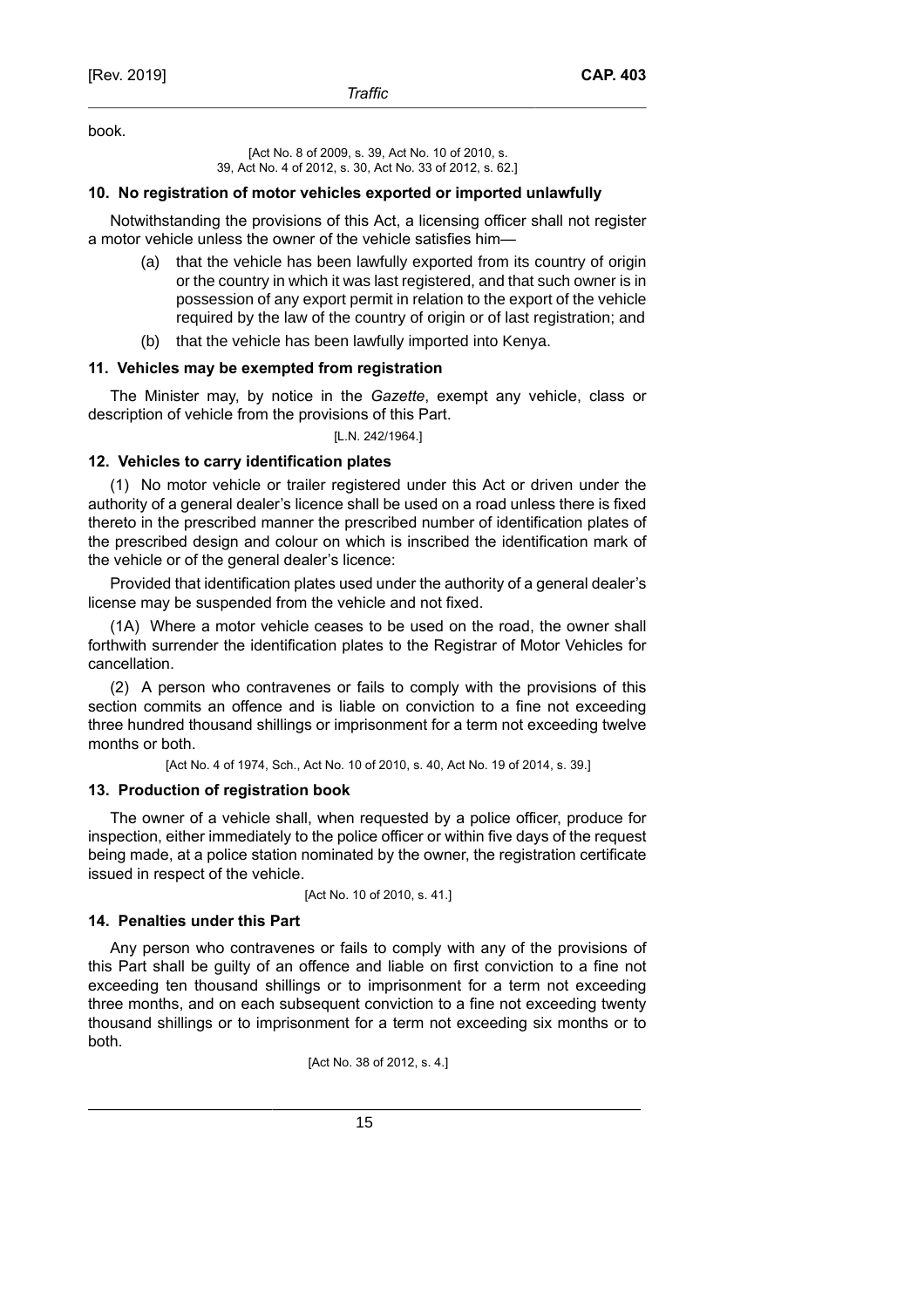book.

[Act No. 8 of 2009, s. 39, Act No. 10 of 2010, s. 39, Act No. 4 of 2012, s. 30, Act No. 33 of 2012, s. 62.]

### 10. No registration of motor vehicles exported or imported unlawfully

Notwithstanding the provisions of this Act, a licensing officer shall not register a motor vehicle unless the owner of the vehicle satisfies him—

(a) that the vehicle has been lawfully exported from its country of origin or the country in which it was last registered, and that such owner is in possession of any export permit in relation to the export of the vehicle required by the law of the country of origin or of last registration; and

(b) that the vehicle has been lawfully imported into Kenya.

### 11. Vehicles may be exempted from registration

The Minister may, by notice in the *Gazette*, exempt any vehicle, class or description of vehicle from the provisions of this Part.

[L.N. 242/1964.]

### 12. Vehicles to carry identification plates

(1) No motor vehicle or trailer registered under this Act or driven under the authority of a general dealer's licence shall be used on a road unless there is fixed thereto in the prescribed manner the prescribed number of identification plates of the prescribed design and colour on which is inscribed the identification mark of the vehicle or of the general dealer's licence:

Provided that identification plates used under the authority of a general dealer's license may be suspended from the vehicle and not fixed.

(1A) Where a motor vehicle ceases to be used on the road, the owner shall forthwith surrender the identification plates to the Registrar of Motor Vehicles for cancellation.

(2) A person who contravenes or fails to comply with the provisions of this section commits an offence and is liable on conviction to a fine not exceeding three hundred thousand shillings or imprisonment for a term not exceeding twelve months or both.

[Act No. 4 of 1974, Sch., Act No. 10 of 2010, s. 40, Act No. 19 of 2014, s. 39.]

### 13. Production of registration book

The owner of a vehicle shall, when requested by a police officer, produce for inspection, either immediately to the police officer or within five days of the request being made, at a police station nominated by the owner, the registration certificate issued in respect of the vehicle.

[Act No. 10 of 2010, s. 41.]

### 14. Penalties under this Part

Any person who contravenes or fails to comply with any of the provisions of this Part shall be guilty of an offence and liable on first conviction to a fine not exceeding ten thousand shillings or to imprisonment for a term not exceeding three months, and on each subsequent conviction to a fine not exceeding twenty thousand shillings or to imprisonment for a term not exceeding six months or to both.

[Act No. 38 of 2012, s. 4.]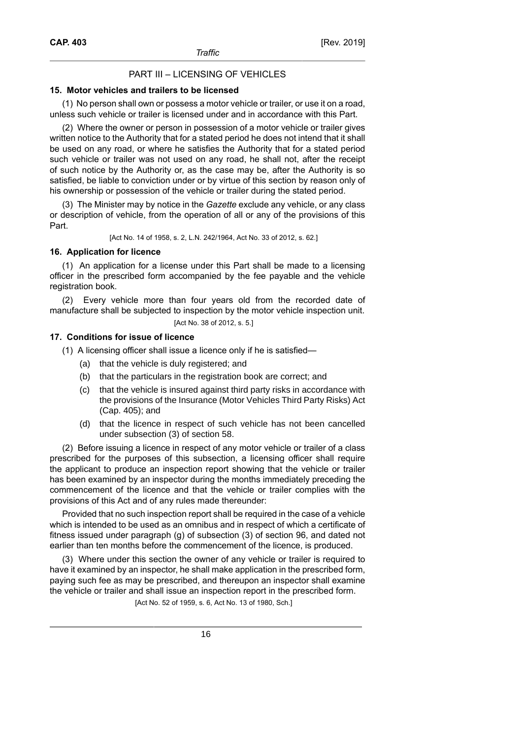## PART III – LICENSING OF VEHICLES

### 15. Motor vehicles and trailers to be licensed

(1) No person shall own or possess a motor vehicle or trailer, or use it on a road, unless such vehicle or trailer is licensed under and in accordance with this Part.

(2) Where the owner or person in possession of a motor vehicle or trailer gives written notice to the Authority that for a stated period he does not intend that it shall be used on any road, or where he satisfies the Authority that for a stated period such vehicle or trailer was not used on any road, he shall not, after the receipt of such notice by the Authority or, as the case may be, after the Authority is so satisfied, be liable to conviction under or by virtue of this section by reason only of his ownership or possession of the vehicle or trailer during the stated period.

(3) The Minister may by notice in the *Gazette* exclude any vehicle, or any class or description of vehicle, from the operation of all or any of the provisions of this Part.

[Act No. 14 of 1958, s. 2, L.N. 242/1964, Act No. 33 of 2012, s. 62.]

### 16. Application for licence

(1) An application for a license under this Part shall be made to a licensing officer in the prescribed form accompanied by the fee payable and the vehicle registration book.

(2) Every vehicle more than four years old from the recorded date of manufacture shall be subjected to inspection by the motor vehicle inspection unit.

[Act No. 38 of 2012, s. 5.]

### 17. Conditions for issue of licence

(1) A licensing officer shall issue a licence only if he is satisfied—

(a) that the vehicle is duly registered; and

(b) that the particulars in the registration book are correct; and

(c) that the vehicle is insured against third party risks in accordance with the provisions of the Insurance (Motor Vehicles Third Party Risks) Act (Cap. 405); and

(d) that the licence in respect of such vehicle has not been cancelled under subsection (3) of section 58.

(2) Before issuing a licence in respect of any motor vehicle or trailer of a class prescribed for the purposes of this subsection, a licensing officer shall require the applicant to produce an inspection report showing that the vehicle or trailer has been examined by an inspector during the months immediately preceding the commencement of the licence and that the vehicle or trailer complies with the provisions of this Act and of any rules made thereunder:

Provided that no such inspection report shall be required in the case of a vehicle which is intended to be used as an omnibus and in respect of which a certificate of fitness issued under paragraph (g) of subsection (3) of section 96, and dated not earlier than ten months before the commencement of the licence, is produced.

(3) Where under this section the owner of any vehicle or trailer is required to have it examined by an inspector, he shall make application in the prescribed form, paying such fee as may be prescribed, and thereupon an inspector shall examine the vehicle or trailer and shall issue an inspection report in the prescribed form.

[Act No. 52 of 1959, s. 6, Act No. 13 of 1980, Sch.]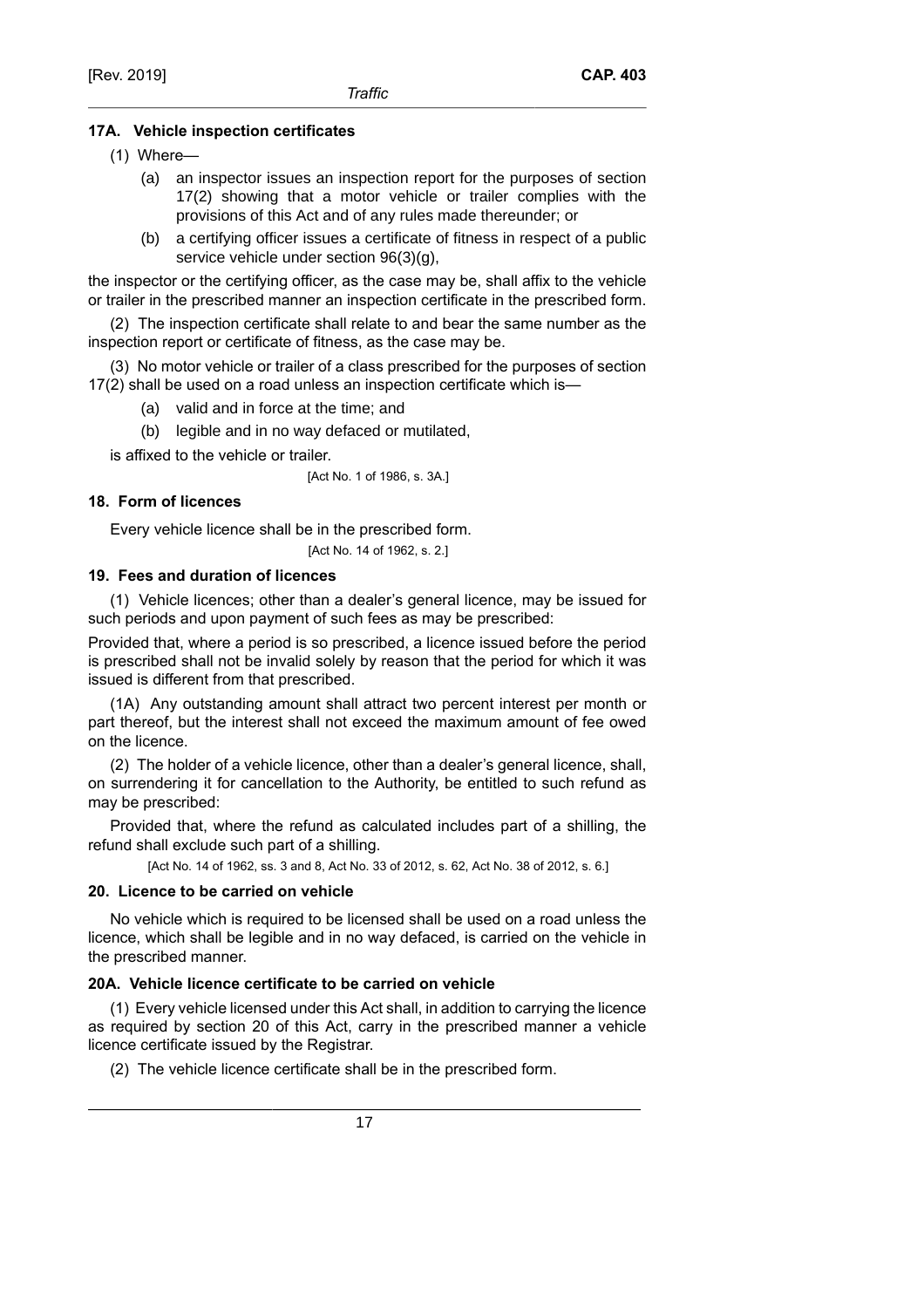### 17A. Vehicle inspection certificates

(1) Where—

- (a) an inspector issues an inspection report for the purposes of section 17(2) showing that a motor vehicle or trailer complies with the provisions of this Act and of any rules made thereunder; or
- (b) a certifying officer issues a certificate of fitness in respect of a public service vehicle under section 96(3)(g),

the inspector or the certifying officer, as the case may be, shall affix to the vehicle or trailer in the prescribed manner an inspection certificate in the prescribed form.

(2) The inspection certificate shall relate to and bear the same number as the inspection report or certificate of fitness, as the case may be.

(3) No motor vehicle or trailer of a class prescribed for the purposes of section 17(2) shall be used on a road unless an inspection certificate which is—

- (a) valid and in force at the time; and
- (b) legible and in no way defaced or mutilated,

is affixed to the vehicle or trailer.

[Act No. 1 of 1986, s. 3A.]

### 18. Form of licences

Every vehicle licence shall be in the prescribed form.

[Act No. 14 of 1962, s. 2.]

### 19. Fees and duration of licences

(1) Vehicle licences; other than a dealer's general licence, may be issued for such periods and upon payment of such fees as may be prescribed:

Provided that, where a period is so prescribed, a licence issued before the period is prescribed shall not be invalid solely by reason that the period for which it was issued is different from that prescribed.

(1A) Any outstanding amount shall attract two percent interest per month or part thereof, but the interest shall not exceed the maximum amount of fee owed on the licence.

(2) The holder of a vehicle licence, other than a dealer's general licence, shall, on surrendering it for cancellation to the Authority, be entitled to such refund as may be prescribed:

Provided that, where the refund as calculated includes part of a shilling, the refund shall exclude such part of a shilling.

[Act No. 14 of 1962, ss. 3 and 8, Act No. 33 of 2012, s. 62, Act No. 38 of 2012, s. 6.]

### 20. Licence to be carried on vehicle

No vehicle which is required to be licensed shall be used on a road unless the licence, which shall be legible and in no way defaced, is carried on the vehicle in the prescribed manner.

### 20A. Vehicle licence certificate to be carried on vehicle

(1) Every vehicle licensed under this Act shall, in addition to carrying the licence as required by section 20 of this Act, carry in the prescribed manner a vehicle licence certificate issued by the Registrar.

(2) The vehicle licence certificate shall be in the prescribed form.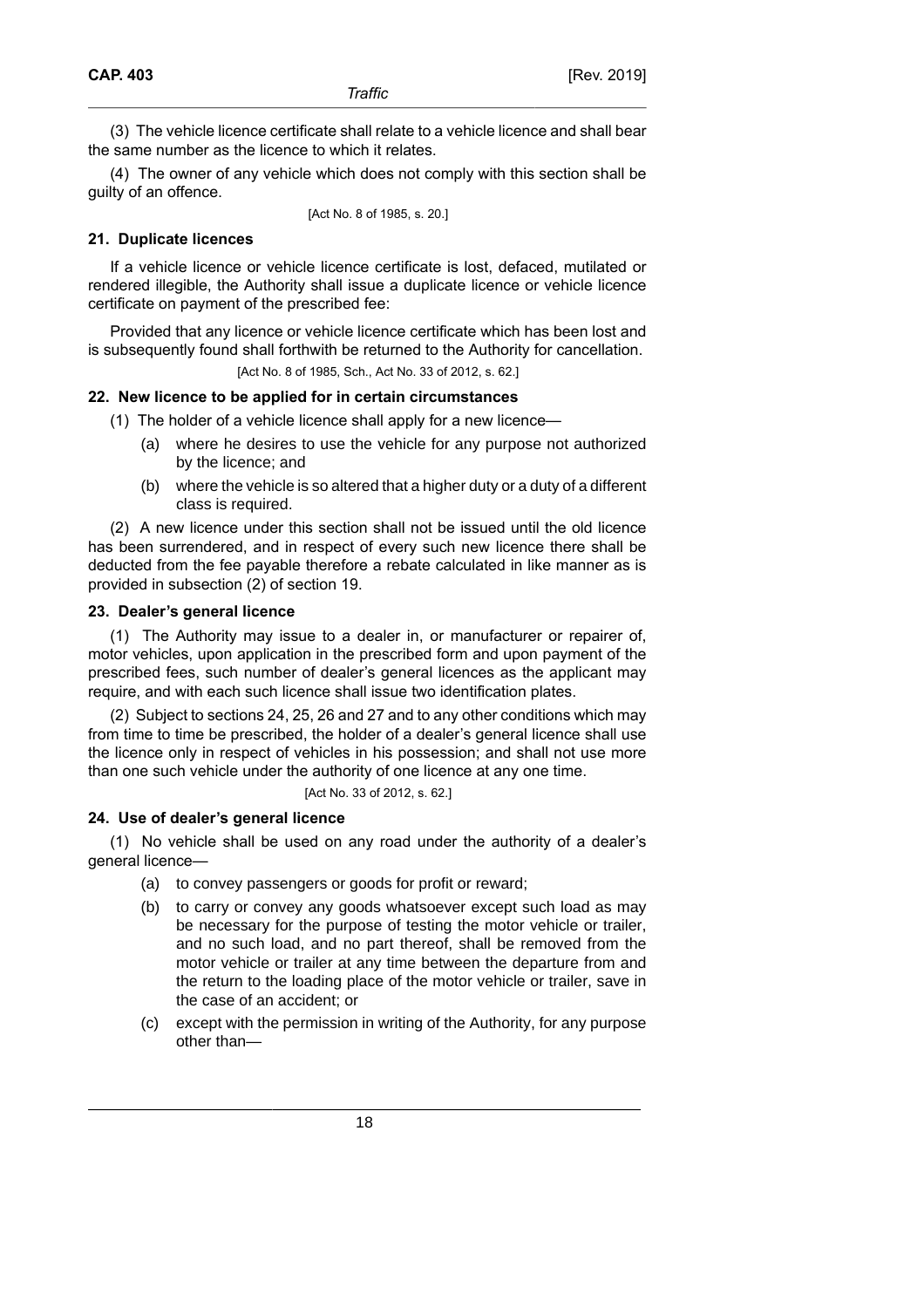(3) The vehicle licence certificate shall relate to a vehicle licence and shall bear the same number as the licence to which it relates.

(4) The owner of any vehicle which does not comply with this section shall be guilty of an offence.

[Act No. 8 of 1985, s. 20.]

### 21. Duplicate licences

If a vehicle licence or vehicle licence certificate is lost, defaced, mutilated or rendered illegible, the Authority shall issue a duplicate licence or vehicle licence certificate on payment of the prescribed fee:

Provided that any licence or vehicle licence certificate which has been lost and is subsequently found shall forthwith be returned to the Authority for cancellation.

[Act No. 8 of 1985, Sch., Act No. 33 of 2012, s. 62.]

### 22. New licence to be applied for in certain circumstances

(1) The holder of a vehicle licence shall apply for a new licence—

- (a) where he desires to use the vehicle for any purpose not authorized by the licence; and
- (b) where the vehicle is so altered that a higher duty or a duty of a different class is required.

(2) A new licence under this section shall not be issued until the old licence has been surrendered, and in respect of every such new licence there shall be deducted from the fee payable therefore a rebate calculated in like manner as is provided in subsection (2) of section 19.

### 23. Dealer's general licence

(1) The Authority may issue to a dealer in, or manufacturer or repairer of, motor vehicles, upon application in the prescribed form and upon payment of the prescribed fees, such number of dealer's general licences as the applicant may require, and with each such licence shall issue two identification plates.

(2) Subject to sections 24, 25, 26 and 27 and to any other conditions which may from time to time be prescribed, the holder of a dealer's general licence shall use the licence only in respect of vehicles in his possession; and shall not use more than one such vehicle under the authority of one licence at any one time.

[Act No. 33 of 2012, s. 62.]

### 24. Use of dealer's general licence

(1) No vehicle shall be used on any road under the authority of a dealer's general licence—

- (a) to convey passengers or goods for profit or reward;
- (b) to carry or convey any goods whatsoever except such load as may be necessary for the purpose of testing the motor vehicle or trailer, and no such load, and no part thereof, shall be removed from the motor vehicle or trailer at any time between the departure from and the return to the loading place of the motor vehicle or trailer, save in the case of an accident; or
- (c) except with the permission in writing of the Authority, for any purpose other than—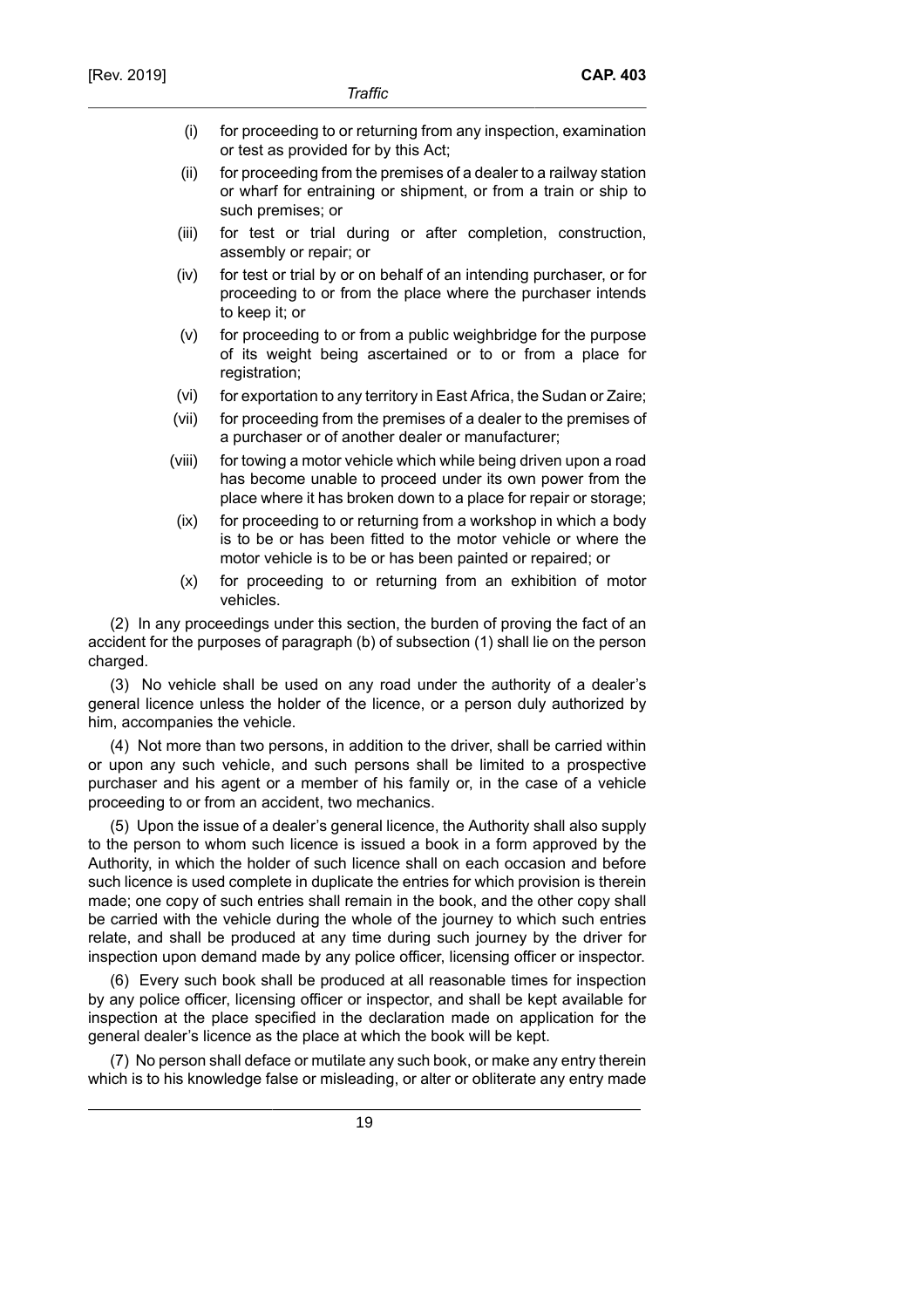(i) for proceeding to or returning from any inspection, examination or test as provided for by this Act;

(ii) for proceeding from the premises of a dealer to a railway station or wharf for entraining or shipment, or from a train or ship to such premises; or

(iii) for test or trial during or after completion, construction, assembly or repair; or

(iv) for test or trial by or on behalf of an intending purchaser, or for proceeding to or from the place where the purchaser intends to keep it; or

(v) for proceeding to or from a public weighbridge for the purpose of its weight being ascertained or to or from a place for registration;

(vi) for exportation to any territory in East Africa, the Sudan or Zaire;

(vii) for proceeding from the premises of a dealer to the premises of a purchaser or of another dealer or manufacturer;

(viii) for towing a motor vehicle which while being driven upon a road has become unable to proceed under its own power from the place where it has broken down to a place for repair or storage;

(ix) for proceeding to or returning from a workshop in which a body is to be or has been fitted to the motor vehicle or where the motor vehicle is to be or has been painted or repaired; or

(x) for proceeding to or returning from an exhibition of motor vehicles.

(2) In any proceedings under this section, the burden of proving the fact of an accident for the purposes of paragraph (b) of subsection (1) shall lie on the person charged.

(3) No vehicle shall be used on any road under the authority of a dealer's general licence unless the holder of the licence, or a person duly authorized by him, accompanies the vehicle.

(4) Not more than two persons, in addition to the driver, shall be carried within or upon any such vehicle, and such persons shall be limited to a prospective purchaser and his agent or a member of his family or, in the case of a vehicle proceeding to or from an accident, two mechanics.

(5) Upon the issue of a dealer's general licence, the Authority shall also supply to the person to whom such licence is issued a book in a form approved by the Authority, in which the holder of such licence shall on each occasion and before such licence is used complete in duplicate the entries for which provision is therein made; one copy of such entries shall remain in the book, and the other copy shall be carried with the vehicle during the whole of the journey to which such entries relate, and shall be produced at any time during such journey by the driver for inspection upon demand made by any police officer, licensing officer or inspector.

(6) Every such book shall be produced at all reasonable times for inspection by any police officer, licensing officer or inspector, and shall be kept available for inspection at the place specified in the declaration made on application for the general dealer's licence as the place at which the book will be kept.

(7) No person shall deface or mutilate any such book, or make any entry therein which is to his knowledge false or misleading, or alter or obliterate any entry made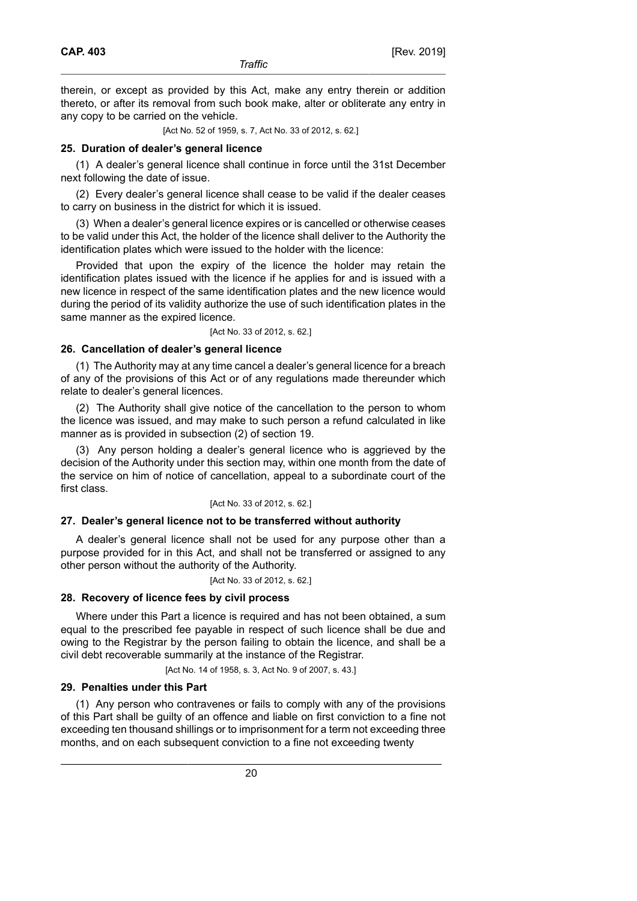therein, or except as provided by this Act, make any entry therein or addition thereto, or after its removal from such book make, alter or obliterate any entry in any copy to be carried on the vehicle.

[Act No. 52 of 1959, s. 7, Act No. 33 of 2012, s. 62.]

### 25. Duration of dealer's general licence

(1) A dealer's general licence shall continue in force until the 31st December next following the date of issue.

(2) Every dealer's general licence shall cease to be valid if the dealer ceases to carry on business in the district for which it is issued.

(3) When a dealer's general licence expires or is cancelled or otherwise ceases to be valid under this Act, the holder of the licence shall deliver to the Authority the identification plates which were issued to the holder with the licence:

Provided that upon the expiry of the licence the holder may retain the identification plates issued with the licence if he applies for and is issued with a new licence in respect of the same identification plates and the new licence would during the period of its validity authorize the use of such identification plates in the same manner as the expired licence.

[Act No. 33 of 2012, s. 62.]

### 26. Cancellation of dealer's general licence

(1) The Authority may at any time cancel a dealer's general licence for a breach of any of the provisions of this Act or of any regulations made thereunder which relate to dealer's general licences.

(2) The Authority shall give notice of the cancellation to the person to whom the licence was issued, and may make to such person a refund calculated in like manner as is provided in subsection (2) of section 19.

(3) Any person holding a dealer's general licence who is aggrieved by the decision of the Authority under this section may, within one month from the date of the service on him of notice of cancellation, appeal to a subordinate court of the first class.

[Act No. 33 of 2012, s. 62.]

### 27. Dealer's general licence not to be transferred without authority

A dealer's general licence shall not be used for any purpose other than a purpose provided for in this Act, and shall not be transferred or assigned to any other person without the authority of the Authority.

[Act No. 33 of 2012, s. 62.]

### 28. Recovery of licence fees by civil process

Where under this Part a licence is required and has not been obtained, a sum equal to the prescribed fee payable in respect of such licence shall be due and owing to the Registrar by the person failing to obtain the licence, and shall be a civil debt recoverable summarily at the instance of the Registrar.

[Act No. 14 of 1958, s. 3, Act No. 9 of 2007, s. 43.]

### 29. Penalties under this Part

(1) Any person who contravenes or fails to comply with any of the provisions of this Part shall be guilty of an offence and liable on first conviction to a fine not exceeding ten thousand shillings or to imprisonment for a term not exceeding three months, and on each subsequent conviction to a fine not exceeding twenty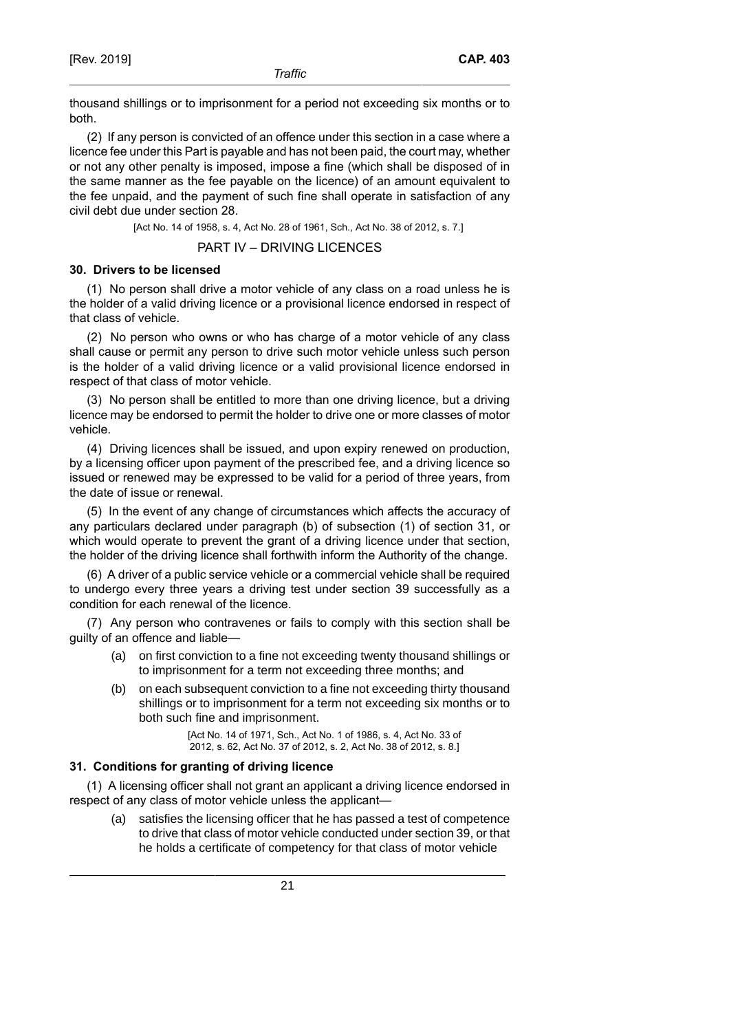thousand shillings or to imprisonment for a period not exceeding six months or to both.

(2) If any person is convicted of an offence under this section in a case where a licence fee under this Part is payable and has not been paid, the court may, whether or not any other penalty is imposed, impose a fine (which shall be disposed of in the same manner as the fee payable on the licence) of an amount equivalent to the fee unpaid, and the payment of such fine shall operate in satisfaction of any civil debt due under section 28.

[Act No. 14 of 1958, s. 4, Act No. 28 of 1961, Sch., Act No. 38 of 2012, s. 7.]

## PART IV – DRIVING LICENCES

### 30. Drivers to be licensed

(1) No person shall drive a motor vehicle of any class on a road unless he is the holder of a valid driving licence or a provisional licence endorsed in respect of that class of vehicle.

(2) No person who owns or who has charge of a motor vehicle of any class shall cause or permit any person to drive such motor vehicle unless such person is the holder of a valid driving licence or a valid provisional licence endorsed in respect of that class of motor vehicle.

(3) No person shall be entitled to more than one driving licence, but a driving licence may be endorsed to permit the holder to drive one or more classes of motor vehicle.

(4) Driving licences shall be issued, and upon expiry renewed on production, by a licensing officer upon payment of the prescribed fee, and a driving licence so issued or renewed may be expressed to be valid for a period of three years, from the date of issue or renewal.

(5) In the event of any change of circumstances which affects the accuracy of any particulars declared under paragraph (b) of subsection (1) of section 31, or which would operate to prevent the grant of a driving licence under that section, the holder of the driving licence shall forthwith inform the Authority of the change.

(6) A driver of a public service vehicle or a commercial vehicle shall be required to undergo every three years a driving test under section 39 successfully as a condition for each renewal of the licence.

(7) Any person who contravenes or fails to comply with this section shall be guilty of an offence and liable—

- (a) on first conviction to a fine not exceeding twenty thousand shillings or to imprisonment for a term not exceeding three months; and
- (b) on each subsequent conviction to a fine not exceeding thirty thousand shillings or to imprisonment for a term not exceeding six months or to both such fine and imprisonment.

[Act No. 14 of 1971, Sch., Act No. 1 of 1986, s. 4, Act No. 33 of 2012, s. 62, Act No. 37 of 2012, s. 2, Act No. 38 of 2012, s. 8.]

### 31. Conditions for granting of driving licence

(1) A licensing officer shall not grant an applicant a driving licence endorsed in respect of any class of motor vehicle unless the applicant—

- (a) satisfies the licensing officer that he has passed a test of competence to drive that class of motor vehicle conducted under section 39, or that he holds a certificate of competency for that class of motor vehicle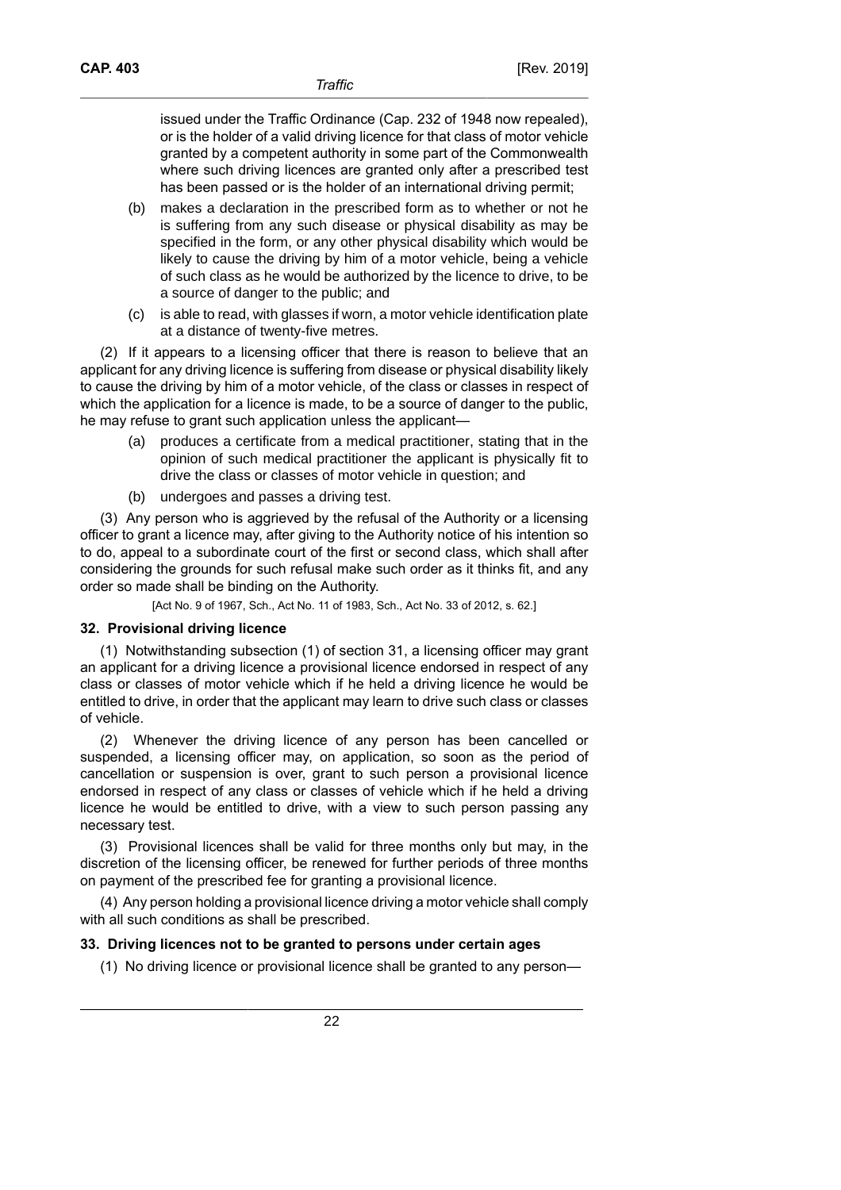issued under the Traffic Ordinance (Cap. 232 of 1948 now repealed), or is the holder of a valid driving licence for that class of motor vehicle granted by a competent authority in some part of the Commonwealth where such driving licences are granted only after a prescribed test has been passed or is the holder of an international driving permit;

(b) makes a declaration in the prescribed form as to whether or not he is suffering from any such disease or physical disability as may be specified in the form, or any other physical disability which would be likely to cause the driving by him of a motor vehicle, being a vehicle of such class as he would be authorized by the licence to drive, to be a source of danger to the public; and

(c) is able to read, with glasses if worn, a motor vehicle identification plate at a distance of twenty-five metres.

(2) If it appears to a licensing officer that there is reason to believe that an applicant for any driving licence is suffering from disease or physical disability likely to cause the driving by him of a motor vehicle, of the class or classes in respect of which the application for a licence is made, to be a source of danger to the public, he may refuse to grant such application unless the applicant—

(a) produces a certificate from a medical practitioner, stating that in the opinion of such medical practitioner the applicant is physically fit to drive the class or classes of motor vehicle in question; and

(b) undergoes and passes a driving test.

(3) Any person who is aggrieved by the refusal of the Authority or a licensing officer to grant a licence may, after giving to the Authority notice of his intention so to do, appeal to a subordinate court of the first or second class, which shall after considering the grounds for such refusal make such order as it thinks fit, and any order so made shall be binding on the Authority.

[Act No. 9 of 1967, Sch., Act No. 11 of 1983, Sch., Act No. 33 of 2012, s. 62.]

### 32. Provisional driving licence

(1) Notwithstanding subsection (1) of section 31, a licensing officer may grant an applicant for a driving licence a provisional licence endorsed in respect of any class or classes of motor vehicle which if he held a driving licence he would be entitled to drive, in order that the applicant may learn to drive such class or classes of vehicle.

(2) Whenever the driving licence of any person has been cancelled or suspended, a licensing officer may, on application, so soon as the period of cancellation or suspension is over, grant to such person a provisional licence endorsed in respect of any class or classes of vehicle which if he held a driving licence he would be entitled to drive, with a view to such person passing any necessary test.

(3) Provisional licences shall be valid for three months only but may, in the discretion of the licensing officer, be renewed for further periods of three months on payment of the prescribed fee for granting a provisional licence.

(4) Any person holding a provisional licence driving a motor vehicle shall comply with all such conditions as shall be prescribed.

### 33. Driving licences not to be granted to persons under certain ages

(1) No driving licence or provisional licence shall be granted to any person—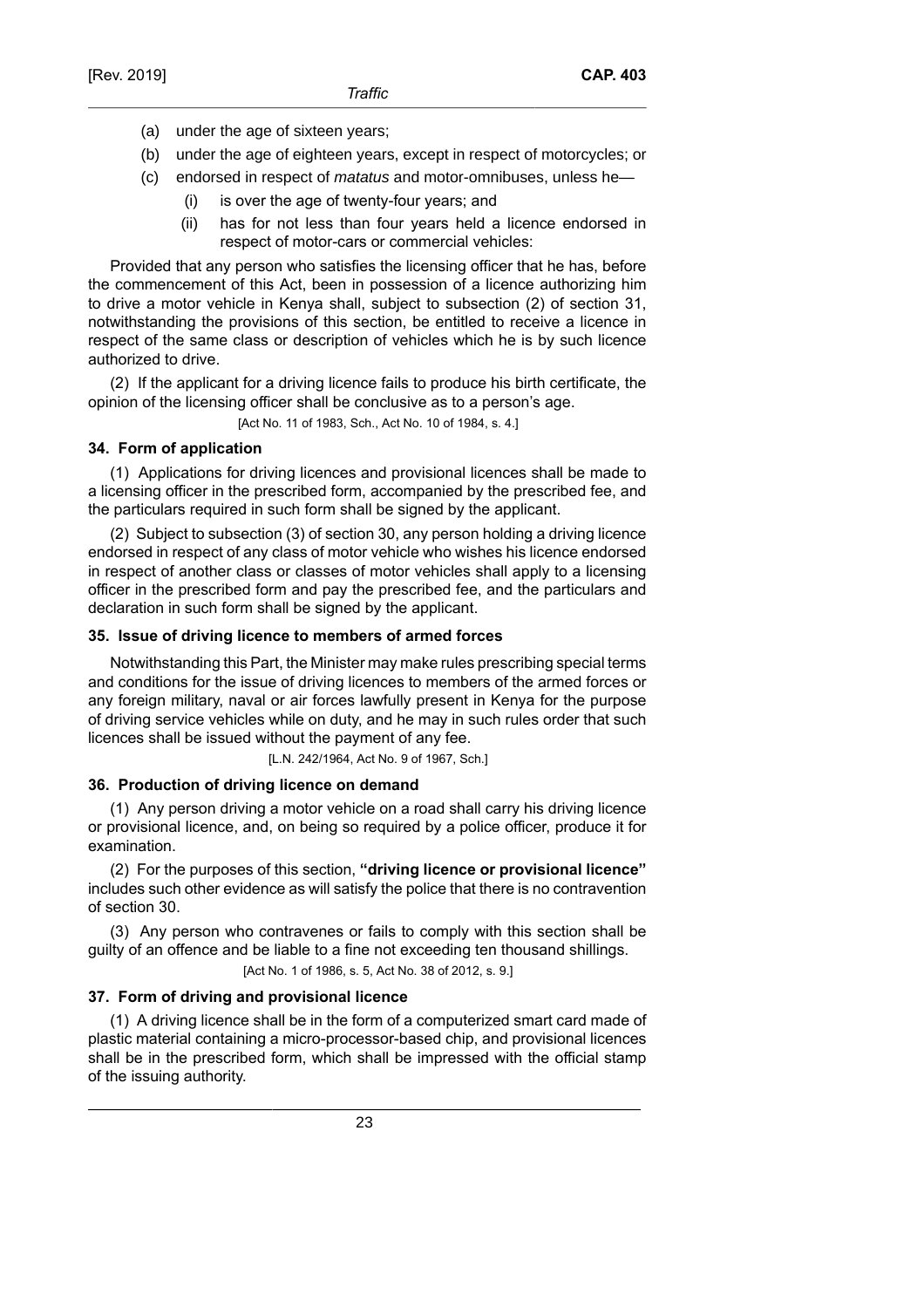(a) under the age of sixteen years;

(b) under the age of eighteen years, except in respect of motorcycles; or

(c) endorsed in respect of *matatus* and motor-omnibuses, unless he—

(i) is over the age of twenty-four years; and

(ii) has for not less than four years held a licence endorsed in respect of motor-cars or commercial vehicles:

Provided that any person who satisfies the licensing officer that he has, before the commencement of this Act, been in possession of a licence authorizing him to drive a motor vehicle in Kenya shall, subject to subsection (2) of section 31, notwithstanding the provisions of this section, be entitled to receive a licence in respect of the same class or description of vehicles which he is by such licence authorized to drive.

(2) If the applicant for a driving licence fails to produce his birth certificate, the opinion of the licensing officer shall be conclusive as to a person's age.

[Act No. 11 of 1983, Sch., Act No. 10 of 1984, s. 4.]

**34. Form of application**

(1) Applications for driving licences and provisional licences shall be made to a licensing officer in the prescribed form, accompanied by the prescribed fee, and the particulars required in such form shall be signed by the applicant.

(2) Subject to subsection (3) of section 30, any person holding a driving licence endorsed in respect of any class of motor vehicle who wishes his licence endorsed in respect of another class or classes of motor vehicles shall apply to a licensing officer in the prescribed form and pay the prescribed fee, and the particulars and declaration in such form shall be signed by the applicant.

**35. Issue of driving licence to members of armed forces**

Notwithstanding this Part, the Minister may make rules prescribing special terms and conditions for the issue of driving licences to members of the armed forces or any foreign military, naval or air forces lawfully present in Kenya for the purpose of driving service vehicles while on duty, and he may in such rules order that such licences shall be issued without the payment of any fee.

[L.N. 242/1964, Act No. 9 of 1967, Sch.]

**36. Production of driving licence on demand**

(1) Any person driving a motor vehicle on a road shall carry his driving licence or provisional licence, and, on being so required by a police officer, produce it for examination.

(2) For the purposes of this section, **"driving licence or provisional licence"** includes such other evidence as will satisfy the police that there is no contravention of section 30.

(3) Any person who contravenes or fails to comply with this section shall be guilty of an offence and be liable to a fine not exceeding ten thousand shillings.

[Act No. 1 of 1986, s. 5, Act No. 38 of 2012, s. 9.]

**37. Form of driving and provisional licence**

(1) A driving licence shall be in the form of a computerized smart card made of plastic material containing a micro-processor-based chip, and provisional licences shall be in the prescribed form, which shall be impressed with the official stamp of the issuing authority.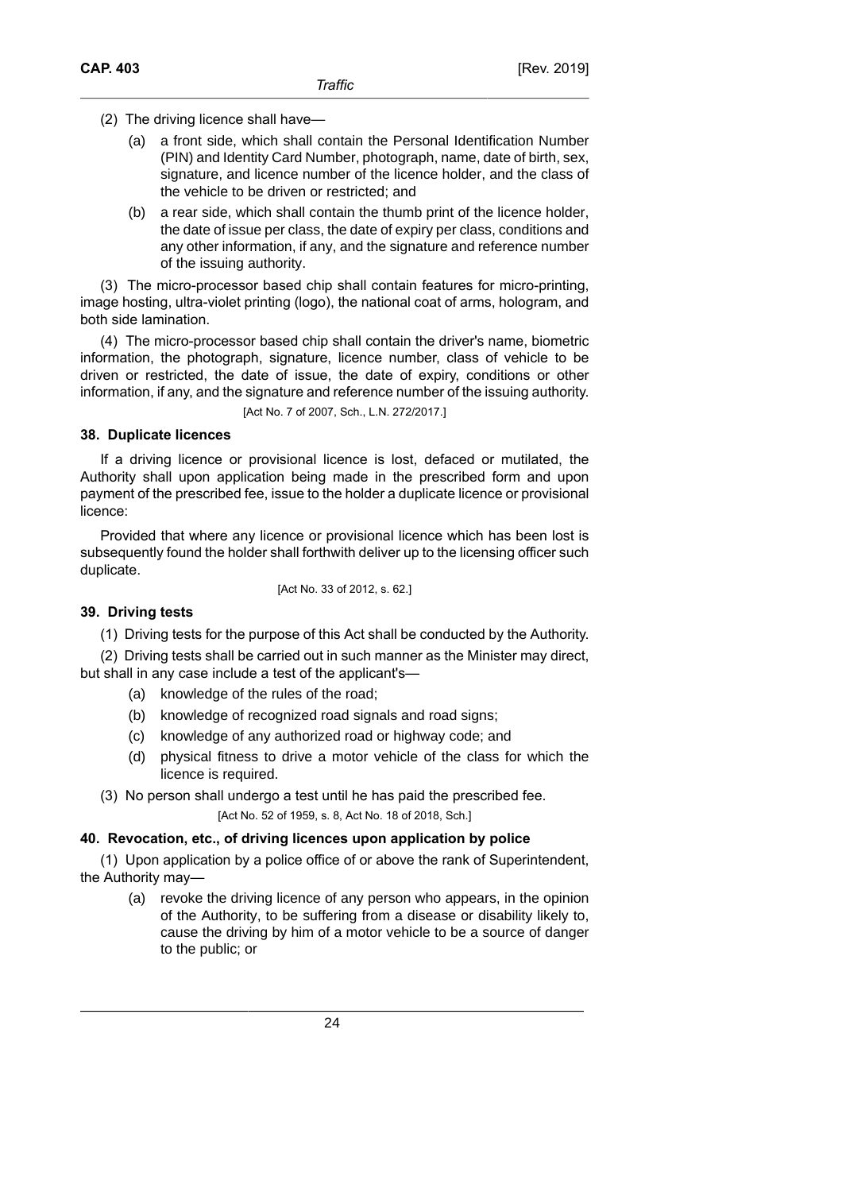(2) The driving licence shall have—

(a) a front side, which shall contain the Personal Identification Number (PIN) and Identity Card Number, photograph, name, date of birth, sex, signature, and licence number of the licence holder, and the class of the vehicle to be driven or restricted; and

(b) a rear side, which shall contain the thumb print of the licence holder, the date of issue per class, the date of expiry per class, conditions and any other information, if any, and the signature and reference number of the issuing authority.

(3) The micro-processor based chip shall contain features for micro-printing, image hosting, ultra-violet printing (logo), the national coat of arms, hologram, and both side lamination.

(4) The micro-processor based chip shall contain the driver's name, biometric information, the photograph, signature, licence number, class of vehicle to be driven or restricted, the date of issue, the date of expiry, conditions or other information, if any, and the signature and reference number of the issuing authority.

[Act No. 7 of 2007, Sch., L.N. 272/2017.]

### 38. Duplicate licences

If a driving licence or provisional licence is lost, defaced or mutilated, the Authority shall upon application being made in the prescribed form and upon payment of the prescribed fee, issue to the holder a duplicate licence or provisional licence:

Provided that where any licence or provisional licence which has been lost is subsequently found the holder shall forthwith deliver up to the licensing officer such duplicate.

[Act No. 33 of 2012, s. 62.]

### 39. Driving tests

(1) Driving tests for the purpose of this Act shall be conducted by the Authority.

(2) Driving tests shall be carried out in such manner as the Minister may direct, but shall in any case include a test of the applicant's—

(a) knowledge of the rules of the road;

(b) knowledge of recognized road signals and road signs;

(c) knowledge of any authorized road or highway code; and

(d) physical fitness to drive a motor vehicle of the class for which the licence is required.

(3) No person shall undergo a test until he has paid the prescribed fee.

[Act No. 52 of 1959, s. 8, Act No. 18 of 2018, Sch.]

### 40. Revocation, etc., of driving licences upon application by police

(1) Upon application by a police office of or above the rank of Superintendent, the Authority may—

(a) revoke the driving licence of any person who appears, in the opinion of the Authority, to be suffering from a disease or disability likely to, cause the driving by him of a motor vehicle to be a source of danger to the public; or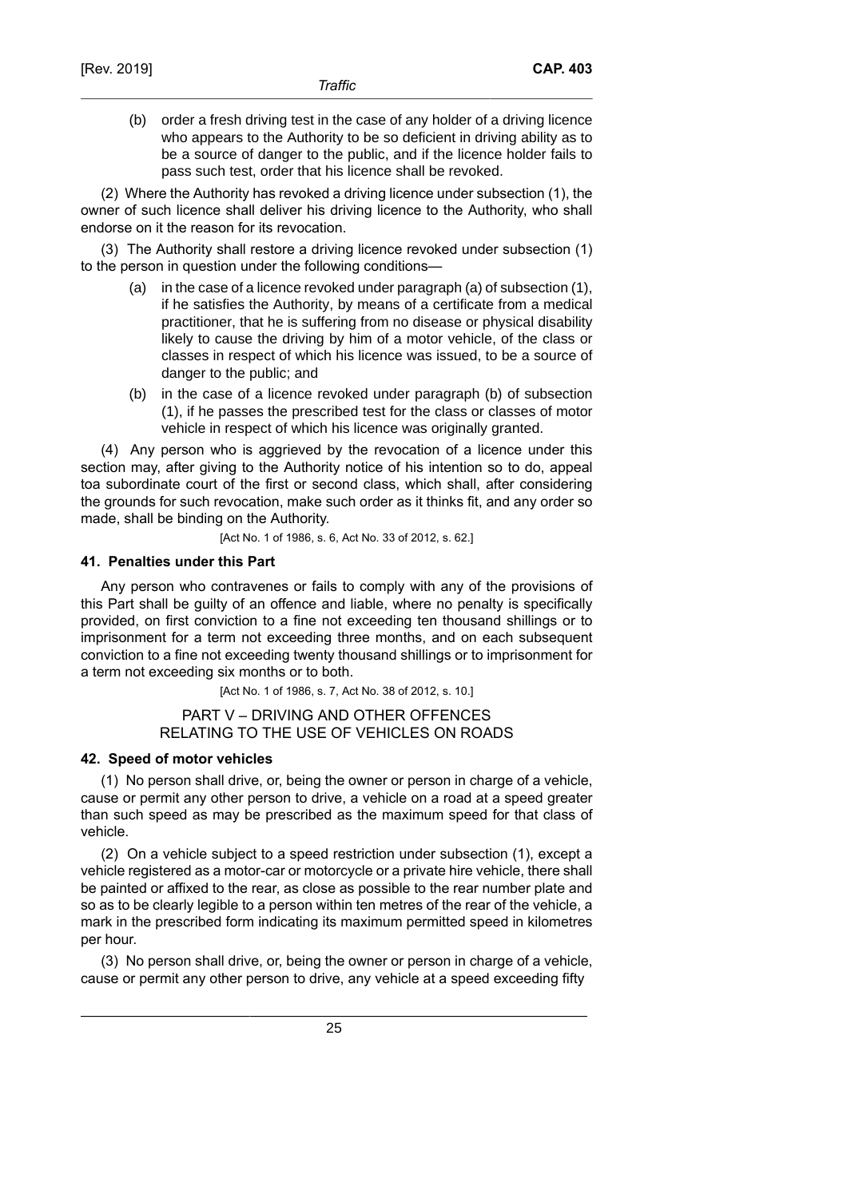(b) order a fresh driving test in the case of any holder of a driving licence who appears to the Authority to be so deficient in driving ability as to be a source of danger to the public, and if the licence holder fails to pass such test, order that his licence shall be revoked.

(2) Where the Authority has revoked a driving licence under subsection (1), the owner of such licence shall deliver his driving licence to the Authority, who shall endorse on it the reason for its revocation.

(3) The Authority shall restore a driving licence revoked under subsection (1) to the person in question under the following conditions—

(a) in the case of a licence revoked under paragraph (a) of subsection (1), if he satisfies the Authority, by means of a certificate from a medical practitioner, that he is suffering from no disease or physical disability likely to cause the driving by him of a motor vehicle, of the class or classes in respect of which his licence was issued, to be a source of danger to the public; and

(b) in the case of a licence revoked under paragraph (b) of subsection (1), if he passes the prescribed test for the class or classes of motor vehicle in respect of which his licence was originally granted.

(4) Any person who is aggrieved by the revocation of a licence under this section may, after giving to the Authority notice of his intention so to do, appeal toa subordinate court of the first or second class, which shall, after considering the grounds for such revocation, make such order as it thinks fit, and any order so made, shall be binding on the Authority.

[Act No. 1 of 1986, s. 6, Act No. 33 of 2012, s. 62.]

**41. Penalties under this Part**

Any person who contravenes or fails to comply with any of the provisions of this Part shall be guilty of an offence and liable, where no penalty is specifically provided, on first conviction to a fine not exceeding ten thousand shillings or to imprisonment for a term not exceeding three months, and on each subsequent conviction to a fine not exceeding twenty thousand shillings or to imprisonment for a term not exceeding six months or to both.

[Act No. 1 of 1986, s. 7, Act No. 38 of 2012, s. 10.]

## PART V – DRIVING AND OTHER OFFENCES RELATING TO THE USE OF VEHICLES ON ROADS

**42. Speed of motor vehicles**

(1) No person shall drive, or, being the owner or person in charge of a vehicle, cause or permit any other person to drive, a vehicle on a road at a speed greater than such speed as may be prescribed as the maximum speed for that class of vehicle.

(2) On a vehicle subject to a speed restriction under subsection (1), except a vehicle registered as a motor-car or motorcycle or a private hire vehicle, there shall be painted or affixed to the rear, as close as possible to the rear number plate and so as to be clearly legible to a person within ten metres of the rear of the vehicle, a mark in the prescribed form indicating its maximum permitted speed in kilometres per hour.

(3) No person shall drive, or, being the owner or person in charge of a vehicle, cause or permit any other person to drive, any vehicle at a speed exceeding fifty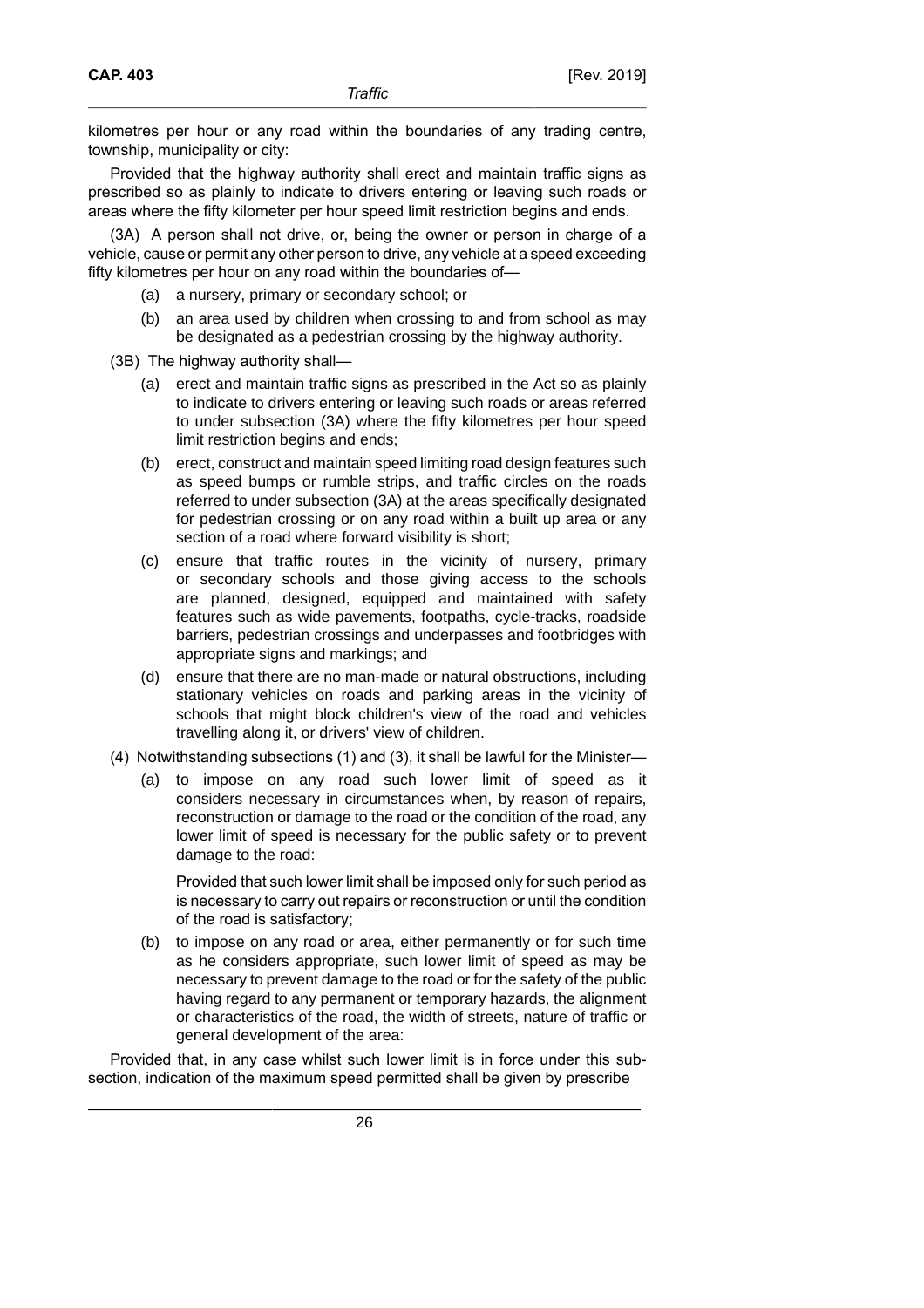kilometres per hour or any road within the boundaries of any trading centre, township, municipality or city:

Provided that the highway authority shall erect and maintain traffic signs as prescribed so as plainly to indicate to drivers entering or leaving such roads or areas where the fifty kilometer per hour speed limit restriction begins and ends.

(3A) A person shall not drive, or, being the owner or person in charge of a vehicle, cause or permit any other person to drive, any vehicle at a speed exceeding fifty kilometres per hour on any road within the boundaries of—

(a) a nursery, primary or secondary school; or

(b) an area used by children when crossing to and from school as may be designated as a pedestrian crossing by the highway authority.

(3B) The highway authority shall—

(a) erect and maintain traffic signs as prescribed in the Act so as plainly to indicate to drivers entering or leaving such roads or areas referred to under subsection (3A) where the fifty kilometres per hour speed limit restriction begins and ends;

(b) erect, construct and maintain speed limiting road design features such as speed bumps or rumble strips, and traffic circles on the roads referred to under subsection (3A) at the areas specifically designated for pedestrian crossing or on any road within a built up area or any section of a road where forward visibility is short;

(c) ensure that traffic routes in the vicinity of nursery, primary or secondary schools and those giving access to the schools are planned, designed, equipped and maintained with safety features such as wide pavements, footpaths, cycle-tracks, roadside barriers, pedestrian crossings and underpasses and footbridges with appropriate signs and markings; and

(d) ensure that there are no man-made or natural obstructions, including stationary vehicles on roads and parking areas in the vicinity of schools that might block children's view of the road and vehicles travelling along it, or drivers' view of children.

(4) Notwithstanding subsections (1) and (3), it shall be lawful for the Minister—

(a) to impose on any road such lower limit of speed as it considers necessary in circumstances when, by reason of repairs, reconstruction or damage to the road or the condition of the road, any lower limit of speed is necessary for the public safety or to prevent damage to the road:

Provided that such lower limit shall be imposed only for such period as is necessary to carry out repairs or reconstruction or until the condition of the road is satisfactory;

(b) to impose on any road or area, either permanently or for such time as he considers appropriate, such lower limit of speed as may be necessary to prevent damage to the road or for the safety of the public having regard to any permanent or temporary hazards, the alignment or characteristics of the road, the width of streets, nature of traffic or general development of the area:

Provided that, in any case whilst such lower limit is in force under this sub-section, indication of the maximum speed permitted shall be given by prescribe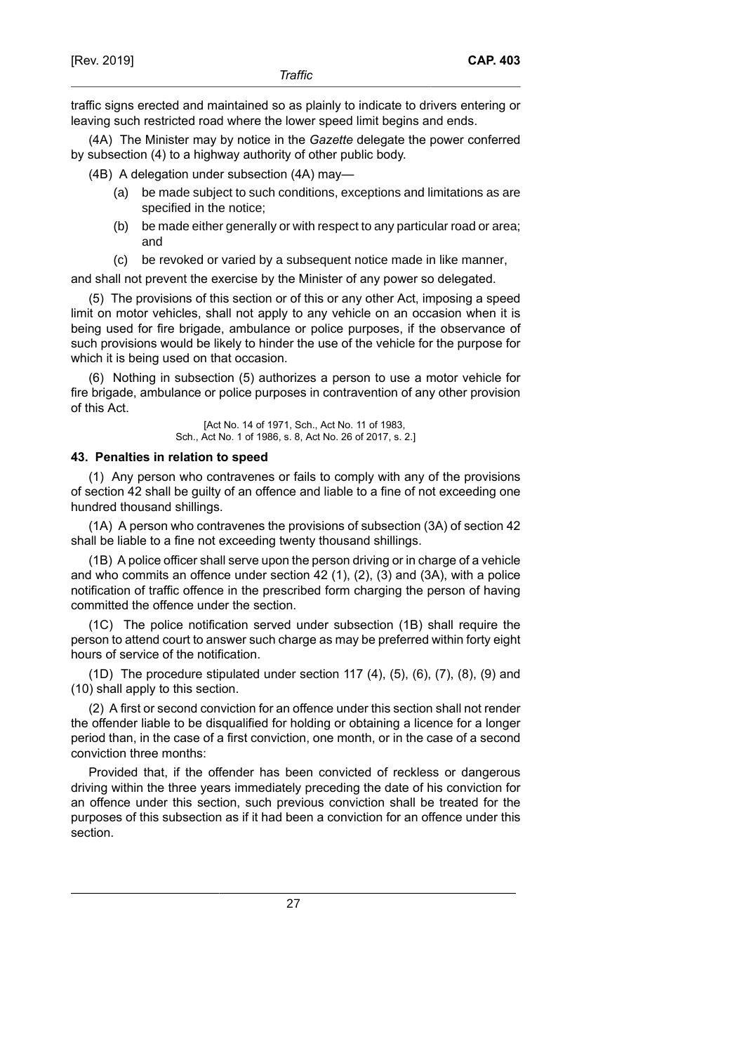traffic signs erected and maintained so as plainly to indicate to drivers entering or leaving such restricted road where the lower speed limit begins and ends.

(4A) The Minister may by notice in the *Gazette* delegate the power conferred by subsection (4) to a highway authority of other public body.

(4B) A delegation under subsection (4A) may—

(a) be made subject to such conditions, exceptions and limitations as are specified in the notice;

(b) be made either generally or with respect to any particular road or area; and

(c) be revoked or varied by a subsequent notice made in like manner,

and shall not prevent the exercise by the Minister of any power so delegated.

(5) The provisions of this section or of this or any other Act, imposing a speed limit on motor vehicles, shall not apply to any vehicle on an occasion when it is being used for fire brigade, ambulance or police purposes, if the observance of such provisions would be likely to hinder the use of the vehicle for the purpose for which it is being used on that occasion.

(6) Nothing in subsection (5) authorizes a person to use a motor vehicle for fire brigade, ambulance or police purposes in contravention of any other provision of this Act.

[Act No. 14 of 1971, Sch., Act No. 11 of 1983, Sch., Act No. 1 of 1986, s. 8, Act No. 26 of 2017, s. 2.]

**43. Penalties in relation to speed**

(1) Any person who contravenes or fails to comply with any of the provisions of section 42 shall be guilty of an offence and liable to a fine of not exceeding one hundred thousand shillings.

(1A) A person who contravenes the provisions of subsection (3A) of section 42 shall be liable to a fine not exceeding twenty thousand shillings.

(1B) A police officer shall serve upon the person driving or in charge of a vehicle and who commits an offence under section 42 (1), (2), (3) and (3A), with a police notification of traffic offence in the prescribed form charging the person of having committed the offence under the section.

(1C) The police notification served under subsection (1B) shall require the person to attend court to answer such charge as may be preferred within forty eight hours of service of the notification.

(1D) The procedure stipulated under section 117 (4), (5), (6), (7), (8), (9) and (10) shall apply to this section.

(2) A first or second conviction for an offence under this section shall not render the offender liable to be disqualified for holding or obtaining a licence for a longer period than, in the case of a first conviction, one month, or in the case of a second conviction three months:

Provided that, if the offender has been convicted of reckless or dangerous driving within the three years immediately preceding the date of his conviction for an offence under this section, such previous conviction shall be treated for the purposes of this subsection as if it had been a conviction for an offence under this section.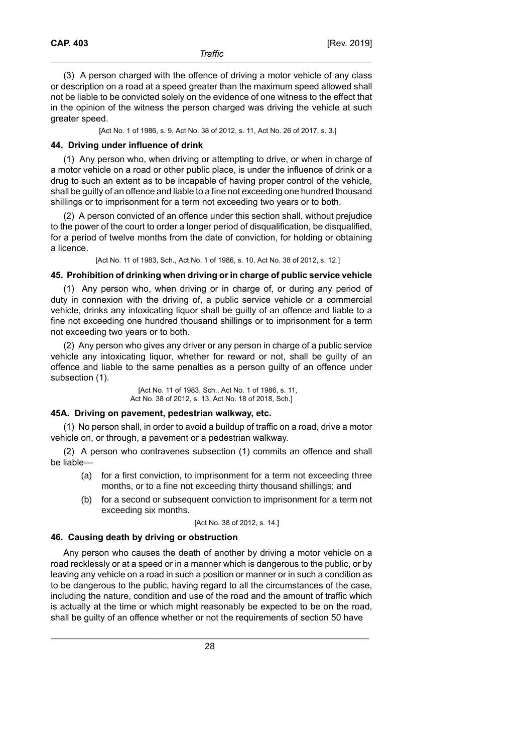(3) A person charged with the offence of driving a motor vehicle of any class or description on a road at a speed greater than the maximum speed allowed shall not be liable to be convicted solely on the evidence of one witness to the effect that in the opinion of the witness the person charged was driving the vehicle at such greater speed.

[Act No. 1 of 1986, s. 9, Act No. 38 of 2012, s. 11, Act No. 26 of 2017, s. 3.]

### 44. Driving under influence of drink

(1) Any person who, when driving or attempting to drive, or when in charge of a motor vehicle on a road or other public place, is under the influence of drink or a drug to such an extent as to be incapable of having proper control of the vehicle, shall be guilty of an offence and liable to a fine not exceeding one hundred thousand shillings or to imprisonment for a term not exceeding two years or to both.

(2) A person convicted of an offence under this section shall, without prejudice to the power of the court to order a longer period of disqualification, be disqualified, for a period of twelve months from the date of conviction, for holding or obtaining a licence.

[Act No. 11 of 1983, Sch., Act No. 1 of 1986, s. 10, Act No. 38 of 2012, s. 12.]

### 45. Prohibition of drinking when driving or in charge of public service vehicle

(1) Any person who, when driving or in charge of, or during any period of duty in connexion with the driving of, a public service vehicle or a commercial vehicle, drinks any intoxicating liquor shall be guilty of an offence and liable to a fine not exceeding one hundred thousand shillings or to imprisonment for a term not exceeding two years or to both.

(2) Any person who gives any driver or any person in charge of a public service vehicle any intoxicating liquor, whether for reward or not, shall be guilty of an offence and liable to the same penalties as a person guilty of an offence under subsection (1).

[Act No. 11 of 1983, Sch., Act No. 1 of 1986, s. 11, Act No. 38 of 2012, s. 13, Act No. 18 of 2018, Sch.]

### 45A. Driving on pavement, pedestrian walkway, etc.

(1) No person shall, in order to avoid a buildup of traffic on a road, drive a motor vehicle on, or through, a pavement or a pedestrian walkway.

(2) A person who contravenes subsection (1) commits an offence and shall be liable—

(a) for a first conviction, to imprisonment for a term not exceeding three months, or to a fine not exceeding thirty thousand shillings; and

(b) for a second or subsequent conviction to imprisonment for a term not exceeding six months.

[Act No. 38 of 2012, s. 14.]

### 46. Causing death by driving or obstruction

Any person who causes the death of another by driving a motor vehicle on a road recklessly or at a speed or in a manner which is dangerous to the public, or by leaving any vehicle on a road in such a position or manner or in such a condition as to be dangerous to the public, having regard to all the circumstances of the case, including the nature, condition and use of the road and the amount of traffic which is actually at the time or which might reasonably be expected to be on the road, shall be guilty of an offence whether or not the requirements of section 50 have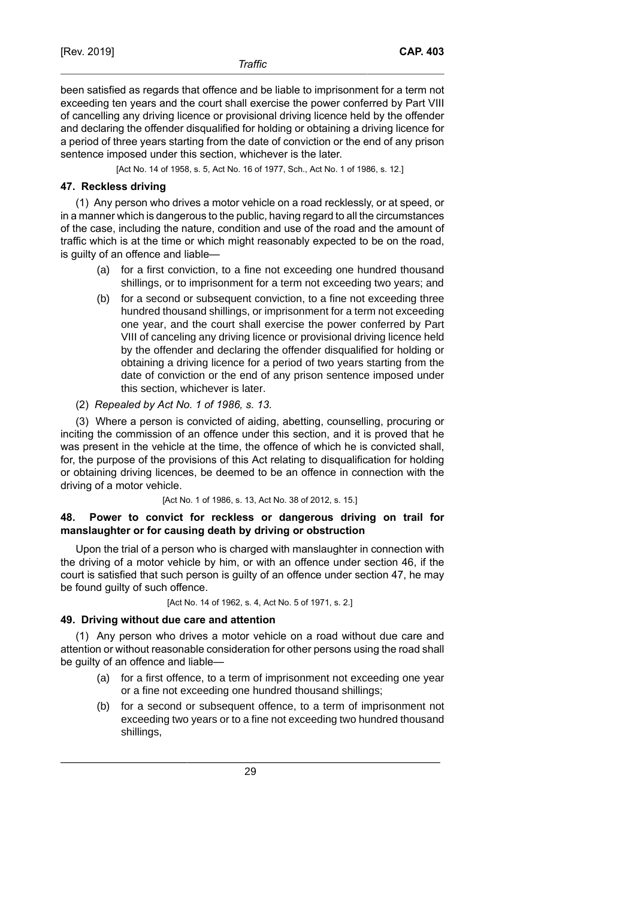been satisfied as regards that offence and be liable to imprisonment for a term not exceeding ten years and the court shall exercise the power conferred by Part VIII of cancelling any driving licence or provisional driving licence held by the offender and declaring the offender disqualified for holding or obtaining a driving licence for a period of three years starting from the date of conviction or the end of any prison sentence imposed under this section, whichever is the later.

[Act No. 14 of 1958, s. 5, Act No. 16 of 1977, Sch., Act No. 1 of 1986, s. 12.]

### 47. Reckless driving

(1) Any person who drives a motor vehicle on a road recklessly, or at speed, or in a manner which is dangerous to the public, having regard to all the circumstances of the case, including the nature, condition and use of the road and the amount of traffic which is at the time or which might reasonably expected to be on the road, is guilty of an offence and liable—

(a) for a first conviction, to a fine not exceeding one hundred thousand shillings, or to imprisonment for a term not exceeding two years; and

(b) for a second or subsequent conviction, to a fine not exceeding three hundred thousand shillings, or imprisonment for a term not exceeding one year, and the court shall exercise the power conferred by Part VIII of canceling any driving licence or provisional driving licence held by the offender and declaring the offender disqualified for holding or obtaining a driving licence for a period of two years starting from the date of conviction or the end of any prison sentence imposed under this section, whichever is later.

(2) *Repealed by Act No. 1 of 1986, s. 13.*

(3) Where a person is convicted of aiding, abetting, counselling, procuring or inciting the commission of an offence under this section, and it is proved that he was present in the vehicle at the time, the offence of which he is convicted shall, for, the purpose of the provisions of this Act relating to disqualification for holding or obtaining driving licences, be deemed to be an offence in connection with the driving of a motor vehicle.

[Act No. 1 of 1986, s. 13, Act No. 38 of 2012, s. 15.]

### 48. Power to convict for reckless or dangerous driving on trail for manslaughter or for causing death by driving or obstruction

Upon the trial of a person who is charged with manslaughter in connection with the driving of a motor vehicle by him, or with an offence under section 46, if the court is satisfied that such person is guilty of an offence under section 47, he may be found guilty of such offence.

[Act No. 14 of 1962, s. 4, Act No. 5 of 1971, s. 2.]

### 49. Driving without due care and attention

(1) Any person who drives a motor vehicle on a road without due care and attention or without reasonable consideration for other persons using the road shall be guilty of an offence and liable—

(a) for a first offence, to a term of imprisonment not exceeding one year or a fine not exceeding one hundred thousand shillings;

(b) for a second or subsequent offence, to a term of imprisonment not exceeding two years or to a fine not exceeding two hundred thousand shillings,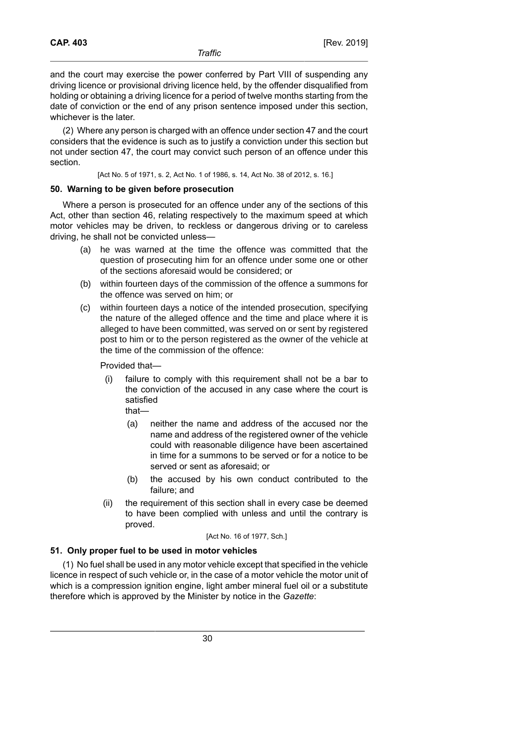and the court may exercise the power conferred by Part VIII of suspending any driving licence or provisional driving licence held, by the offender disqualified from holding or obtaining a driving licence for a period of twelve months starting from the date of conviction or the end of any prison sentence imposed under this section, whichever is the later.

(2) Where any person is charged with an offence under section 47 and the court considers that the evidence is such as to justify a conviction under this section but not under section 47, the court may convict such person of an offence under this section.

[Act No. 5 of 1971, s. 2, Act No. 1 of 1986, s. 14, Act No. 38 of 2012, s. 16.]

### 50. Warning to be given before prosecution

Where a person is prosecuted for an offence under any of the sections of this Act, other than section 46, relating respectively to the maximum speed at which motor vehicles may be driven, to reckless or dangerous driving or to careless driving, he shall not be convicted unless—

(a) he was warned at the time the offence was committed that the question of prosecuting him for an offence under some one or other of the sections aforesaid would be considered; or

(b) within fourteen days of the commission of the offence a summons for the offence was served on him; or

(c) within fourteen days a notice of the intended prosecution, specifying the nature of the alleged offence and the time and place where it is alleged to have been committed, was served on or sent by registered post to him or to the person registered as the owner of the vehicle at the time of the commission of the offence:

Provided that—

(i) failure to comply with this requirement shall not be a bar to the conviction of the accused in any case where the court is satisfied that—

(a) neither the name and address of the accused nor the name and address of the registered owner of the vehicle could with reasonable diligence have been ascertained in time for a summons to be served or for a notice to be served or sent as aforesaid; or

(b) the accused by his own conduct contributed to the failure; and

(ii) the requirement of this section shall in every case be deemed to have been complied with unless and until the contrary is proved.

[Act No. 16 of 1977, Sch.]

### 51. Only proper fuel to be used in motor vehicles

(1) No fuel shall be used in any motor vehicle except that specified in the vehicle licence in respect of such vehicle or, in the case of a motor vehicle the motor unit of which is a compression ignition engine, light amber mineral fuel oil or a substitute therefore which is approved by the Minister by notice in the *Gazette*: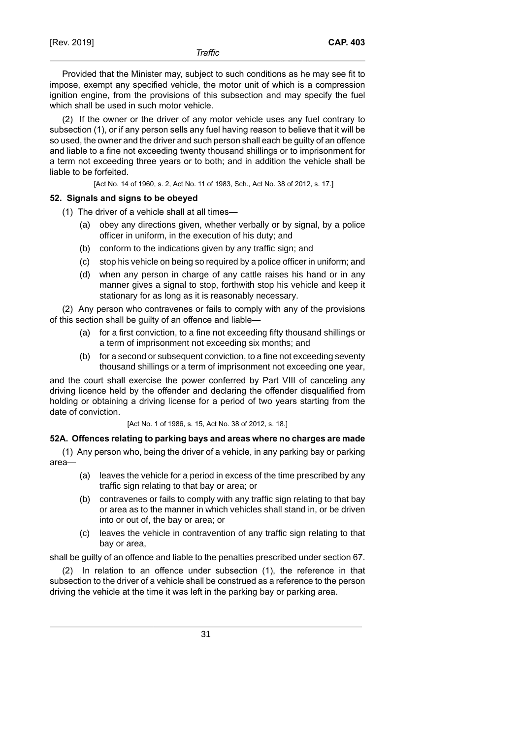Provided that the Minister may, subject to such conditions as he may see fit to impose, exempt any specified vehicle, the motor unit of which is a compression ignition engine, from the provisions of this subsection and may specify the fuel which shall be used in such motor vehicle.

(2) If the owner or the driver of any motor vehicle uses any fuel contrary to subsection (1), or if any person sells any fuel having reason to believe that it will be so used, the owner and the driver and such person shall each be guilty of an offence and liable to a fine not exceeding twenty thousand shillings or to imprisonment for a term not exceeding three years or to both; and in addition the vehicle shall be liable to be forfeited.

[Act No. 14 of 1960, s. 2, Act No. 11 of 1983, Sch., Act No. 38 of 2012, s. 17.]

### 52. Signals and signs to be obeyed

(1) The driver of a vehicle shall at all times—

(a) obey any directions given, whether verbally or by signal, by a police officer in uniform, in the execution of his duty; and

(b) conform to the indications given by any traffic sign; and

(c) stop his vehicle on being so required by a police officer in uniform; and

(d) when any person in charge of any cattle raises his hand or in any manner gives a signal to stop, forthwith stop his vehicle and keep it stationary for as long as it is reasonably necessary.

(2) Any person who contravenes or fails to comply with any of the provisions of this section shall be guilty of an offence and liable—

(a) for a first conviction, to a fine not exceeding fifty thousand shillings or a term of imprisonment not exceeding six months; and

(b) for a second or subsequent conviction, to a fine not exceeding seventy thousand shillings or a term of imprisonment not exceeding one year,

and the court shall exercise the power conferred by Part VIII of canceling any driving licence held by the offender and declaring the offender disqualified from holding or obtaining a driving license for a period of two years starting from the date of conviction.

[Act No. 1 of 1986, s. 15, Act No. 38 of 2012, s. 18.]

### 52A. Offences relating to parking bays and areas where no charges are made

(1) Any person who, being the driver of a vehicle, in any parking bay or parking area—

(a) leaves the vehicle for a period in excess of the time prescribed by any traffic sign relating to that bay or area; or

(b) contravenes or fails to comply with any traffic sign relating to that bay or area as to the manner in which vehicles shall stand in, or be driven into or out of, the bay or area; or

(c) leaves the vehicle in contravention of any traffic sign relating to that bay or area,

shall be guilty of an offence and liable to the penalties prescribed under section 67.

(2) In relation to an offence under subsection (1), the reference in that subsection to the driver of a vehicle shall be construed as a reference to the person driving the vehicle at the time it was left in the parking bay or parking area.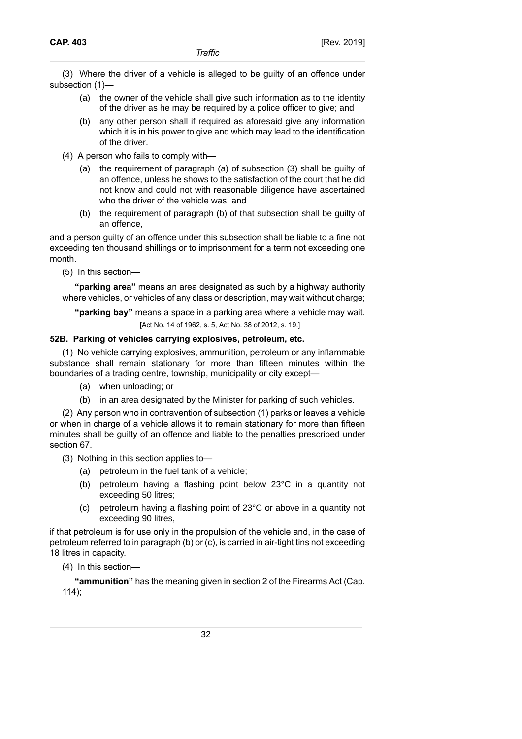(3) Where the driver of a vehicle is alleged to be guilty of an offence under subsection (1)—

(a) the owner of the vehicle shall give such information as to the identity of the driver as he may be required by a police officer to give; and

(b) any other person shall if required as aforesaid give any information which it is in his power to give and which may lead to the identification of the driver.

(4) A person who fails to comply with—

(a) the requirement of paragraph (a) of subsection (3) shall be guilty of an offence, unless he shows to the satisfaction of the court that he did not know and could not with reasonable diligence have ascertained who the driver of the vehicle was; and

(b) the requirement of paragraph (b) of that subsection shall be guilty of an offence,

and a person guilty of an offence under this subsection shall be liable to a fine not exceeding ten thousand shillings or to imprisonment for a term not exceeding one month.

(5) In this section—

**"parking area"** means an area designated as such by a highway authority where vehicles, or vehicles of any class or description, may wait without charge;

**"parking bay"** means a space in a parking area where a vehicle may wait.

[Act No. 14 of 1962, s. 5, Act No. 38 of 2012, s. 19.]

### 52B. Parking of vehicles carrying explosives, petroleum, etc.

(1) No vehicle carrying explosives, ammunition, petroleum or any inflammable substance shall remain stationary for more than fifteen minutes within the boundaries of a trading centre, township, municipality or city except—

(a) when unloading; or

(b) in an area designated by the Minister for parking of such vehicles.

(2) Any person who in contravention of subsection (1) parks or leaves a vehicle or when in charge of a vehicle allows it to remain stationary for more than fifteen minutes shall be guilty of an offence and liable to the penalties prescribed under section 67.

(3) Nothing in this section applies to—

(a) petroleum in the fuel tank of a vehicle;

(b) petroleum having a flashing point below 23°C in a quantity not exceeding 50 litres;

(c) petroleum having a flashing point of 23°C or above in a quantity not exceeding 90 litres,

if that petroleum is for use only in the propulsion of the vehicle and, in the case of petroleum referred to in paragraph (b) or (c), is carried in air-tight tins not exceeding 18 litres in capacity.

(4) In this section—

**"ammunition"** has the meaning given in section 2 of the Firearms Act (Cap. 114);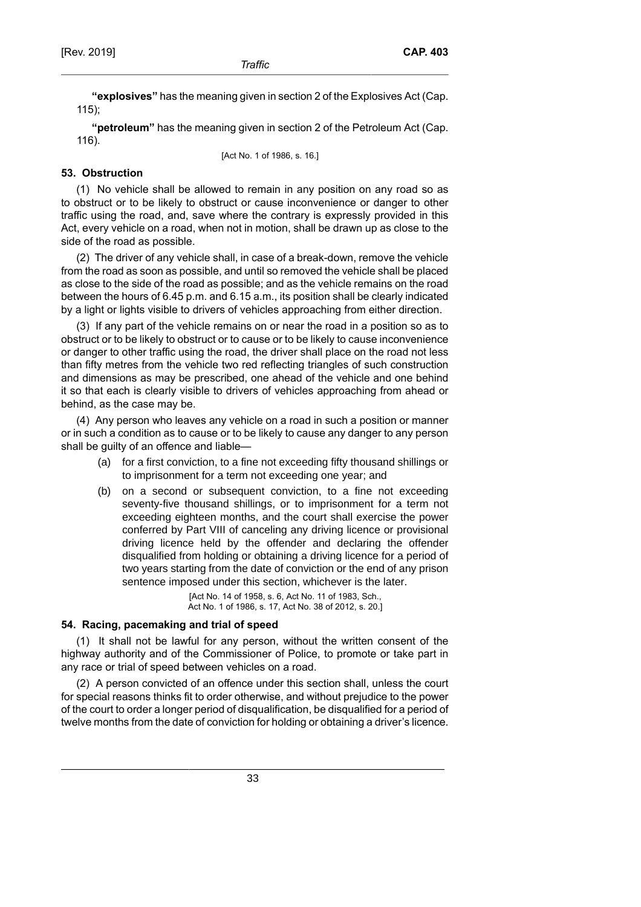**"explosives"** has the meaning given in section 2 of the Explosives Act (Cap. 115);

**"petroleum"** has the meaning given in section 2 of the Petroleum Act (Cap. 116).

[Act No. 1 of 1986, s. 16.]

### 53. Obstruction

(1) No vehicle shall be allowed to remain in any position on any road so as to obstruct or to be likely to obstruct or cause inconvenience or danger to other traffic using the road, and, save where the contrary is expressly provided in this Act, every vehicle on a road, when not in motion, shall be drawn up as close to the side of the road as possible.

(2) The driver of any vehicle shall, in case of a break-down, remove the vehicle from the road as soon as possible, and until so removed the vehicle shall be placed as close to the side of the road as possible; and as the vehicle remains on the road between the hours of 6.45 p.m. and 6.15 a.m., its position shall be clearly indicated by a light or lights visible to drivers of vehicles approaching from either direction.

(3) If any part of the vehicle remains on or near the road in a position so as to obstruct or to be likely to obstruct or to cause or to be likely to cause inconvenience or danger to other traffic using the road, the driver shall place on the road not less than fifty metres from the vehicle two red reflecting triangles of such construction and dimensions as may be prescribed, one ahead of the vehicle and one behind it so that each is clearly visible to drivers of vehicles approaching from ahead or behind, as the case may be.

(4) Any person who leaves any vehicle on a road in such a position or manner or in such a condition as to cause or to be likely to cause any danger to any person shall be guilty of an offence and liable—

- (a) for a first conviction, to a fine not exceeding fifty thousand shillings or to imprisonment for a term not exceeding one year; and
- (b) on a second or subsequent conviction, to a fine not exceeding seventy-five thousand shillings, or to imprisonment for a term not exceeding eighteen months, and the court shall exercise the power conferred by Part VIII of canceling any driving licence or provisional driving licence held by the offender and declaring the offender disqualified from holding or obtaining a driving licence for a period of two years starting from the date of conviction or the end of any prison sentence imposed under this section, whichever is the later.

[Act No. 14 of 1958, s. 6, Act No. 11 of 1983, Sch., Act No. 1 of 1986, s. 17, Act No. 38 of 2012, s. 20.]

### 54. Racing, pacemaking and trial of speed

(1) It shall not be lawful for any person, without the written consent of the highway authority and of the Commissioner of Police, to promote or take part in any race or trial of speed between vehicles on a road.

(2) A person convicted of an offence under this section shall, unless the court for special reasons thinks fit to order otherwise, and without prejudice to the power of the court to order a longer period of disqualification, be disqualified for a period of twelve months from the date of conviction for holding or obtaining a driver's licence.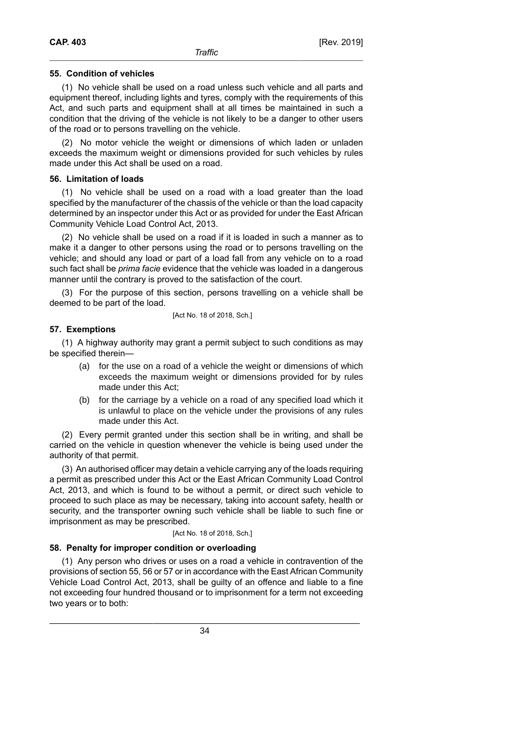### 55. Condition of vehicles

(1) No vehicle shall be used on a road unless such vehicle and all parts and equipment thereof, including lights and tyres, comply with the requirements of this Act, and such parts and equipment shall at all times be maintained in such a condition that the driving of the vehicle is not likely to be a danger to other users of the road or to persons travelling on the vehicle.

(2) No motor vehicle the weight or dimensions of which laden or unladen exceeds the maximum weight or dimensions provided for such vehicles by rules made under this Act shall be used on a road.

### 56. Limitation of loads

(1) No vehicle shall be used on a road with a load greater than the load specified by the manufacturer of the chassis of the vehicle or than the load capacity determined by an inspector under this Act or as provided for under the East African Community Vehicle Load Control Act, 2013.

(2) No vehicle shall be used on a road if it is loaded in such a manner as to make it a danger to other persons using the road or to persons travelling on the vehicle; and should any load or part of a load fall from any vehicle on to a road such fact shall be *prima facie* evidence that the vehicle was loaded in a dangerous manner until the contrary is proved to the satisfaction of the court.

(3) For the purpose of this section, persons travelling on a vehicle shall be deemed to be part of the load.

[Act No. 18 of 2018, Sch.]

### 57. Exemptions

(1) A highway authority may grant a permit subject to such conditions as may be specified therein—

- (a) for the use on a road of a vehicle the weight or dimensions of which exceeds the maximum weight or dimensions provided for by rules made under this Act;
- (b) for the carriage by a vehicle on a road of any specified load which it is unlawful to place on the vehicle under the provisions of any rules made under this Act.

(2) Every permit granted under this section shall be in writing, and shall be carried on the vehicle in question whenever the vehicle is being used under the authority of that permit.

(3) An authorised officer may detain a vehicle carrying any of the loads requiring a permit as prescribed under this Act or the East African Community Load Control Act, 2013, and which is found to be without a permit, or direct such vehicle to proceed to such place as may be necessary, taking into account safety, health or security, and the transporter owning such vehicle shall be liable to such fine or imprisonment as may be prescribed.

[Act No. 18 of 2018, Sch.]

### 58. Penalty for improper condition or overloading

(1) Any person who drives or uses on a road a vehicle in contravention of the provisions of section 55, 56 or 57 or in accordance with the East African Community Vehicle Load Control Act, 2013, shall be guilty of an offence and liable to a fine not exceeding four hundred thousand or to imprisonment for a term not exceeding two years or to both: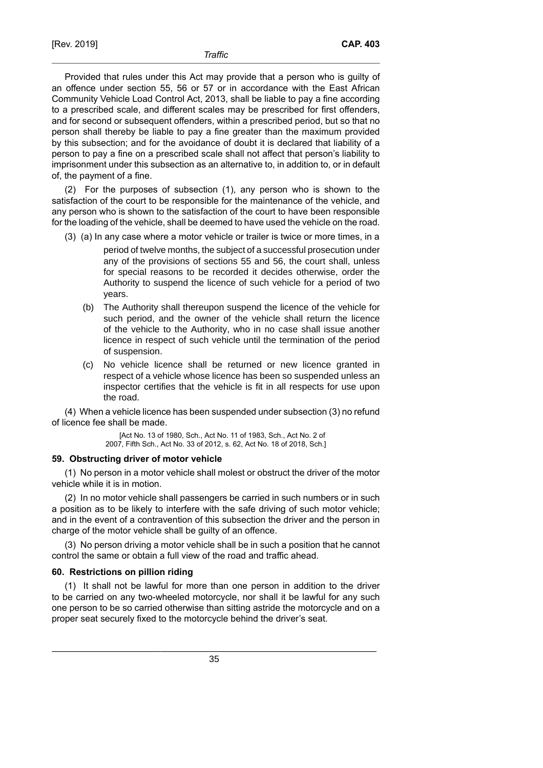Provided that rules under this Act may provide that a person who is guilty of an offence under section 55, 56 or 57 or in accordance with the East African Community Vehicle Load Control Act, 2013, shall be liable to pay a fine according to a prescribed scale, and different scales may be prescribed for first offenders, and for second or subsequent offenders, within a prescribed period, but so that no person shall thereby be liable to pay a fine greater than the maximum provided by this subsection; and for the avoidance of doubt it is declared that liability of a person to pay a fine on a prescribed scale shall not affect that person's liability to imprisonment under this subsection as an alternative to, in addition to, or in default of, the payment of a fine.

(2) For the purposes of subsection (1), any person who is shown to the satisfaction of the court to be responsible for the maintenance of the vehicle, and any person who is shown to the satisfaction of the court to have been responsible for the loading of the vehicle, shall be deemed to have used the vehicle on the road.

(3) (a) In any case where a motor vehicle or trailer is twice or more times, in a period of twelve months, the subject of a successful prosecution under any of the provisions of sections 55 and 56, the court shall, unless for special reasons to be recorded it decides otherwise, order the Authority to suspend the licence of such vehicle for a period of two years.

(b) The Authority shall thereupon suspend the licence of the vehicle for such period, and the owner of the vehicle shall return the licence of the vehicle to the Authority, who in no case shall issue another licence in respect of such vehicle until the termination of the period of suspension.

(c) No vehicle licence shall be returned or new licence granted in respect of a vehicle whose licence has been so suspended unless an inspector certifies that the vehicle is fit in all respects for use upon the road.

(4) When a vehicle licence has been suspended under subsection (3) no refund of licence fee shall be made.

[Act No. 13 of 1980, Sch., Act No. 11 of 1983, Sch., Act No. 2 of 2007, Fifth Sch., Act No. 33 of 2012, s. 62, Act No. 18 of 2018, Sch.]

### 59. Obstructing driver of motor vehicle

(1) No person in a motor vehicle shall molest or obstruct the driver of the motor vehicle while it is in motion.

(2) In no motor vehicle shall passengers be carried in such numbers or in such a position as to be likely to interfere with the safe driving of such motor vehicle; and in the event of a contravention of this subsection the driver and the person in charge of the motor vehicle shall be guilty of an offence.

(3) No person driving a motor vehicle shall be in such a position that he cannot control the same or obtain a full view of the road and traffic ahead.

### 60. Restrictions on pillion riding

(1) It shall not be lawful for more than one person in addition to the driver to be carried on any two-wheeled motorcycle, nor shall it be lawful for any such one person to be so carried otherwise than sitting astride the motorcycle and on a proper seat securely fixed to the motorcycle behind the driver's seat.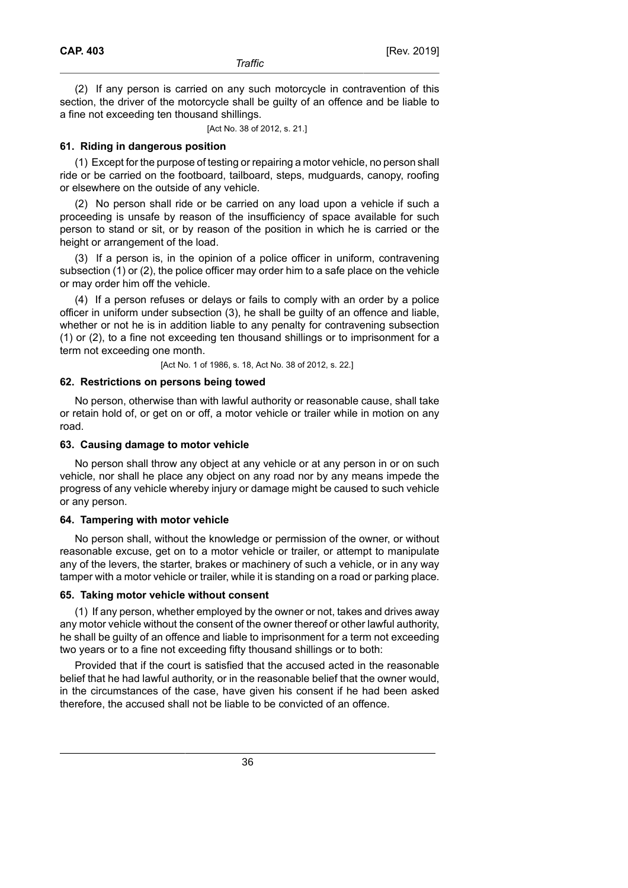(2) If any person is carried on any such motorcycle in contravention of this section, the driver of the motorcycle shall be guilty of an offence and be liable to a fine not exceeding ten thousand shillings.

[Act No. 38 of 2012, s. 21.]

### 61. Riding in dangerous position

(1) Except for the purpose of testing or repairing a motor vehicle, no person shall ride or be carried on the footboard, tailboard, steps, mudguards, canopy, roofing or elsewhere on the outside of any vehicle.

(2) No person shall ride or be carried on any load upon a vehicle if such a proceeding is unsafe by reason of the insufficiency of space available for such person to stand or sit, or by reason of the position in which he is carried or the height or arrangement of the load.

(3) If a person is, in the opinion of a police officer in uniform, contravening subsection (1) or (2), the police officer may order him to a safe place on the vehicle or may order him off the vehicle.

(4) If a person refuses or delays or fails to comply with an order by a police officer in uniform under subsection (3), he shall be guilty of an offence and liable, whether or not he is in addition liable to any penalty for contravening subsection (1) or (2), to a fine not exceeding ten thousand shillings or to imprisonment for a term not exceeding one month.

[Act No. 1 of 1986, s. 18, Act No. 38 of 2012, s. 22.]

### 62. Restrictions on persons being towed

No person, otherwise than with lawful authority or reasonable cause, shall take or retain hold of, or get on or off, a motor vehicle or trailer while in motion on any road.

### 63. Causing damage to motor vehicle

No person shall throw any object at any vehicle or at any person in or on such vehicle, nor shall he place any object on any road nor by any means impede the progress of any vehicle whereby injury or damage might be caused to such vehicle or any person.

### 64. Tampering with motor vehicle

No person shall, without the knowledge or permission of the owner, or without reasonable excuse, get on to a motor vehicle or trailer, or attempt to manipulate any of the levers, the starter, brakes or machinery of such a vehicle, or in any way tamper with a motor vehicle or trailer, while it is standing on a road or parking place.

### 65. Taking motor vehicle without consent

(1) If any person, whether employed by the owner or not, takes and drives away any motor vehicle without the consent of the owner thereof or other lawful authority, he shall be guilty of an offence and liable to imprisonment for a term not exceeding two years or to a fine not exceeding fifty thousand shillings or to both:

Provided that if the court is satisfied that the accused acted in the reasonable belief that he had lawful authority, or in the reasonable belief that the owner would, in the circumstances of the case, have given his consent if he had been asked therefore, the accused shall not be liable to be convicted of an offence.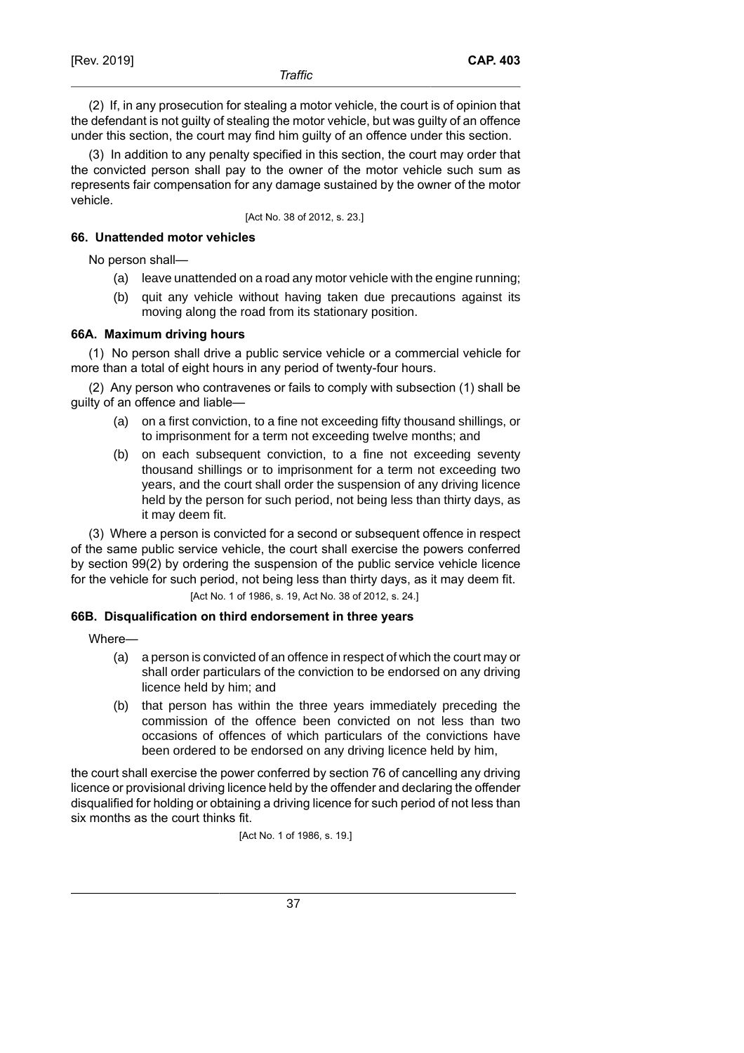(2) If, in any prosecution for stealing a motor vehicle, the court is of opinion that the defendant is not guilty of stealing the motor vehicle, but was guilty of an offence under this section, the court may find him guilty of an offence under this section.

(3) In addition to any penalty specified in this section, the court may order that the convicted person shall pay to the owner of the motor vehicle such sum as represents fair compensation for any damage sustained by the owner of the motor vehicle.

[Act No. 38 of 2012, s. 23.]

### 66. Unattended motor vehicles

No person shall—

(a) leave unattended on a road any motor vehicle with the engine running;

(b) quit any vehicle without having taken due precautions against its moving along the road from its stationary position.

### 66A. Maximum driving hours

(1) No person shall drive a public service vehicle or a commercial vehicle for more than a total of eight hours in any period of twenty-four hours.

(2) Any person who contravenes or fails to comply with subsection (1) shall be guilty of an offence and liable—

(a) on a first conviction, to a fine not exceeding fifty thousand shillings, or to imprisonment for a term not exceeding twelve months; and

(b) on each subsequent conviction, to a fine not exceeding seventy thousand shillings or to imprisonment for a term not exceeding two years, and the court shall order the suspension of any driving licence held by the person for such period, not being less than thirty days, as it may deem fit.

(3) Where a person is convicted for a second or subsequent offence in respect of the same public service vehicle, the court shall exercise the powers conferred by section 99(2) by ordering the suspension of the public service vehicle licence for the vehicle for such period, not being less than thirty days, as it may deem fit.

[Act No. 1 of 1986, s. 19, Act No. 38 of 2012, s. 24.]

### 66B. Disqualification on third endorsement in three years

Where—

(a) a person is convicted of an offence in respect of which the court may or shall order particulars of the conviction to be endorsed on any driving licence held by him; and

(b) that person has within the three years immediately preceding the commission of the offence been convicted on not less than two occasions of offences of which particulars of the convictions have been ordered to be endorsed on any driving licence held by him,

the court shall exercise the power conferred by section 76 of cancelling any driving licence or provisional driving licence held by the offender and declaring the offender disqualified for holding or obtaining a driving licence for such period of not less than six months as the court thinks fit.

[Act No. 1 of 1986, s. 19.]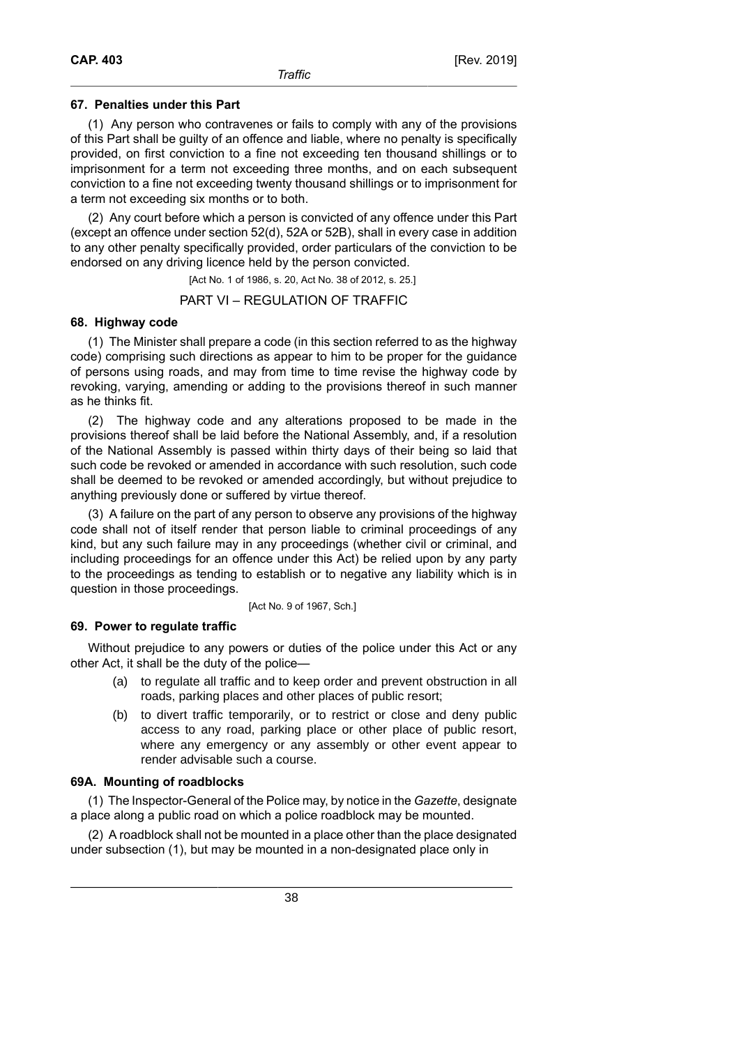### 67. Penalties under this Part

(1) Any person who contravenes or fails to comply with any of the provisions of this Part shall be guilty of an offence and liable, where no penalty is specifically provided, on first conviction to a fine not exceeding ten thousand shillings or to imprisonment for a term not exceeding three months, and on each subsequent conviction to a fine not exceeding twenty thousand shillings or to imprisonment for a term not exceeding six months or to both.

(2) Any court before which a person is convicted of any offence under this Part (except an offence under section 52(d), 52A or 52B), shall in every case in addition to any other penalty specifically provided, order particulars of the conviction to be endorsed on any driving licence held by the person convicted.

[Act No. 1 of 1986, s. 20, Act No. 38 of 2012, s. 25.]

## PART VI – REGULATION OF TRAFFIC

### 68. Highway code

(1) The Minister shall prepare a code (in this section referred to as the highway code) comprising such directions as appear to him to be proper for the guidance of persons using roads, and may from time to time revise the highway code by revoking, varying, amending or adding to the provisions thereof in such manner as he thinks fit.

(2) The highway code and any alterations proposed to be made in the provisions thereof shall be laid before the National Assembly, and, if a resolution of the National Assembly is passed within thirty days of their being so laid that such code be revoked or amended in accordance with such resolution, such code shall be deemed to be revoked or amended accordingly, but without prejudice to anything previously done or suffered by virtue thereof.

(3) A failure on the part of any person to observe any provisions of the highway code shall not of itself render that person liable to criminal proceedings of any kind, but any such failure may in any proceedings (whether civil or criminal, and including proceedings for an offence under this Act) be relied upon by any party to the proceedings as tending to establish or to negative any liability which is in question in those proceedings.

[Act No. 9 of 1967, Sch.]

### 69. Power to regulate traffic

Without prejudice to any powers or duties of the police under this Act or any other Act, it shall be the duty of the police—

(a) to regulate all traffic and to keep order and prevent obstruction in all roads, parking places and other places of public resort;

(b) to divert traffic temporarily, or to restrict or close and deny public access to any road, parking place or other place of public resort, where any emergency or any assembly or other event appear to render advisable such a course.

### 69A. Mounting of roadblocks

(1) The Inspector-General of the Police may, by notice in the *Gazette*, designate a place along a public road on which a police roadblock may be mounted.

(2) A roadblock shall not be mounted in a place other than the place designated under subsection (1), but may be mounted in a non-designated place only in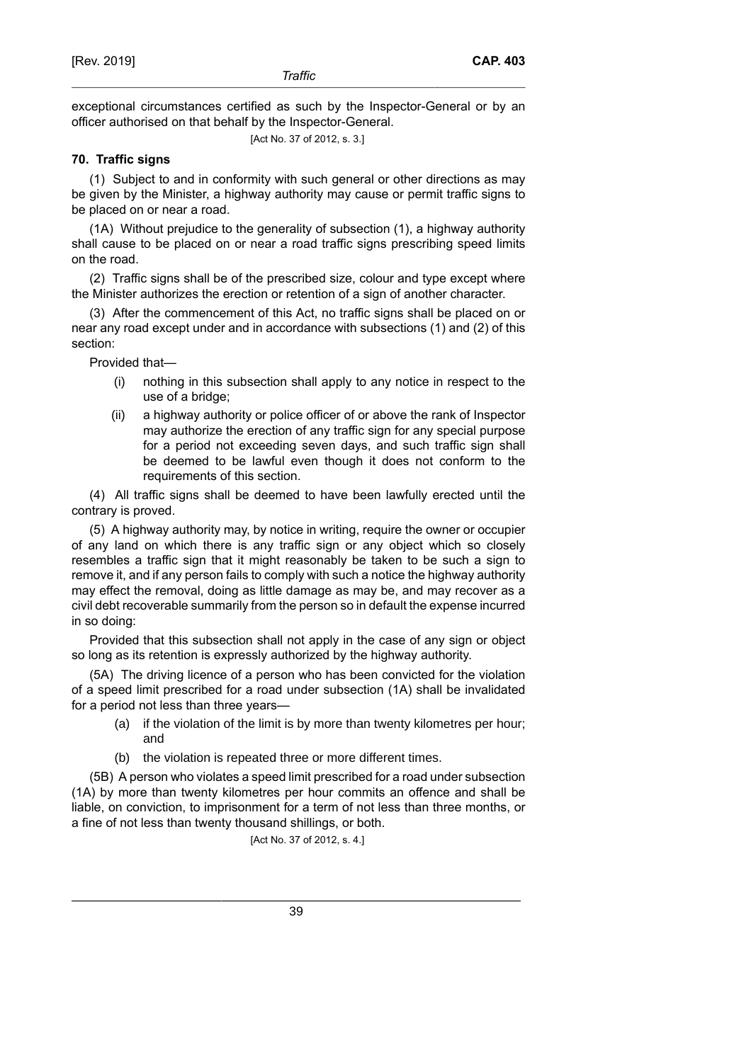exceptional circumstances certified as such by the Inspector-General or by an officer authorised on that behalf by the Inspector-General.

[Act No. 37 of 2012, s. 3.]

**70. Traffic signs**

(1) Subject to and in conformity with such general or other directions as may be given by the Minister, a highway authority may cause or permit traffic signs to be placed on or near a road.

(1A) Without prejudice to the generality of subsection (1), a highway authority shall cause to be placed on or near a road traffic signs prescribing speed limits on the road.

(2) Traffic signs shall be of the prescribed size, colour and type except where the Minister authorizes the erection or retention of a sign of another character.

(3) After the commencement of this Act, no traffic signs shall be placed on or near any road except under and in accordance with subsections (1) and (2) of this section:

Provided that—

- (i) nothing in this subsection shall apply to any notice in respect to the use of a bridge;
- (ii) a highway authority or police officer of or above the rank of Inspector may authorize the erection of any traffic sign for any special purpose for a period not exceeding seven days, and such traffic sign shall be deemed to be lawful even though it does not conform to the requirements of this section.

(4) All traffic signs shall be deemed to have been lawfully erected until the contrary is proved.

(5) A highway authority may, by notice in writing, require the owner or occupier of any land on which there is any traffic sign or any object which so closely resembles a traffic sign that it might reasonably be taken to be such a sign to remove it, and if any person fails to comply with such a notice the highway authority may effect the removal, doing as little damage as may be, and may recover as a civil debt recoverable summarily from the person so in default the expense incurred in so doing:

Provided that this subsection shall not apply in the case of any sign or object so long as its retention is expressly authorized by the highway authority.

(5A) The driving licence of a person who has been convicted for the violation of a speed limit prescribed for a road under subsection (1A) shall be invalidated for a period not less than three years—

- (a) if the violation of the limit is by more than twenty kilometres per hour; and
- (b) the violation is repeated three or more different times.

(5B) A person who violates a speed limit prescribed for a road under subsection (1A) by more than twenty kilometres per hour commits an offence and shall be liable, on conviction, to imprisonment for a term of not less than three months, or a fine of not less than twenty thousand shillings, or both.

[Act No. 37 of 2012, s. 4.]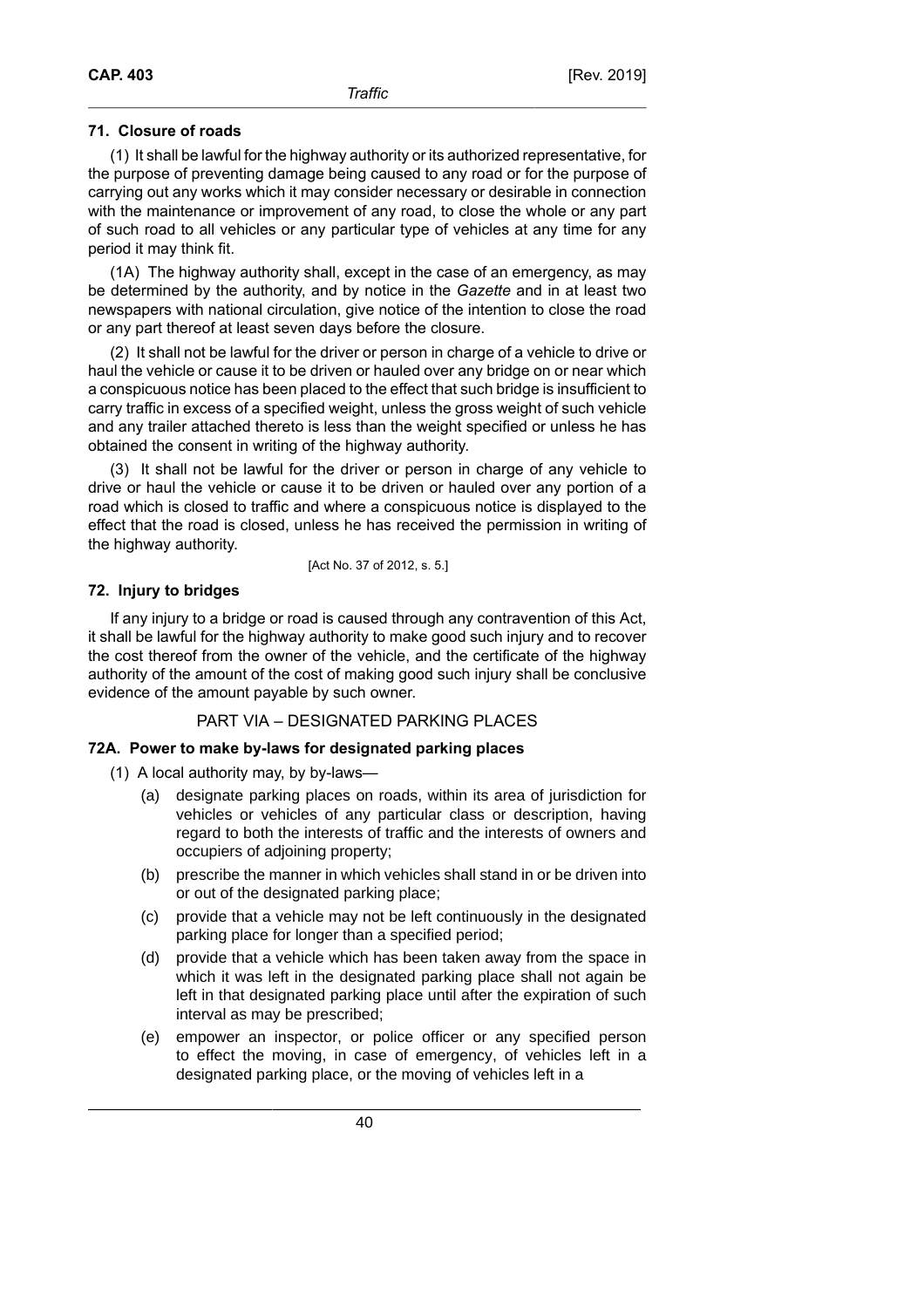### 71. Closure of roads

(1) It shall be lawful for the highway authority or its authorized representative, for the purpose of preventing damage being caused to any road or for the purpose of carrying out any works which it may consider necessary or desirable in connection with the maintenance or improvement of any road, to close the whole or any part of such road to all vehicles or any particular type of vehicles at any time for any period it may think fit.

(1A) The highway authority shall, except in the case of an emergency, as may be determined by the authority, and by notice in the *Gazette* and in at least two newspapers with national circulation, give notice of the intention to close the road or any part thereof at least seven days before the closure.

(2) It shall not be lawful for the driver or person in charge of a vehicle to drive or haul the vehicle or cause it to be driven or hauled over any bridge on or near which a conspicuous notice has been placed to the effect that such bridge is insufficient to carry traffic in excess of a specified weight, unless the gross weight of such vehicle and any trailer attached thereto is less than the weight specified or unless he has obtained the consent in writing of the highway authority.

(3) It shall not be lawful for the driver or person in charge of any vehicle to drive or haul the vehicle or cause it to be driven or hauled over any portion of a road which is closed to traffic and where a conspicuous notice is displayed to the effect that the road is closed, unless he has received the permission in writing of the highway authority.

[Act No. 37 of 2012, s. 5.]

### 72. Injury to bridges

If any injury to a bridge or road is caused through any contravention of this Act, it shall be lawful for the highway authority to make good such injury and to recover the cost thereof from the owner of the vehicle, and the certificate of the highway authority of the amount of the cost of making good such injury shall be conclusive evidence of the amount payable by such owner.

## PART VIA – DESIGNATED PARKING PLACES

### 72A. Power to make by-laws for designated parking places

(1) A local authority may, by by-laws—

- (a) designate parking places on roads, within its area of jurisdiction for vehicles or vehicles of any particular class or description, having regard to both the interests of traffic and the interests of owners and occupiers of adjoining property;
- (b) prescribe the manner in which vehicles shall stand in or be driven into or out of the designated parking place;
- (c) provide that a vehicle may not be left continuously in the designated parking place for longer than a specified period;
- (d) provide that a vehicle which has been taken away from the space in which it was left in the designated parking place shall not again be left in that designated parking place until after the expiration of such interval as may be prescribed;
- (e) empower an inspector, or police officer or any specified person to effect the moving, in case of emergency, of vehicles left in a designated parking place, or the moving of vehicles left in a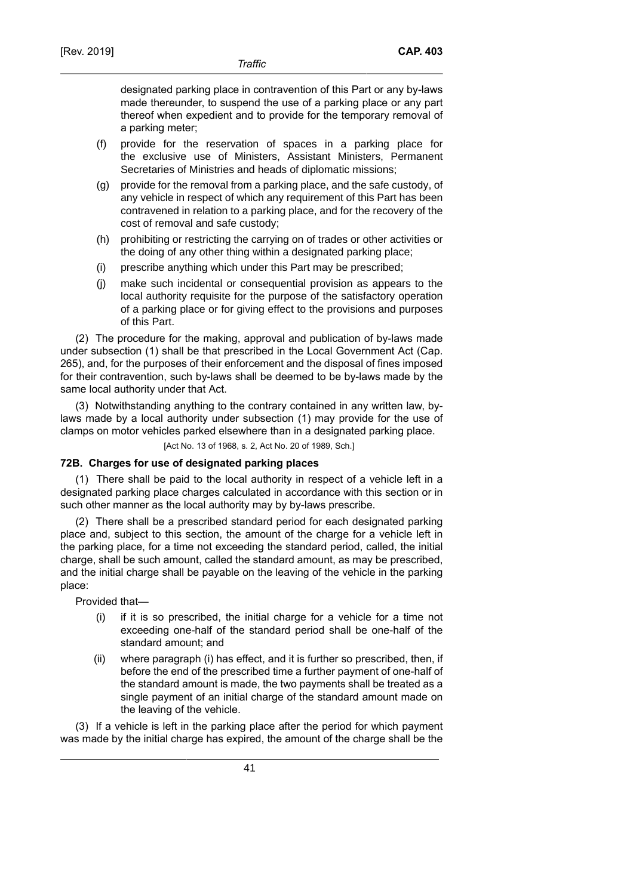designated parking place in contravention of this Part or any by-laws made thereunder, to suspend the use of a parking place or any part thereof when expedient and to provide for the temporary removal of a parking meter;

(f) provide for the reservation of spaces in a parking place for the exclusive use of Ministers, Assistant Ministers, Permanent Secretaries of Ministries and heads of diplomatic missions;

(g) provide for the removal from a parking place, and the safe custody, of any vehicle in respect of which any requirement of this Part has been contravened in relation to a parking place, and for the recovery of the cost of removal and safe custody;

(h) prohibiting or restricting the carrying on of trades or other activities or the doing of any other thing within a designated parking place;

(i) prescribe anything which under this Part may be prescribed;

(j) make such incidental or consequential provision as appears to the local authority requisite for the purpose of the satisfactory operation of a parking place or for giving effect to the provisions and purposes of this Part.

(2) The procedure for the making, approval and publication of by-laws made under subsection (1) shall be that prescribed in the Local Government Act (Cap. 265), and, for the purposes of their enforcement and the disposal of fines imposed for their contravention, such by-laws shall be deemed to be by-laws made by the same local authority under that Act.

(3) Notwithstanding anything to the contrary contained in any written law, by-laws made by a local authority under subsection (1) may provide for the use of clamps on motor vehicles parked elsewhere than in a designated parking place.

[Act No. 13 of 1968, s. 2, Act No. 20 of 1989, Sch.]

### 72B. Charges for use of designated parking places

(1) There shall be paid to the local authority in respect of a vehicle left in a designated parking place charges calculated in accordance with this section or in such other manner as the local authority may by by-laws prescribe.

(2) There shall be a prescribed standard period for each designated parking place and, subject to this section, the amount of the charge for a vehicle left in the parking place, for a time not exceeding the standard period, called, the initial charge, shall be such amount, called the standard amount, as may be prescribed, and the initial charge shall be payable on the leaving of the vehicle in the parking place:

Provided that—

(i) if it is so prescribed, the initial charge for a vehicle for a time not exceeding one-half of the standard period shall be one-half of the standard amount; and

(ii) where paragraph (i) has effect, and it is further so prescribed, then, if before the end of the prescribed time a further payment of one-half of the standard amount is made, the two payments shall be treated as a single payment of an initial charge of the standard amount made on the leaving of the vehicle.

(3) If a vehicle is left in the parking place after the period for which payment was made by the initial charge has expired, the amount of the charge shall be the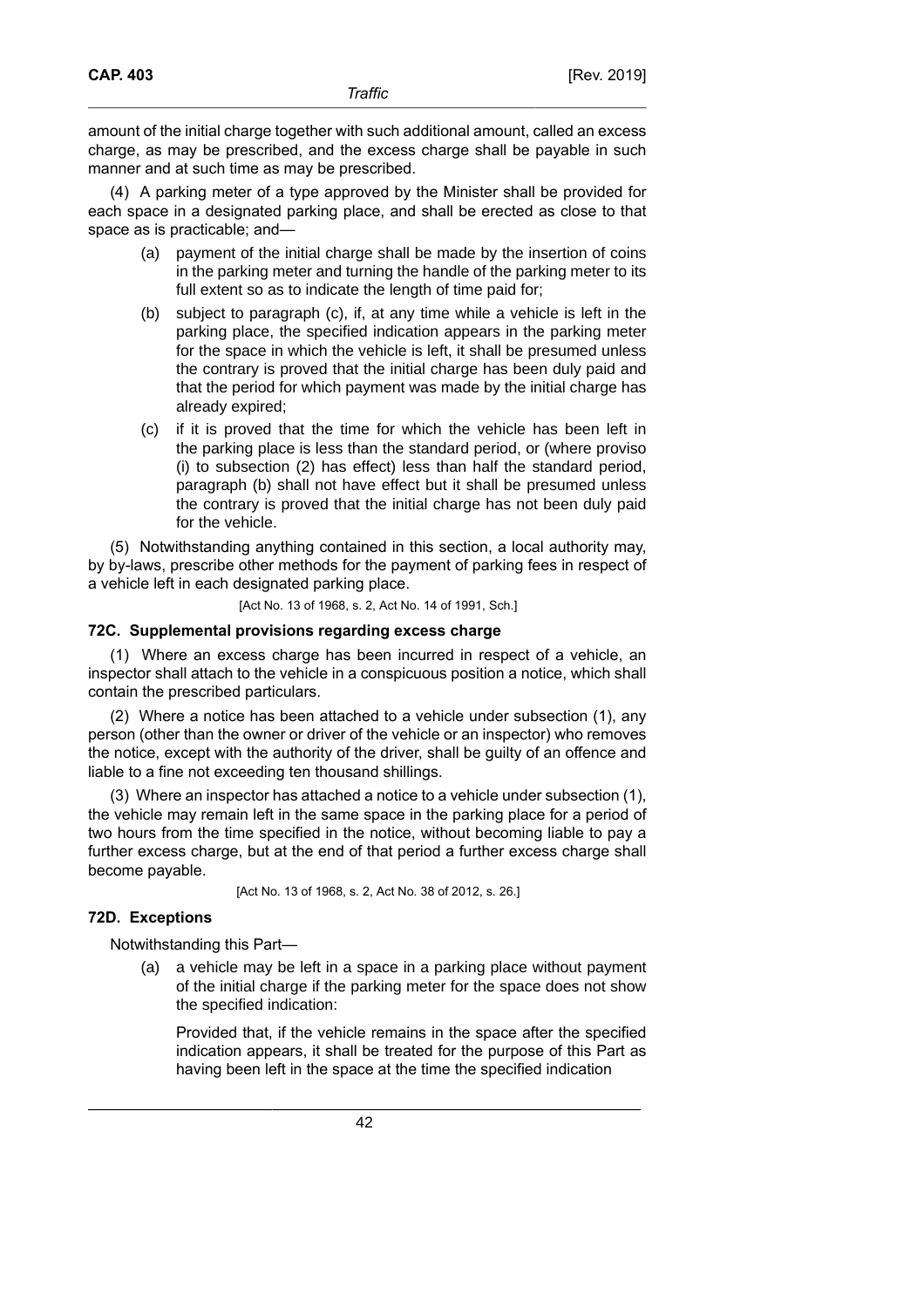amount of the initial charge together with such additional amount, called an excess charge, as may be prescribed, and the excess charge shall be payable in such manner and at such time as may be prescribed.

(4) A parking meter of a type approved by the Minister shall be provided for each space in a designated parking place, and shall be erected as close to that space as is practicable; and—

(a) payment of the initial charge shall be made by the insertion of coins in the parking meter and turning the handle of the parking meter to its full extent so as to indicate the length of time paid for;

(b) subject to paragraph (c), if, at any time while a vehicle is left in the parking place, the specified indication appears in the parking meter for the space in which the vehicle is left, it shall be presumed unless the contrary is proved that the initial charge has been duly paid and that the period for which payment was made by the initial charge has already expired;

(c) if it is proved that the time for which the vehicle has been left in the parking place is less than the standard period, or (where proviso (i) to subsection (2) has effect) less than half the standard period, paragraph (b) shall not have effect but it shall be presumed unless the contrary is proved that the initial charge has not been duly paid for the vehicle.

(5) Notwithstanding anything contained in this section, a local authority may, by by-laws, prescribe other methods for the payment of parking fees in respect of a vehicle left in each designated parking place.

[Act No. 13 of 1968, s. 2, Act No. 14 of 1991, Sch.]

### 72C. Supplemental provisions regarding excess charge

(1) Where an excess charge has been incurred in respect of a vehicle, an inspector shall attach to the vehicle in a conspicuous position a notice, which shall contain the prescribed particulars.

(2) Where a notice has been attached to a vehicle under subsection (1), any person (other than the owner or driver of the vehicle or an inspector) who removes the notice, except with the authority of the driver, shall be guilty of an offence and liable to a fine not exceeding ten thousand shillings.

(3) Where an inspector has attached a notice to a vehicle under subsection (1), the vehicle may remain left in the same space in the parking place for a period of two hours from the time specified in the notice, without becoming liable to pay a further excess charge, but at the end of that period a further excess charge shall become payable.

[Act No. 13 of 1968, s. 2, Act No. 38 of 2012, s. 26.]

### 72D. Exceptions

Notwithstanding this Part—

(a) a vehicle may be left in a space in a parking place without payment of the initial charge if the parking meter for the space does not show the specified indication:

Provided that, if the vehicle remains in the space after the specified indication appears, it shall be treated for the purpose of this Part as having been left in the space at the time the specified indication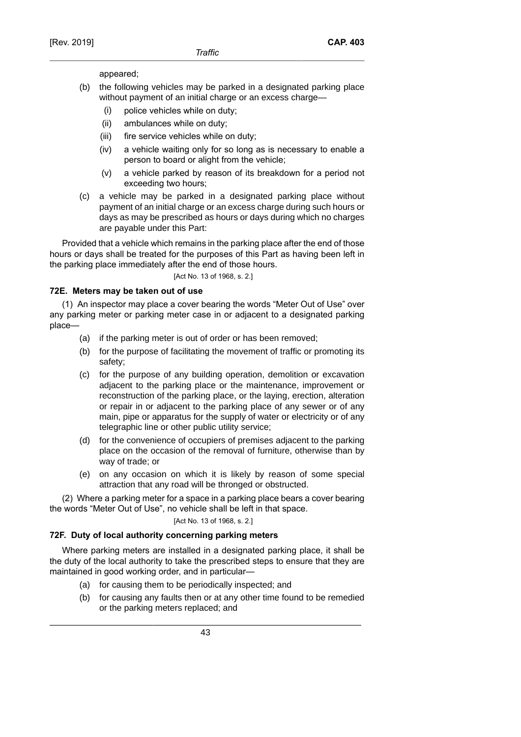appeared;

(b) the following vehicles may be parked in a designated parking place without payment of an initial charge or an excess charge—

  (i) police vehicles while on duty;

  (ii) ambulances while on duty;

  (iii) fire service vehicles while on duty;

  (iv) a vehicle waiting only for so long as is necessary to enable a person to board or alight from the vehicle;

  (v) a vehicle parked by reason of its breakdown for a period not exceeding two hours;

(c) a vehicle may be parked in a designated parking place without payment of an initial charge or an excess charge during such hours or days as may be prescribed as hours or days during which no charges are payable under this Part:

Provided that a vehicle which remains in the parking place after the end of those hours or days shall be treated for the purposes of this Part as having been left in the parking place immediately after the end of those hours.

[Act No. 13 of 1968, s. 2.]

### 72E. Meters may be taken out of use

(1) An inspector may place a cover bearing the words "Meter Out of Use" over any parking meter or parking meter case in or adjacent to a designated parking place—

(a) if the parking meter is out of order or has been removed;

(b) for the purpose of facilitating the movement of traffic or promoting its safety;

(c) for the purpose of any building operation, demolition or excavation adjacent to the parking place or the maintenance, improvement or reconstruction of the parking place, or the laying, erection, alteration or repair in or adjacent to the parking place of any sewer or of any main, pipe or apparatus for the supply of water or electricity or of any telegraphic line or other public utility service;

(d) for the convenience of occupiers of premises adjacent to the parking place on the occasion of the removal of furniture, otherwise than by way of trade; or

(e) on any occasion on which it is likely by reason of some special attraction that any road will be thronged or obstructed.

(2) Where a parking meter for a space in a parking place bears a cover bearing the words "Meter Out of Use", no vehicle shall be left in that space.

[Act No. 13 of 1968, s. 2.]

### 72F. Duty of local authority concerning parking meters

Where parking meters are installed in a designated parking place, it shall be the duty of the local authority to take the prescribed steps to ensure that they are maintained in good working order, and in particular—

(a) for causing them to be periodically inspected; and

(b) for causing any faults then or at any other time found to be remedied or the parking meters replaced; and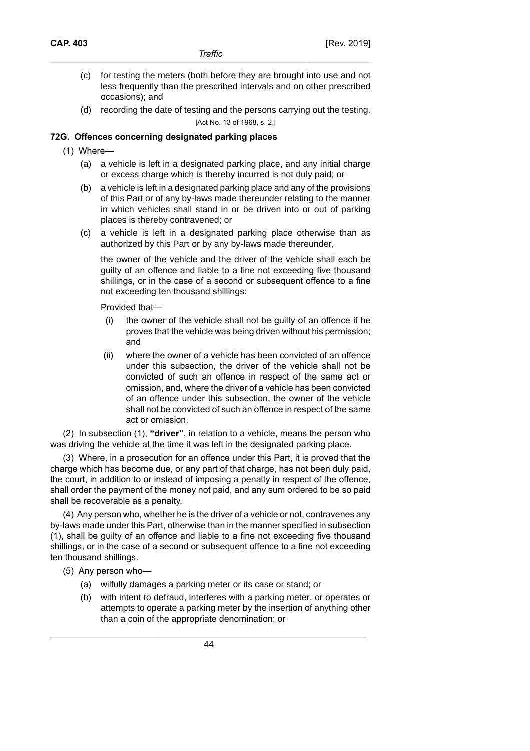(c) for testing the meters (both before they are brought into use and not less frequently than the prescribed intervals and on other prescribed occasions); and

(d) recording the date of testing and the persons carrying out the testing.

[Act No. 13 of 1968, s. 2.]

### 72G. Offences concerning designated parking places

(1) Where—

(a) a vehicle is left in a designated parking place, and any initial charge or excess charge which is thereby incurred is not duly paid; or

(b) a vehicle is left in a designated parking place and any of the provisions of this Part or of any by-laws made thereunder relating to the manner in which vehicles shall stand in or be driven into or out of parking places is thereby contravened; or

(c) a vehicle is left in a designated parking place otherwise than as authorized by this Part or by any by-laws made thereunder,

the owner of the vehicle and the driver of the vehicle shall each be guilty of an offence and liable to a fine not exceeding five thousand shillings, or in the case of a second or subsequent offence to a fine not exceeding ten thousand shillings:

Provided that—

(i) the owner of the vehicle shall not be guilty of an offence if he proves that the vehicle was being driven without his permission; and

(ii) where the owner of a vehicle has been convicted of an offence under this subsection, the driver of the vehicle shall not be convicted of such an offence in respect of the same act or omission, and, where the driver of a vehicle has been convicted of an offence under this subsection, the owner of the vehicle shall not be convicted of such an offence in respect of the same act or omission.

(2) In subsection (1), **"driver"**, in relation to a vehicle, means the person who was driving the vehicle at the time it was left in the designated parking place.

(3) Where, in a prosecution for an offence under this Part, it is proved that the charge which has become due, or any part of that charge, has not been duly paid, the court, in addition to or instead of imposing a penalty in respect of the offence, shall order the payment of the money not paid, and any sum ordered to be so paid shall be recoverable as a penalty.

(4) Any person who, whether he is the driver of a vehicle or not, contravenes any by-laws made under this Part, otherwise than in the manner specified in subsection (1), shall be guilty of an offence and liable to a fine not exceeding five thousand shillings, or in the case of a second or subsequent offence to a fine not exceeding ten thousand shillings.

(5) Any person who—

(a) wilfully damages a parking meter or its case or stand; or

(b) with intent to defraud, interferes with a parking meter, or operates or attempts to operate a parking meter by the insertion of anything other than a coin of the appropriate denomination; or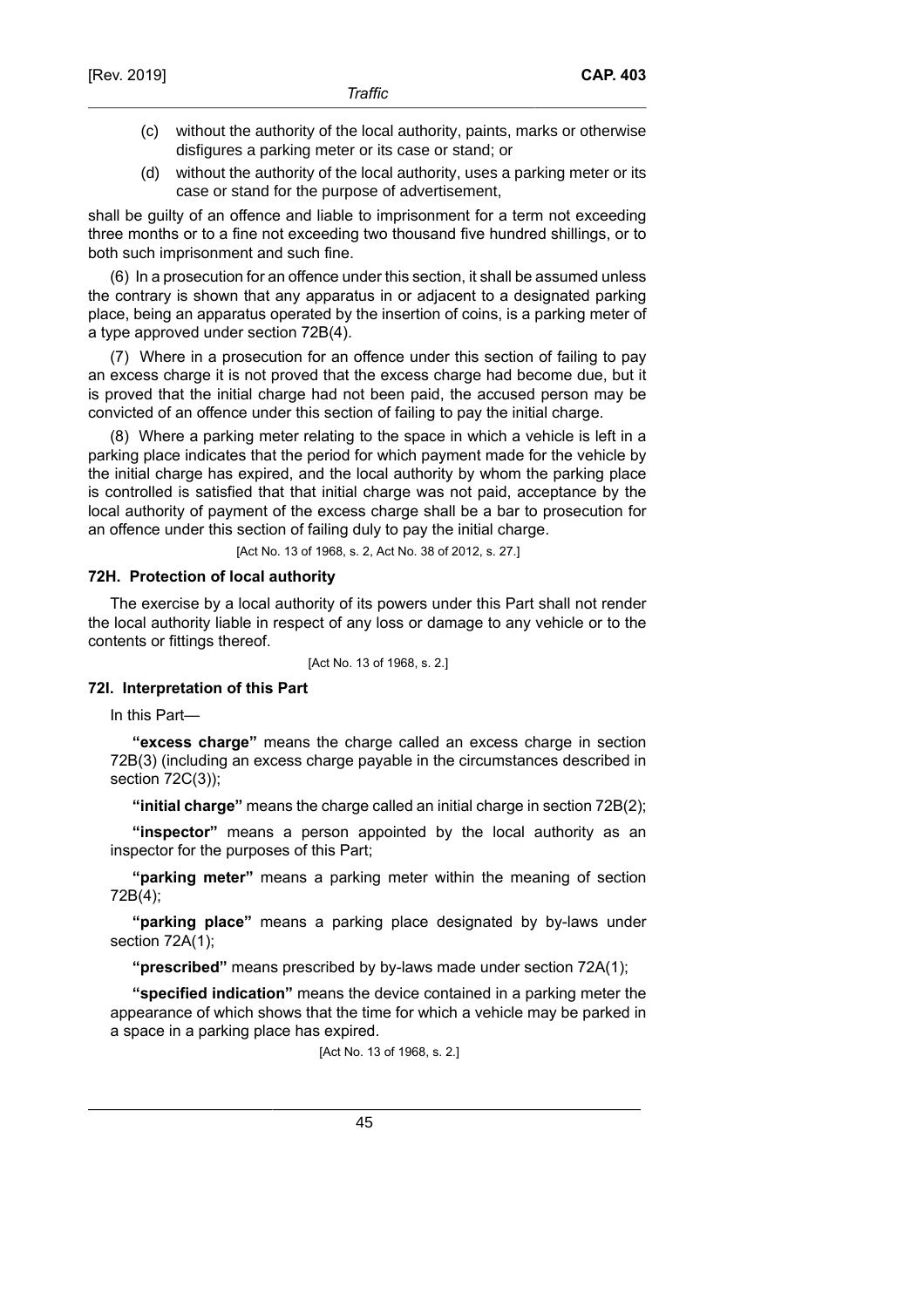(c) without the authority of the local authority, paints, marks or otherwise disfigures a parking meter or its case or stand; or

(d) without the authority of the local authority, uses a parking meter or its case or stand for the purpose of advertisement,

shall be guilty of an offence and liable to imprisonment for a term not exceeding three months or to a fine not exceeding two thousand five hundred shillings, or to both such imprisonment and such fine.

(6) In a prosecution for an offence under this section, it shall be assumed unless the contrary is shown that any apparatus in or adjacent to a designated parking place, being an apparatus operated by the insertion of coins, is a parking meter of a type approved under section 72B(4).

(7) Where in a prosecution for an offence under this section of failing to pay an excess charge it is not proved that the excess charge had become due, but it is proved that the initial charge had not been paid, the accused person may be convicted of an offence under this section of failing to pay the initial charge.

(8) Where a parking meter relating to the space in which a vehicle is left in a parking place indicates that the period for which payment made for the vehicle by the initial charge has expired, and the local authority by whom the parking place is controlled is satisfied that that initial charge was not paid, acceptance by the local authority of payment of the excess charge shall be a bar to prosecution for an offence under this section of failing duly to pay the initial charge.

[Act No. 13 of 1968, s. 2, Act No. 38 of 2012, s. 27.]

### 72H. Protection of local authority

The exercise by a local authority of its powers under this Part shall not render the local authority liable in respect of any loss or damage to any vehicle or to the contents or fittings thereof.

[Act No. 13 of 1968, s. 2.]

### 72I. Interpretation of this Part

In this Part—

**"excess charge"** means the charge called an excess charge in section 72B(3) (including an excess charge payable in the circumstances described in section 72C(3));

**"initial charge"** means the charge called an initial charge in section 72B(2);

**"inspector"** means a person appointed by the local authority as an inspector for the purposes of this Part;

**"parking meter"** means a parking meter within the meaning of section 72B(4);

**"parking place"** means a parking place designated by by-laws under section 72A(1);

**"prescribed"** means prescribed by by-laws made under section 72A(1);

**"specified indication"** means the device contained in a parking meter the appearance of which shows that the time for which a vehicle may be parked in a space in a parking place has expired.

[Act No. 13 of 1968, s. 2.]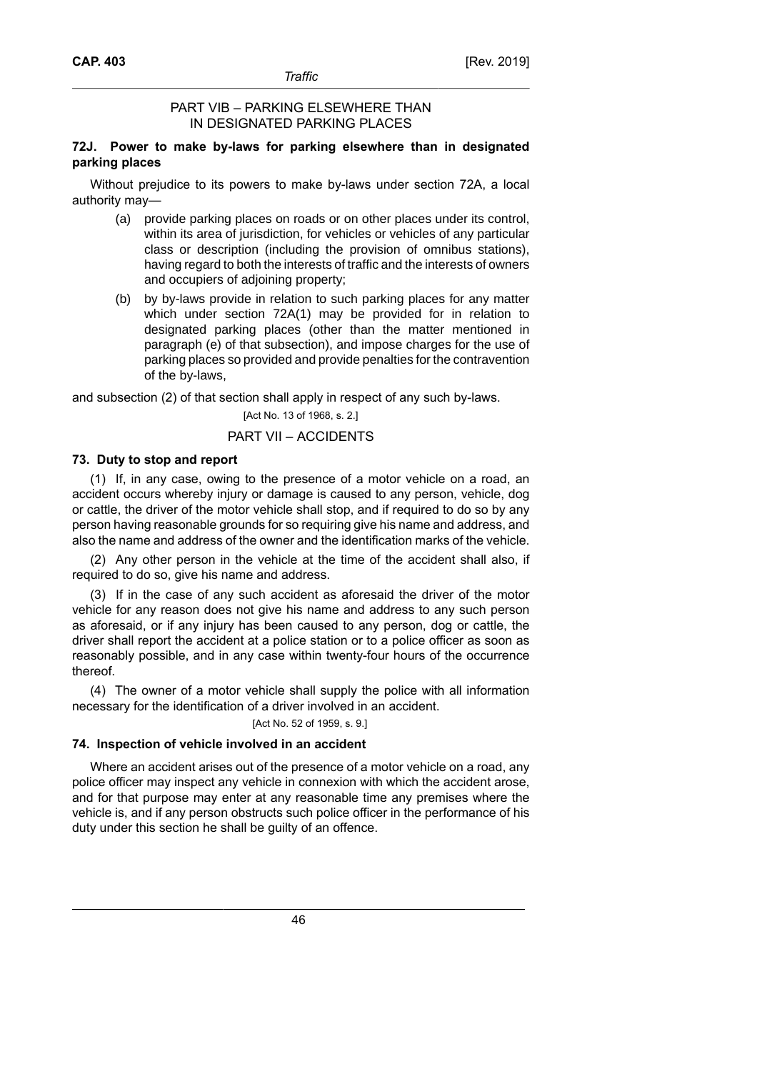## PART VIB – PARKING ELSEWHERE THAN IN DESIGNATED PARKING PLACES

### 72J. Power to make by-laws for parking elsewhere than in designated parking places

Without prejudice to its powers to make by-laws under section 72A, a local authority may—

(a) provide parking places on roads or on other places under its control, within its area of jurisdiction, for vehicles or vehicles of any particular class or description (including the provision of omnibus stations), having regard to both the interests of traffic and the interests of owners and occupiers of adjoining property;

(b) by by-laws provide in relation to such parking places for any matter which under section 72A(1) may be provided for in relation to designated parking places (other than the matter mentioned in paragraph (e) of that subsection), and impose charges for the use of parking places so provided and provide penalties for the contravention of the by-laws,

and subsection (2) of that section shall apply in respect of any such by-laws.

[Act No. 13 of 1968, s. 2.]

## PART VII – ACCIDENTS

### 73. Duty to stop and report

(1) If, in any case, owing to the presence of a motor vehicle on a road, an accident occurs whereby injury or damage is caused to any person, vehicle, dog or cattle, the driver of the motor vehicle shall stop, and if required to do so by any person having reasonable grounds for so requiring give his name and address, and also the name and address of the owner and the identification marks of the vehicle.

(2) Any other person in the vehicle at the time of the accident shall also, if required to do so, give his name and address.

(3) If in the case of any such accident as aforesaid the driver of the motor vehicle for any reason does not give his name and address to any such person as aforesaid, or if any injury has been caused to any person, dog or cattle, the driver shall report the accident at a police station or to a police officer as soon as reasonably possible, and in any case within twenty-four hours of the occurrence thereof.

(4) The owner of a motor vehicle shall supply the police with all information necessary for the identification of a driver involved in an accident.

[Act No. 52 of 1959, s. 9.]

### 74. Inspection of vehicle involved in an accident

Where an accident arises out of the presence of a motor vehicle on a road, any police officer may inspect any vehicle in connexion with which the accident arose, and for that purpose may enter at any reasonable time any premises where the vehicle is, and if any person obstructs such police officer in the performance of his duty under this section he shall be guilty of an offence.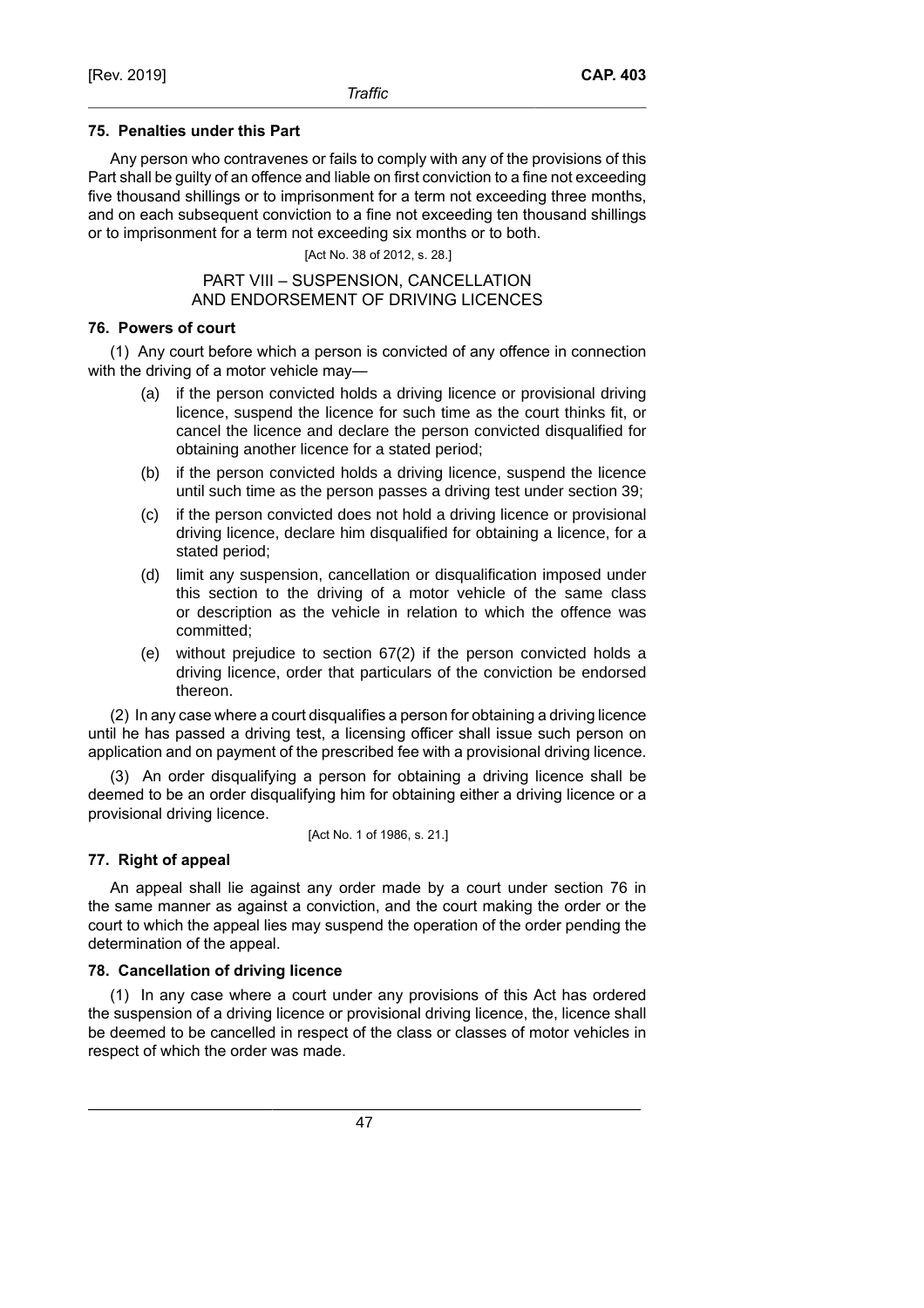### 75. Penalties under this Part

Any person who contravenes or fails to comply with any of the provisions of this Part shall be guilty of an offence and liable on first conviction to a fine not exceeding five thousand shillings or to imprisonment for a term not exceeding three months, and on each subsequent conviction to a fine not exceeding ten thousand shillings or to imprisonment for a term not exceeding six months or to both.

[Act No. 38 of 2012, s. 28.]

## PART VIII – SUSPENSION, CANCELLATION AND ENDORSEMENT OF DRIVING LICENCES

### 76. Powers of court

(1) Any court before which a person is convicted of any offence in connection with the driving of a motor vehicle may—

- (a) if the person convicted holds a driving licence or provisional driving licence, suspend the licence for such time as the court thinks fit, or cancel the licence and declare the person convicted disqualified for obtaining another licence for a stated period;
- (b) if the person convicted holds a driving licence, suspend the licence until such time as the person passes a driving test under section 39;
- (c) if the person convicted does not hold a driving licence or provisional driving licence, declare him disqualified for obtaining a licence, for a stated period;
- (d) limit any suspension, cancellation or disqualification imposed under this section to the driving of a motor vehicle of the same class or description as the vehicle in relation to which the offence was committed;
- (e) without prejudice to section 67(2) if the person convicted holds a driving licence, order that particulars of the conviction be endorsed thereon.

(2) In any case where a court disqualifies a person for obtaining a driving licence until he has passed a driving test, a licensing officer shall issue such person on application and on payment of the prescribed fee with a provisional driving licence.

(3) An order disqualifying a person for obtaining a driving licence shall be deemed to be an order disqualifying him for obtaining either a driving licence or a provisional driving licence.

[Act No. 1 of 1986, s. 21.]

### 77. Right of appeal

An appeal shall lie against any order made by a court under section 76 in the same manner as against a conviction, and the court making the order or the court to which the appeal lies may suspend the operation of the order pending the determination of the appeal.

### 78. Cancellation of driving licence

(1) In any case where a court under any provisions of this Act has ordered the suspension of a driving licence or provisional driving licence, the, licence shall be deemed to be cancelled in respect of the class or classes of motor vehicles in respect of which the order was made.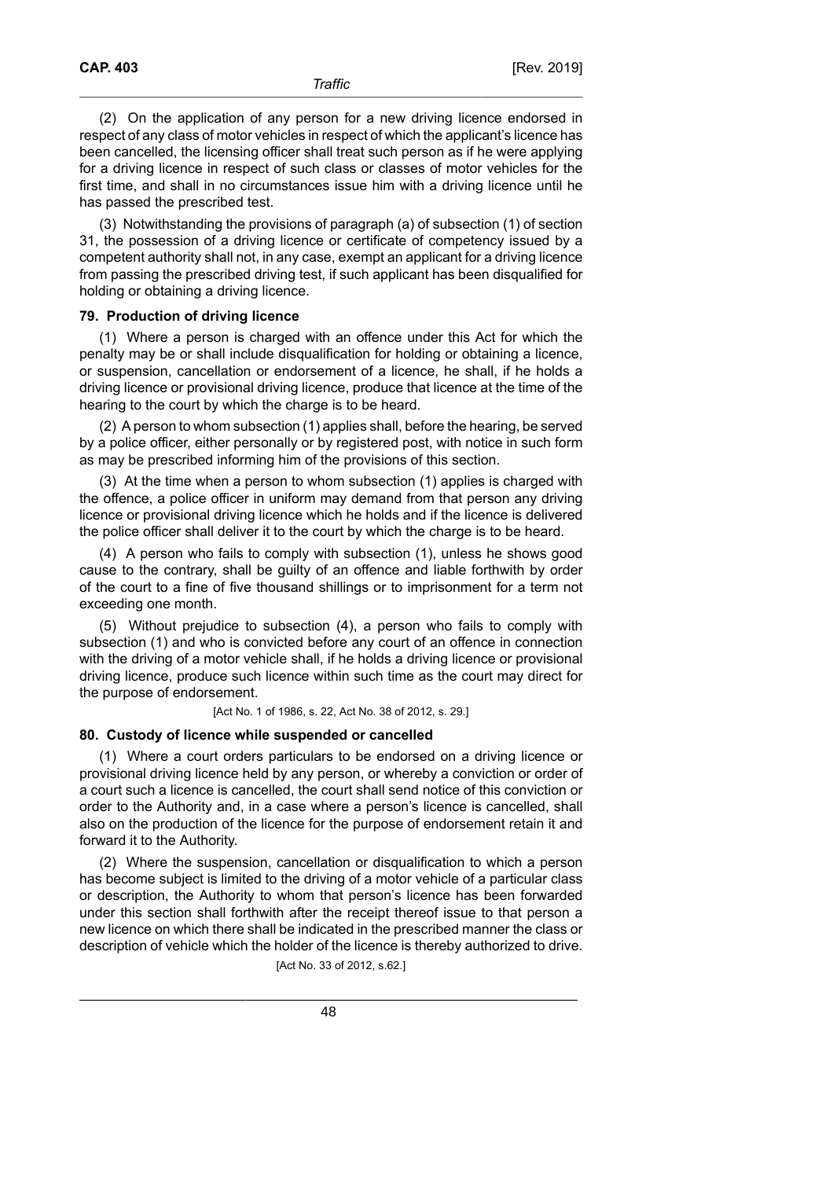(2) On the application of any person for a new driving licence endorsed in respect of any class of motor vehicles in respect of which the applicant's licence has been cancelled, the licensing officer shall treat such person as if he were applying for a driving licence in respect of such class or classes of motor vehicles for the first time, and shall in no circumstances issue him with a driving licence until he has passed the prescribed test.

(3) Notwithstanding the provisions of paragraph (a) of subsection (1) of section 31, the possession of a driving licence or certificate of competency issued by a competent authority shall not, in any case, exempt an applicant for a driving licence from passing the prescribed driving test, if such applicant has been disqualified for holding or obtaining a driving licence.

### 79. Production of driving licence

(1) Where a person is charged with an offence under this Act for which the penalty may be or shall include disqualification for holding or obtaining a licence, or suspension, cancellation or endorsement of a licence, he shall, if he holds a driving licence or provisional driving licence, produce that licence at the time of the hearing to the court by which the charge is to be heard.

(2) A person to whom subsection (1) applies shall, before the hearing, be served by a police officer, either personally or by registered post, with notice in such form as may be prescribed informing him of the provisions of this section.

(3) At the time when a person to whom subsection (1) applies is charged with the offence, a police officer in uniform may demand from that person any driving licence or provisional driving licence which he holds and if the licence is delivered the police officer shall deliver it to the court by which the charge is to be heard.

(4) A person who fails to comply with subsection (1), unless he shows good cause to the contrary, shall be guilty of an offence and liable forthwith by order of the court to a fine of five thousand shillings or to imprisonment for a term not exceeding one month.

(5) Without prejudice to subsection (4), a person who fails to comply with subsection (1) and who is convicted before any court of an offence in connection with the driving of a motor vehicle shall, if he holds a driving licence or provisional driving licence, produce such licence within such time as the court may direct for the purpose of endorsement.

[Act No. 1 of 1986, s. 22, Act No. 38 of 2012, s. 29.]

### 80. Custody of licence while suspended or cancelled

(1) Where a court orders particulars to be endorsed on a driving licence or provisional driving licence held by any person, or whereby a conviction or order of a court such a licence is cancelled, the court shall send notice of this conviction or order to the Authority and, in a case where a person's licence is cancelled, shall also on the production of the licence for the purpose of endorsement retain it and forward it to the Authority.

(2) Where the suspension, cancellation or disqualification to which a person has become subject is limited to the driving of a motor vehicle of a particular class or description, the Authority to whom that person's licence has been forwarded under this section shall forthwith after the receipt thereof issue to that person a new licence on which there shall be indicated in the prescribed manner the class or description of vehicle which the holder of the licence is thereby authorized to drive.

[Act No. 33 of 2012, s.62.]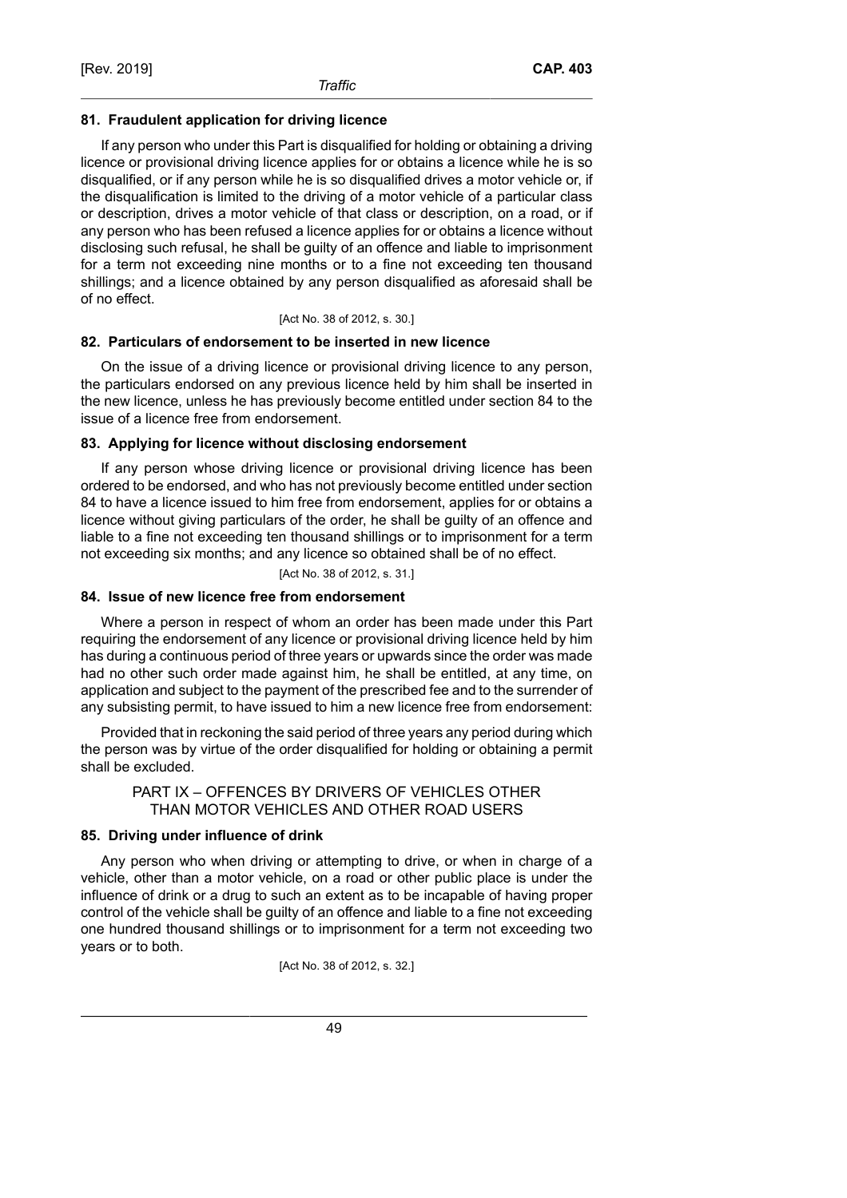### 81. Fraudulent application for driving licence

If any person who under this Part is disqualified for holding or obtaining a driving licence or provisional driving licence applies for or obtains a licence while he is so disqualified, or if any person while he is so disqualified drives a motor vehicle or, if the disqualification is limited to the driving of a motor vehicle of a particular class or description, drives a motor vehicle of that class or description, on a road, or if any person who has been refused a licence applies for or obtains a licence without disclosing such refusal, he shall be guilty of an offence and liable to imprisonment for a term not exceeding nine months or to a fine not exceeding ten thousand shillings; and a licence obtained by any person disqualified as aforesaid shall be of no effect.

[Act No. 38 of 2012, s. 30.]

### 82. Particulars of endorsement to be inserted in new licence

On the issue of a driving licence or provisional driving licence to any person, the particulars endorsed on any previous licence held by him shall be inserted in the new licence, unless he has previously become entitled under section 84 to the issue of a licence free from endorsement.

### 83. Applying for licence without disclosing endorsement

If any person whose driving licence or provisional driving licence has been ordered to be endorsed, and who has not previously become entitled under section 84 to have a licence issued to him free from endorsement, applies for or obtains a licence without giving particulars of the order, he shall be guilty of an offence and liable to a fine not exceeding ten thousand shillings or to imprisonment for a term not exceeding six months; and any licence so obtained shall be of no effect.

[Act No. 38 of 2012, s. 31.]

### 84. Issue of new licence free from endorsement

Where a person in respect of whom an order has been made under this Part requiring the endorsement of any licence or provisional driving licence held by him has during a continuous period of three years or upwards since the order was made had no other such order made against him, he shall be entitled, at any time, on application and subject to the payment of the prescribed fee and to the surrender of any subsisting permit, to have issued to him a new licence free from endorsement:

Provided that in reckoning the said period of three years any period during which the person was by virtue of the order disqualified for holding or obtaining a permit shall be excluded.

## PART IX – OFFENCES BY DRIVERS OF VEHICLES OTHER THAN MOTOR VEHICLES AND OTHER ROAD USERS

### 85. Driving under influence of drink

Any person who when driving or attempting to drive, or when in charge of a vehicle, other than a motor vehicle, on a road or other public place is under the influence of drink or a drug to such an extent as to be incapable of having proper control of the vehicle shall be guilty of an offence and liable to a fine not exceeding one hundred thousand shillings or to imprisonment for a term not exceeding two years or to both.

[Act No. 38 of 2012, s. 32.]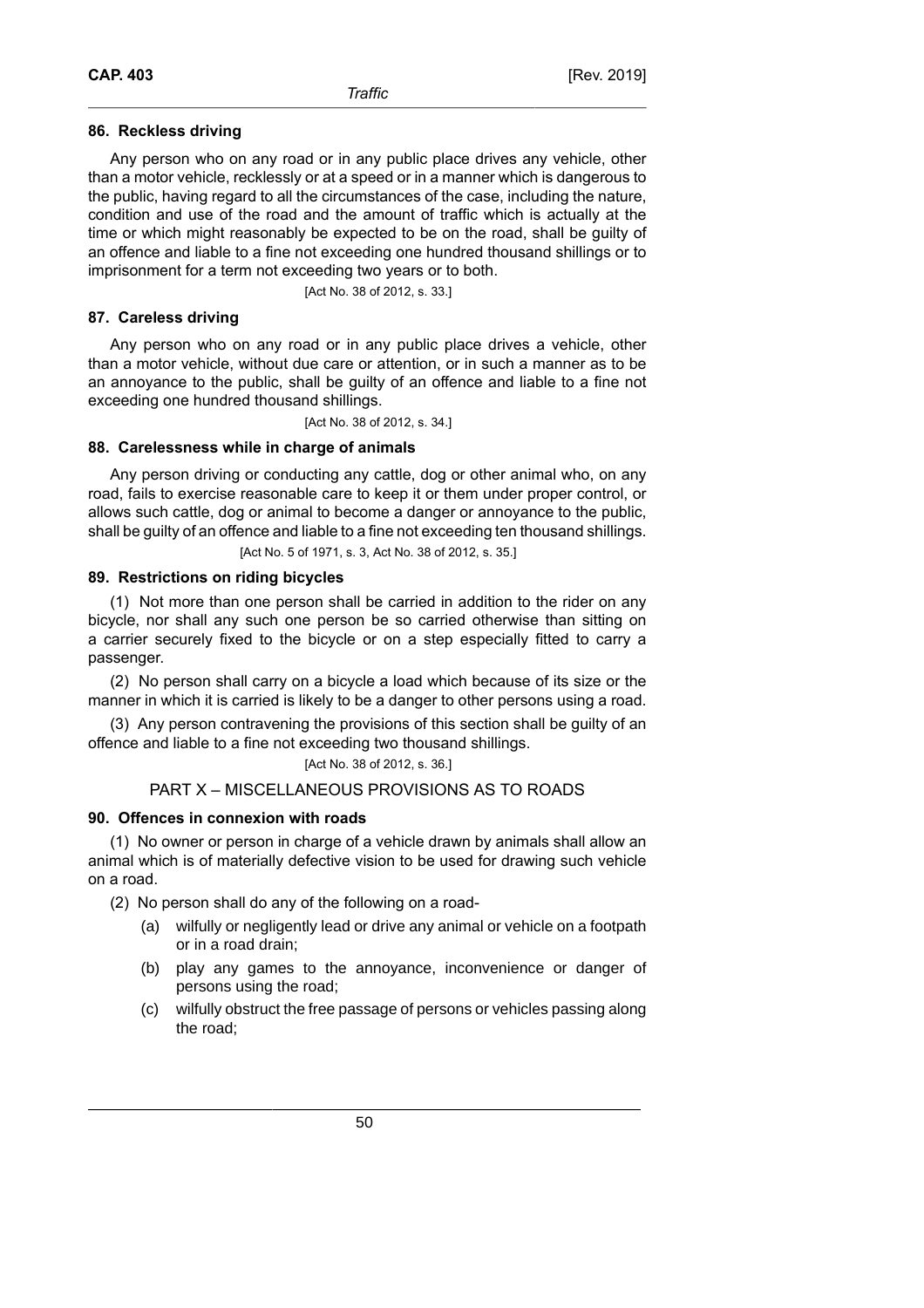### 86. Reckless driving

Any person who on any road or in any public place drives any vehicle, other than a motor vehicle, recklessly or at a speed or in a manner which is dangerous to the public, having regard to all the circumstances of the case, including the nature, condition and use of the road and the amount of traffic which is actually at the time or which might reasonably be expected to be on the road, shall be guilty of an offence and liable to a fine not exceeding one hundred thousand shillings or to imprisonment for a term not exceeding two years or to both.

[Act No. 38 of 2012, s. 33.]

### 87. Careless driving

Any person who on any road or in any public place drives a vehicle, other than a motor vehicle, without due care or attention, or in such a manner as to be an annoyance to the public, shall be guilty of an offence and liable to a fine not exceeding one hundred thousand shillings.

[Act No. 38 of 2012, s. 34.]

### 88. Carelessness while in charge of animals

Any person driving or conducting any cattle, dog or other animal who, on any road, fails to exercise reasonable care to keep it or them under proper control, or allows such cattle, dog or animal to become a danger or annoyance to the public, shall be guilty of an offence and liable to a fine not exceeding ten thousand shillings.

[Act No. 5 of 1971, s. 3, Act No. 38 of 2012, s. 35.]

### 89. Restrictions on riding bicycles

(1) Not more than one person shall be carried in addition to the rider on any bicycle, nor shall any such one person be so carried otherwise than sitting on a carrier securely fixed to the bicycle or on a step especially fitted to carry a passenger.

(2) No person shall carry on a bicycle a load which because of its size or the manner in which it is carried is likely to be a danger to other persons using a road.

(3) Any person contravening the provisions of this section shall be guilty of an offence and liable to a fine not exceeding two thousand shillings.

[Act No. 38 of 2012, s. 36.]

## PART X – MISCELLANEOUS PROVISIONS AS TO ROADS

### 90. Offences in connexion with roads

(1) No owner or person in charge of a vehicle drawn by animals shall allow an animal which is of materially defective vision to be used for drawing such vehicle on a road.

(2) No person shall do any of the following on a road-

- (a) wilfully or negligently lead or drive any animal or vehicle on a footpath or in a road drain;
- (b) play any games to the annoyance, inconvenience or danger of persons using the road;
- (c) wilfully obstruct the free passage of persons or vehicles passing along the road;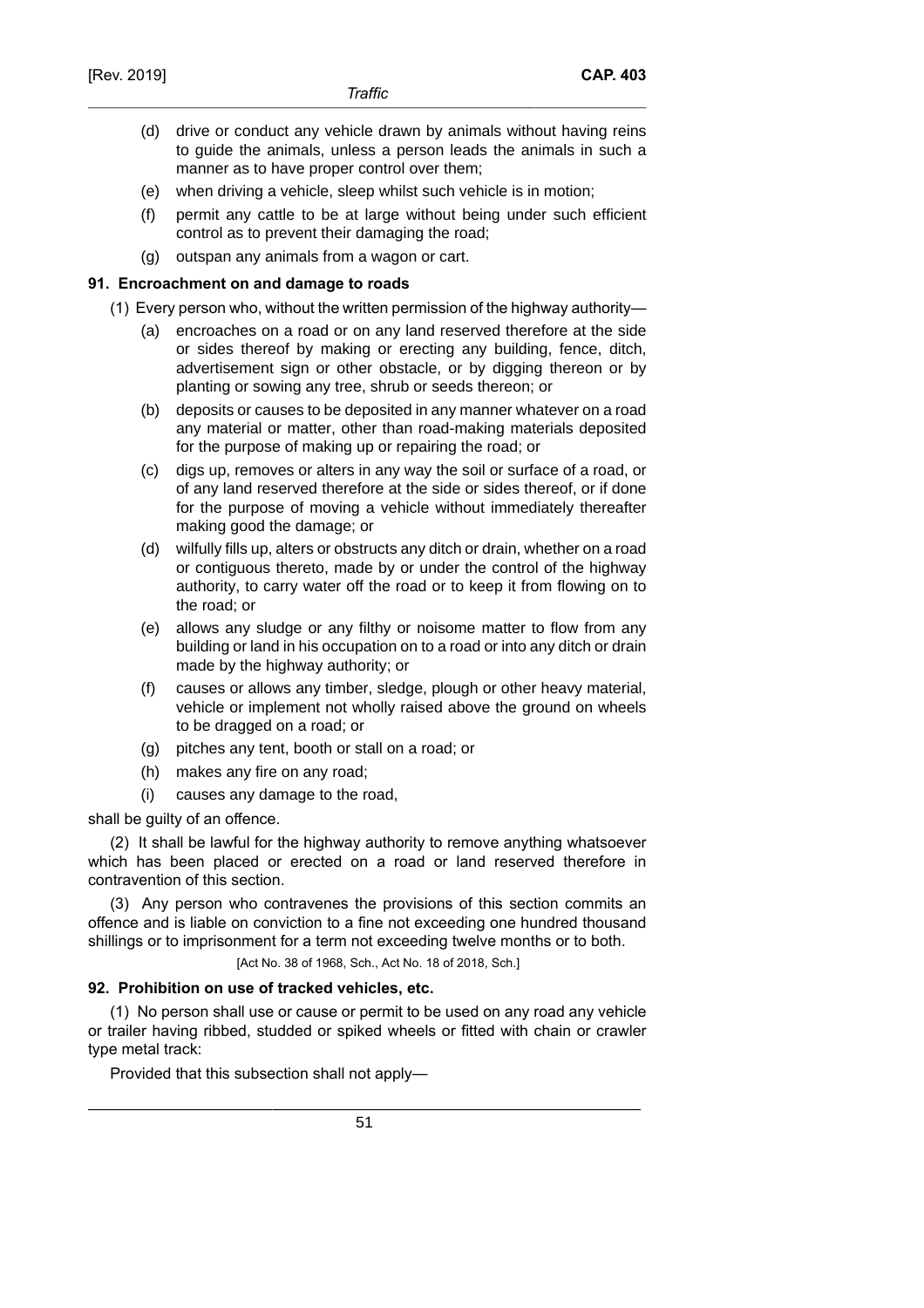(d) drive or conduct any vehicle drawn by animals without having reins to guide the animals, unless a person leads the animals in such a manner as to have proper control over them;

(e) when driving a vehicle, sleep whilst such vehicle is in motion;

(f) permit any cattle to be at large without being under such efficient control as to prevent their damaging the road;

(g) outspan any animals from a wagon or cart.

**91. Encroachment on and damage to roads**

(1) Every person who, without the written permission of the highway authority—

(a) encroaches on a road or on any land reserved therefore at the side or sides thereof by making or erecting any building, fence, ditch, advertisement sign or other obstacle, or by digging thereon or by planting or sowing any tree, shrub or seeds thereon; or

(b) deposits or causes to be deposited in any manner whatever on a road any material or matter, other than road-making materials deposited for the purpose of making up or repairing the road; or

(c) digs up, removes or alters in any way the soil or surface of a road, or of any land reserved therefore at the side or sides thereof, or if done for the purpose of moving a vehicle without immediately thereafter making good the damage; or

(d) wilfully fills up, alters or obstructs any ditch or drain, whether on a road or contiguous thereto, made by or under the control of the highway authority, to carry water off the road or to keep it from flowing on to the road; or

(e) allows any sludge or any filthy or noisome matter to flow from any building or land in his occupation on to a road or into any ditch or drain made by the highway authority; or

(f) causes or allows any timber, sledge, plough or other heavy material, vehicle or implement not wholly raised above the ground on wheels to be dragged on a road; or

(g) pitches any tent, booth or stall on a road; or

(h) makes any fire on any road;

(i) causes any damage to the road,

shall be guilty of an offence.

(2) It shall be lawful for the highway authority to remove anything whatsoever which has been placed or erected on a road or land reserved therefore in contravention of this section.

(3) Any person who contravenes the provisions of this section commits an offence and is liable on conviction to a fine not exceeding one hundred thousand shillings or to imprisonment for a term not exceeding twelve months or to both.

[Act No. 38 of 1968, Sch., Act No. 18 of 2018, Sch.]

**92. Prohibition on use of tracked vehicles, etc.**

(1) No person shall use or cause or permit to be used on any road any vehicle or trailer having ribbed, studded or spiked wheels or fitted with chain or crawler type metal track:

Provided that this subsection shall not apply—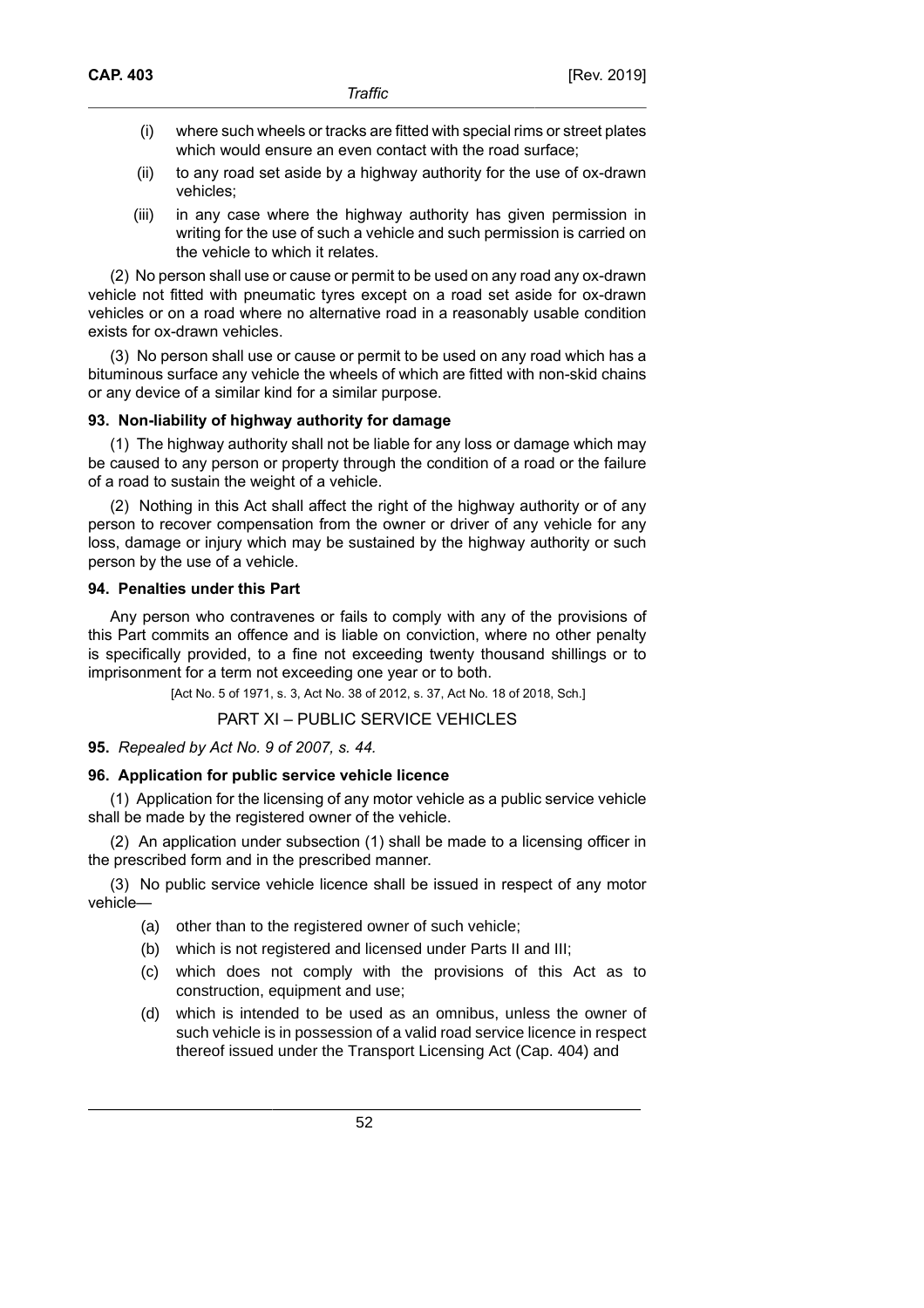(i) where such wheels or tracks are fitted with special rims or street plates which would ensure an even contact with the road surface;

(ii) to any road set aside by a highway authority for the use of ox-drawn vehicles;

(iii) in any case where the highway authority has given permission in writing for the use of such a vehicle and such permission is carried on the vehicle to which it relates.

(2) No person shall use or cause or permit to be used on any road any ox-drawn vehicle not fitted with pneumatic tyres except on a road set aside for ox-drawn vehicles or on a road where no alternative road in a reasonably usable condition exists for ox-drawn vehicles.

(3) No person shall use or cause or permit to be used on any road which has a bituminous surface any vehicle the wheels of which are fitted with non-skid chains or any device of a similar kind for a similar purpose.

**93. Non-liability of highway authority for damage**

(1) The highway authority shall not be liable for any loss or damage which may be caused to any person or property through the condition of a road or the failure of a road to sustain the weight of a vehicle.

(2) Nothing in this Act shall affect the right of the highway authority or of any person to recover compensation from the owner or driver of any vehicle for any loss, damage or injury which may be sustained by the highway authority or such person by the use of a vehicle.

**94. Penalties under this Part**

Any person who contravenes or fails to comply with any of the provisions of this Part commits an offence and is liable on conviction, where no other penalty is specifically provided, to a fine not exceeding twenty thousand shillings or to imprisonment for a term not exceeding one year or to both.

[Act No. 5 of 1971, s. 3, Act No. 38 of 2012, s. 37, Act No. 18 of 2018, Sch.]

## PART XI – PUBLIC SERVICE VEHICLES

**95.** *Repealed by Act No. 9 of 2007, s. 44.*

**96. Application for public service vehicle licence**

(1) Application for the licensing of any motor vehicle as a public service vehicle shall be made by the registered owner of the vehicle.

(2) An application under subsection (1) shall be made to a licensing officer in the prescribed form and in the prescribed manner.

(3) No public service vehicle licence shall be issued in respect of any motor vehicle—

(a) other than to the registered owner of such vehicle;

(b) which is not registered and licensed under Parts II and III;

(c) which does not comply with the provisions of this Act as to construction, equipment and use;

(d) which is intended to be used as an omnibus, unless the owner of such vehicle is in possession of a valid road service licence in respect thereof issued under the Transport Licensing Act (Cap. 404) and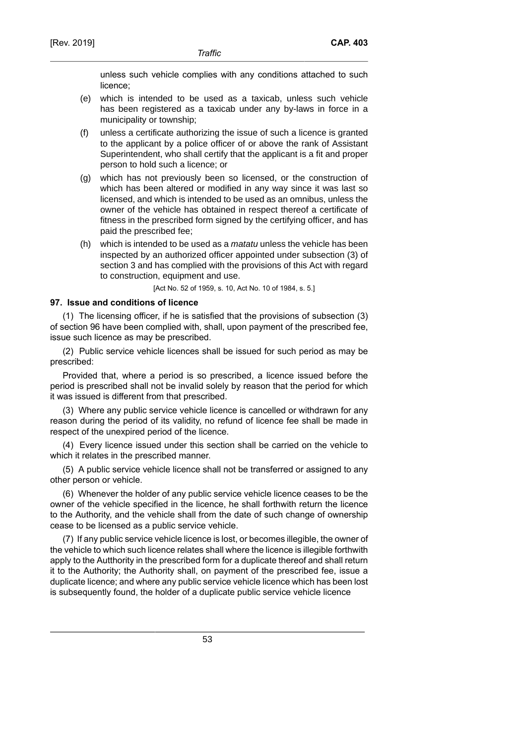unless such vehicle complies with any conditions attached to such licence;

(e) which is intended to be used as a taxicab, unless such vehicle has been registered as a taxicab under any by-laws in force in a municipality or township;

(f) unless a certificate authorizing the issue of such a licence is granted to the applicant by a police officer of or above the rank of Assistant Superintendent, who shall certify that the applicant is a fit and proper person to hold such a licence; or

(g) which has not previously been so licensed, or the construction of which has been altered or modified in any way since it was last so licensed, and which is intended to be used as an omnibus, unless the owner of the vehicle has obtained in respect thereof a certificate of fitness in the prescribed form signed by the certifying officer, and has paid the prescribed fee;

(h) which is intended to be used as a *matatu* unless the vehicle has been inspected by an authorized officer appointed under subsection (3) of section 3 and has complied with the provisions of this Act with regard to construction, equipment and use.

[Act No. 52 of 1959, s. 10, Act No. 10 of 1984, s. 5.]

**97. Issue and conditions of licence**

(1) The licensing officer, if he is satisfied that the provisions of subsection (3) of section 96 have been complied with, shall, upon payment of the prescribed fee, issue such licence as may be prescribed.

(2) Public service vehicle licences shall be issued for such period as may be prescribed:

Provided that, where a period is so prescribed, a licence issued before the period is prescribed shall not be invalid solely by reason that the period for which it was issued is different from that prescribed.

(3) Where any public service vehicle licence is cancelled or withdrawn for any reason during the period of its validity, no refund of licence fee shall be made in respect of the unexpired period of the licence.

(4) Every licence issued under this section shall be carried on the vehicle to which it relates in the prescribed manner.

(5) A public service vehicle licence shall not be transferred or assigned to any other person or vehicle.

(6) Whenever the holder of any public service vehicle licence ceases to be the owner of the vehicle specified in the licence, he shall forthwith return the licence to the Authority, and the vehicle shall from the date of such change of ownership cease to be licensed as a public service vehicle.

(7) If any public service vehicle licence is lost, or becomes illegible, the owner of the vehicle to which such licence relates shall where the licence is illegible forthwith apply to the Autthority in the prescribed form for a duplicate thereof and shall return it to the Authority; the Authority shall, on payment of the prescribed fee, issue a duplicate licence; and where any public service vehicle licence which has been lost is subsequently found, the holder of a duplicate public service vehicle licence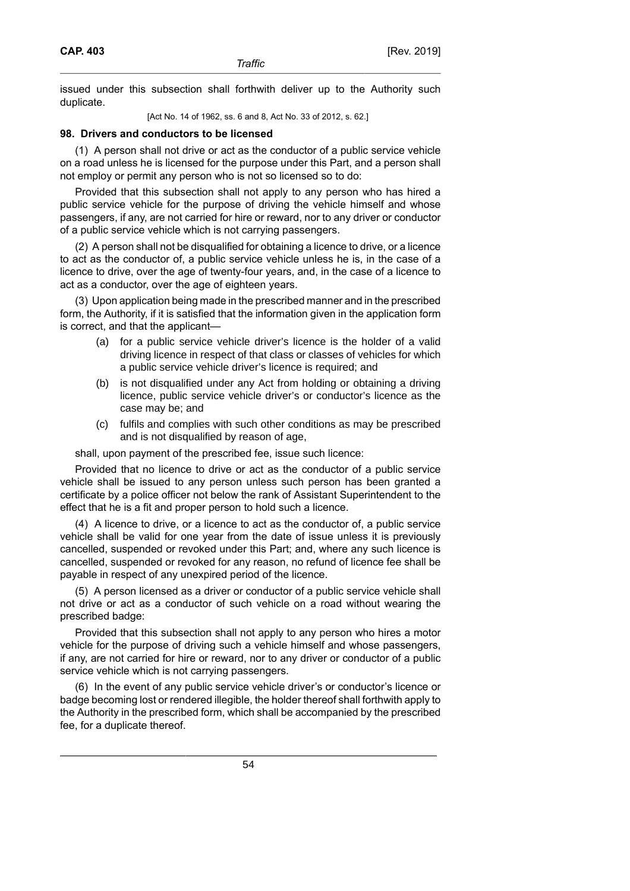issued under this subsection shall forthwith deliver up to the Authority such duplicate.

[Act No. 14 of 1962, ss. 6 and 8, Act No. 33 of 2012, s. 62.]

**98. Drivers and conductors to be licensed**

(1) A person shall not drive or act as the conductor of a public service vehicle on a road unless he is licensed for the purpose under this Part, and a person shall not employ or permit any person who is not so licensed so to do:

Provided that this subsection shall not apply to any person who has hired a public service vehicle for the purpose of driving the vehicle himself and whose passengers, if any, are not carried for hire or reward, nor to any driver or conductor of a public service vehicle which is not carrying passengers.

(2) A person shall not be disqualified for obtaining a licence to drive, or a licence to act as the conductor of, a public service vehicle unless he is, in the case of a licence to drive, over the age of twenty-four years, and, in the case of a licence to act as a conductor, over the age of eighteen years.

(3) Upon application being made in the prescribed manner and in the prescribed form, the Authority, if it is satisfied that the information given in the application form is correct, and that the applicant—

- (a) for a public service vehicle driver's licence is the holder of a valid driving licence in respect of that class or classes of vehicles for which a public service vehicle driver's licence is required; and
- (b) is not disqualified under any Act from holding or obtaining a driving licence, public service vehicle driver's or conductor's licence as the case may be; and
- (c) fulfils and complies with such other conditions as may be prescribed and is not disqualified by reason of age,

shall, upon payment of the prescribed fee, issue such licence:

Provided that no licence to drive or act as the conductor of a public service vehicle shall be issued to any person unless such person has been granted a certificate by a police officer not below the rank of Assistant Superintendent to the effect that he is a fit and proper person to hold such a licence.

(4) A licence to drive, or a licence to act as the conductor of, a public service vehicle shall be valid for one year from the date of issue unless it is previously cancelled, suspended or revoked under this Part; and, where any such licence is cancelled, suspended or revoked for any reason, no refund of licence fee shall be payable in respect of any unexpired period of the licence.

(5) A person licensed as a driver or conductor of a public service vehicle shall not drive or act as a conductor of such vehicle on a road without wearing the prescribed badge:

Provided that this subsection shall not apply to any person who hires a motor vehicle for the purpose of driving such a vehicle himself and whose passengers, if any, are not carried for hire or reward, nor to any driver or conductor of a public service vehicle which is not carrying passengers.

(6) In the event of any public service vehicle driver's or conductor's licence or badge becoming lost or rendered illegible, the holder thereof shall forthwith apply to the Authority in the prescribed form, which shall be accompanied by the prescribed fee, for a duplicate thereof.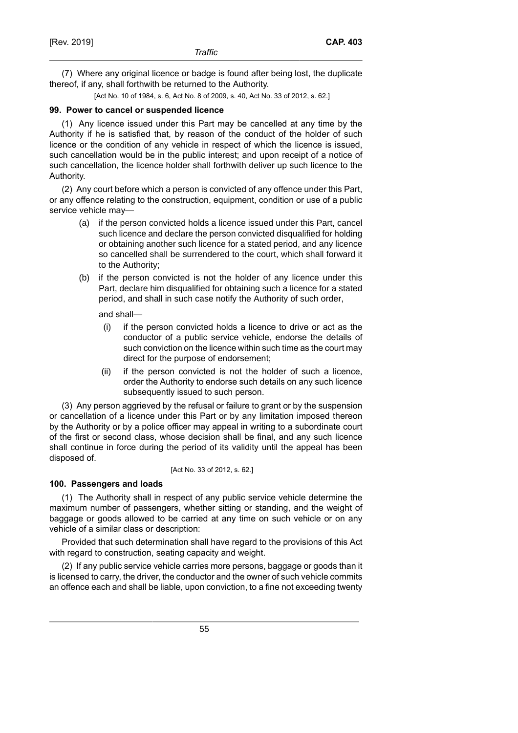(7) Where any original licence or badge is found after being lost, the duplicate thereof, if any, shall forthwith be returned to the Authority.

[Act No. 10 of 1984, s. 6, Act No. 8 of 2009, s. 40, Act No. 33 of 2012, s. 62.]

**99. Power to cancel or suspended licence**

(1) Any licence issued under this Part may be cancelled at any time by the Authority if he is satisfied that, by reason of the conduct of the holder of such licence or the condition of any vehicle in respect of which the licence is issued, such cancellation would be in the public interest; and upon receipt of a notice of such cancellation, the licence holder shall forthwith deliver up such licence to the Authority.

(2) Any court before which a person is convicted of any offence under this Part, or any offence relating to the construction, equipment, condition or use of a public service vehicle may—

(a) if the person convicted holds a licence issued under this Part, cancel such licence and declare the person convicted disqualified for holding or obtaining another such licence for a stated period, and any licence so cancelled shall be surrendered to the court, which shall forward it to the Authority;

(b) if the person convicted is not the holder of any licence under this Part, declare him disqualified for obtaining such a licence for a stated period, and shall in such case notify the Authority of such order,

and shall—

(i) if the person convicted holds a licence to drive or act as the conductor of a public service vehicle, endorse the details of such conviction on the licence within such time as the court may direct for the purpose of endorsement;

(ii) if the person convicted is not the holder of such a licence, order the Authority to endorse such details on any such licence subsequently issued to such person.

(3) Any person aggrieved by the refusal or failure to grant or by the suspension or cancellation of a licence under this Part or by any limitation imposed thereon by the Authority or by a police officer may appeal in writing to a subordinate court of the first or second class, whose decision shall be final, and any such licence shall continue in force during the period of its validity until the appeal has been disposed of.

[Act No. 33 of 2012, s. 62.]

**100. Passengers and loads**

(1) The Authority shall in respect of any public service vehicle determine the maximum number of passengers, whether sitting or standing, and the weight of baggage or goods allowed to be carried at any time on such vehicle or on any vehicle of a similar class or description:

Provided that such determination shall have regard to the provisions of this Act with regard to construction, seating capacity and weight.

(2) If any public service vehicle carries more persons, baggage or goods than it is licensed to carry, the driver, the conductor and the owner of such vehicle commits an offence each and shall be liable, upon conviction, to a fine not exceeding twenty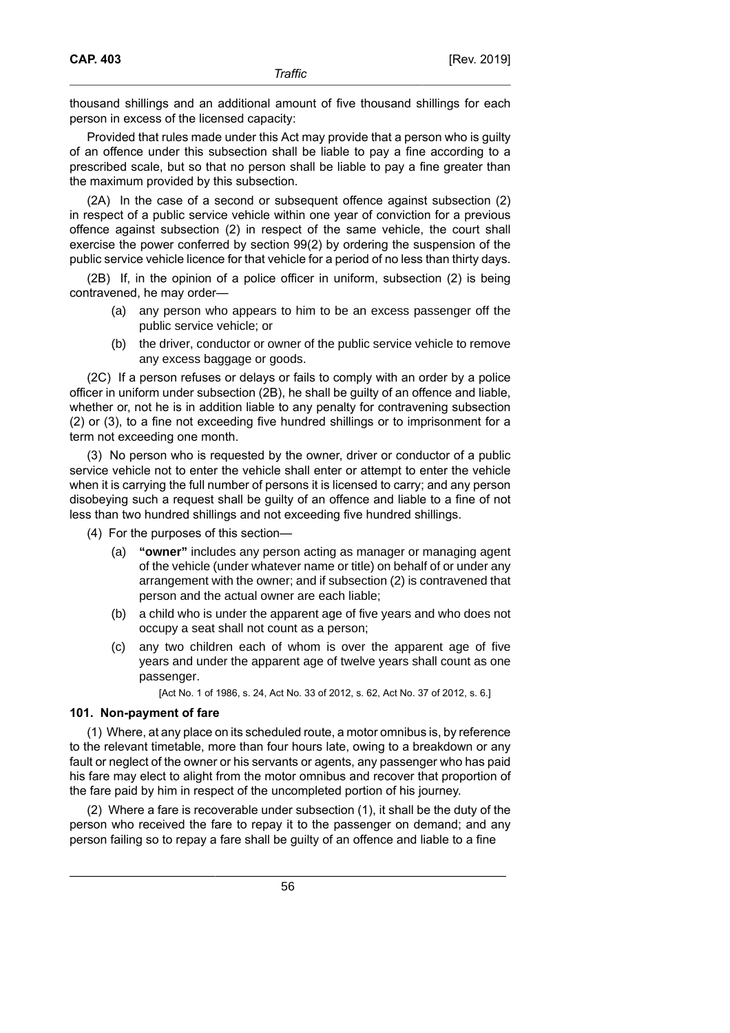thousand shillings and an additional amount of five thousand shillings for each person in excess of the licensed capacity:

Provided that rules made under this Act may provide that a person who is guilty of an offence under this subsection shall be liable to pay a fine according to a prescribed scale, but so that no person shall be liable to pay a fine greater than the maximum provided by this subsection.

(2A) In the case of a second or subsequent offence against subsection (2) in respect of a public service vehicle within one year of conviction for a previous offence against subsection (2) in respect of the same vehicle, the court shall exercise the power conferred by section 99(2) by ordering the suspension of the public service vehicle licence for that vehicle for a period of no less than thirty days.

(2B) If, in the opinion of a police officer in uniform, subsection (2) is being contravened, he may order—

(a) any person who appears to him to be an excess passenger off the public service vehicle; or

(b) the driver, conductor or owner of the public service vehicle to remove any excess baggage or goods.

(2C) If a person refuses or delays or fails to comply with an order by a police officer in uniform under subsection (2B), he shall be guilty of an offence and liable, whether or, not he is in addition liable to any penalty for contravening subsection (2) or (3), to a fine not exceeding five hundred shillings or to imprisonment for a term not exceeding one month.

(3) No person who is requested by the owner, driver or conductor of a public service vehicle not to enter the vehicle shall enter or attempt to enter the vehicle when it is carrying the full number of persons it is licensed to carry; and any person disobeying such a request shall be guilty of an offence and liable to a fine of not less than two hundred shillings and not exceeding five hundred shillings.

(4) For the purposes of this section—

(a) **"owner"** includes any person acting as manager or managing agent of the vehicle (under whatever name or title) on behalf of or under any arrangement with the owner; and if subsection (2) is contravened that person and the actual owner are each liable;

(b) a child who is under the apparent age of five years and who does not occupy a seat shall not count as a person;

(c) any two children each of whom is over the apparent age of five years and under the apparent age of twelve years shall count as one passenger.

[Act No. 1 of 1986, s. 24, Act No. 33 of 2012, s. 62, Act No. 37 of 2012, s. 6.]

### 101. Non-payment of fare

(1) Where, at any place on its scheduled route, a motor omnibus is, by reference to the relevant timetable, more than four hours late, owing to a breakdown or any fault or neglect of the owner or his servants or agents, any passenger who has paid his fare may elect to alight from the motor omnibus and recover that proportion of the fare paid by him in respect of the uncompleted portion of his journey.

(2) Where a fare is recoverable under subsection (1), it shall be the duty of the person who received the fare to repay it to the passenger on demand; and any person failing so to repay a fare shall be guilty of an offence and liable to a fine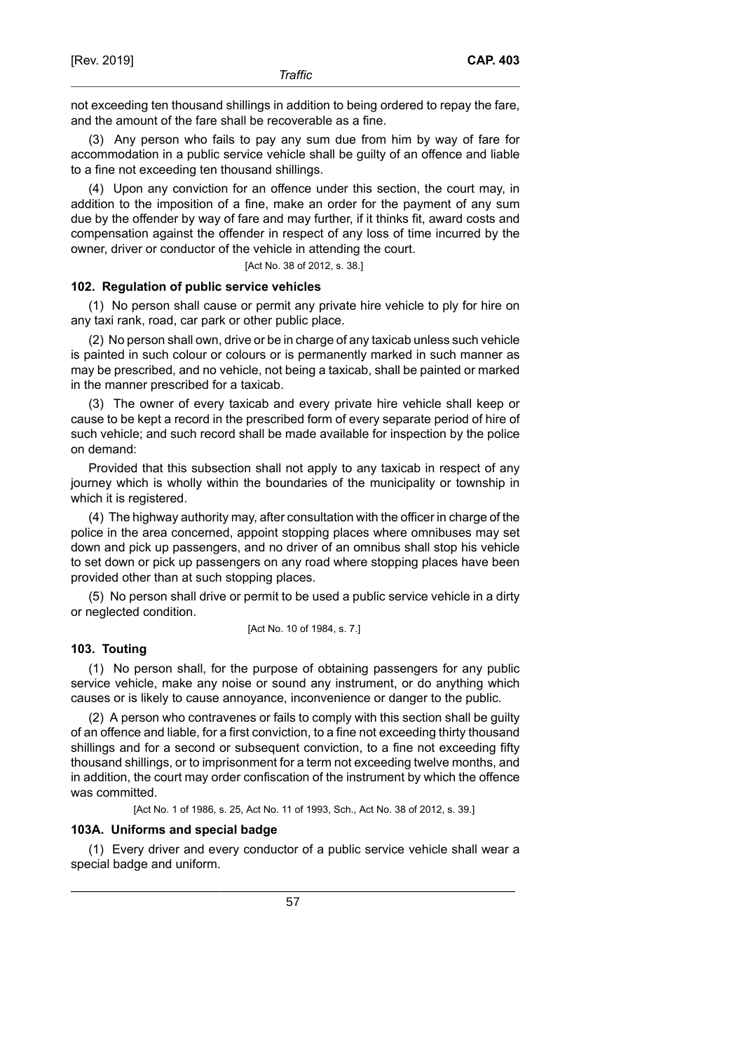not exceeding ten thousand shillings in addition to being ordered to repay the fare, and the amount of the fare shall be recoverable as a fine.

(3) Any person who fails to pay any sum due from him by way of fare for accommodation in a public service vehicle shall be guilty of an offence and liable to a fine not exceeding ten thousand shillings.

(4) Upon any conviction for an offence under this section, the court may, in addition to the imposition of a fine, make an order for the payment of any sum due by the offender by way of fare and may further, if it thinks fit, award costs and compensation against the offender in respect of any loss of time incurred by the owner, driver or conductor of the vehicle in attending the court.

[Act No. 38 of 2012, s. 38.]

**102. Regulation of public service vehicles**

(1) No person shall cause or permit any private hire vehicle to ply for hire on any taxi rank, road, car park or other public place.

(2) No person shall own, drive or be in charge of any taxicab unless such vehicle is painted in such colour or colours or is permanently marked in such manner as may be prescribed, and no vehicle, not being a taxicab, shall be painted or marked in the manner prescribed for a taxicab.

(3) The owner of every taxicab and every private hire vehicle shall keep or cause to be kept a record in the prescribed form of every separate period of hire of such vehicle; and such record shall be made available for inspection by the police on demand:

Provided that this subsection shall not apply to any taxicab in respect of any journey which is wholly within the boundaries of the municipality or township in which it is registered.

(4) The highway authority may, after consultation with the officer in charge of the police in the area concerned, appoint stopping places where omnibuses may set down and pick up passengers, and no driver of an omnibus shall stop his vehicle to set down or pick up passengers on any road where stopping places have been provided other than at such stopping places.

(5) No person shall drive or permit to be used a public service vehicle in a dirty or neglected condition.

[Act No. 10 of 1984, s. 7.]

**103. Touting**

(1) No person shall, for the purpose of obtaining passengers for any public service vehicle, make any noise or sound any instrument, or do anything which causes or is likely to cause annoyance, inconvenience or danger to the public.

(2) A person who contravenes or fails to comply with this section shall be guilty of an offence and liable, for a first conviction, to a fine not exceeding thirty thousand shillings and for a second or subsequent conviction, to a fine not exceeding fifty thousand shillings, or to imprisonment for a term not exceeding twelve months, and in addition, the court may order confiscation of the instrument by which the offence was committed.

[Act No. 1 of 1986, s. 25, Act No. 11 of 1993, Sch., Act No. 38 of 2012, s. 39.]

**103A. Uniforms and special badge**

(1) Every driver and every conductor of a public service vehicle shall wear a special badge and uniform.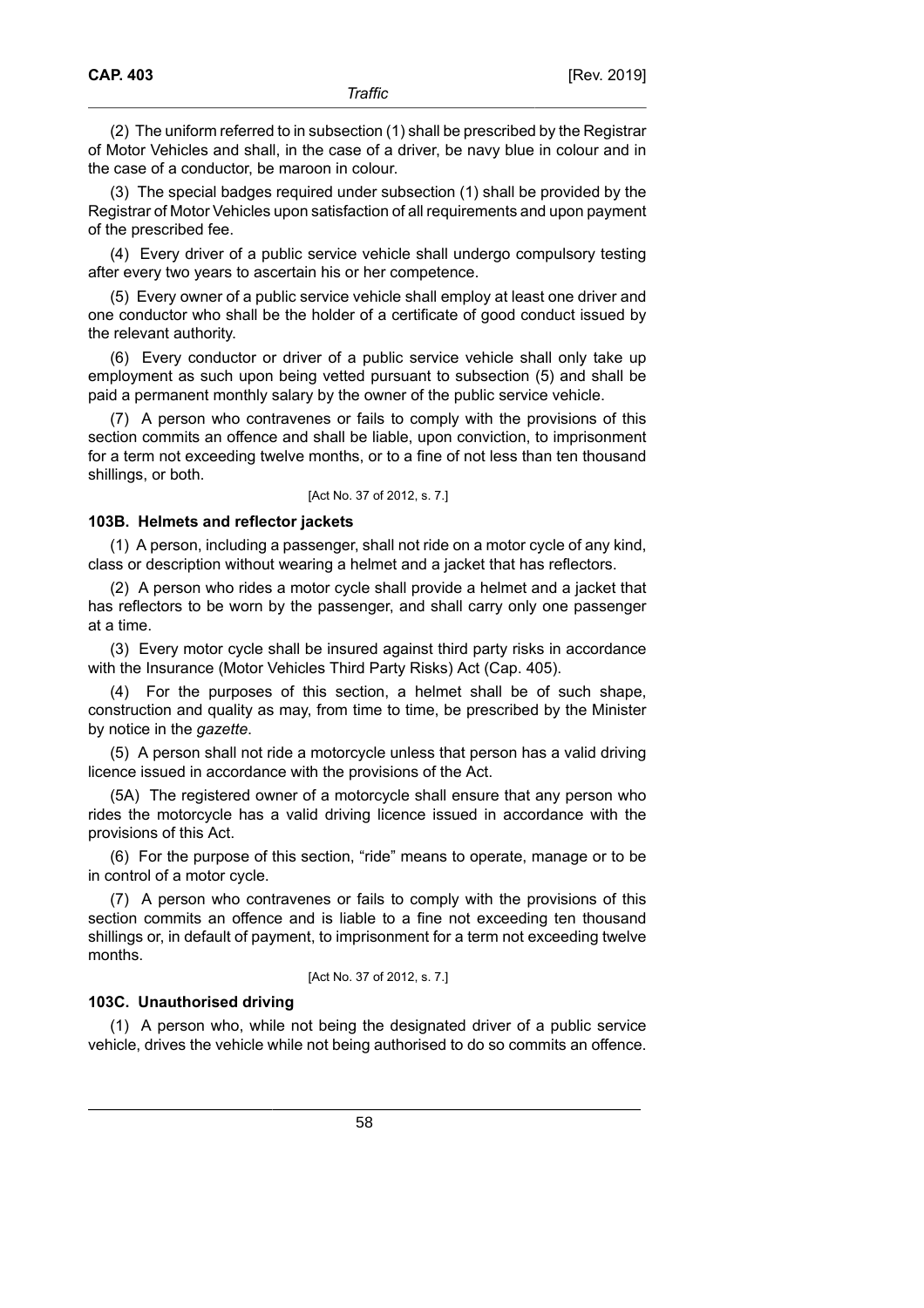(2) The uniform referred to in subsection (1) shall be prescribed by the Registrar of Motor Vehicles and shall, in the case of a driver, be navy blue in colour and in the case of a conductor, be maroon in colour.

(3) The special badges required under subsection (1) shall be provided by the Registrar of Motor Vehicles upon satisfaction of all requirements and upon payment of the prescribed fee.

(4) Every driver of a public service vehicle shall undergo compulsory testing after every two years to ascertain his or her competence.

(5) Every owner of a public service vehicle shall employ at least one driver and one conductor who shall be the holder of a certificate of good conduct issued by the relevant authority.

(6) Every conductor or driver of a public service vehicle shall only take up employment as such upon being vetted pursuant to subsection (5) and shall be paid a permanent monthly salary by the owner of the public service vehicle.

(7) A person who contravenes or fails to comply with the provisions of this section commits an offence and shall be liable, upon conviction, to imprisonment for a term not exceeding twelve months, or to a fine of not less than ten thousand shillings, or both.

[Act No. 37 of 2012, s. 7.]

### 103B. Helmets and reflector jackets

(1) A person, including a passenger, shall not ride on a motor cycle of any kind, class or description without wearing a helmet and a jacket that has reflectors.

(2) A person who rides a motor cycle shall provide a helmet and a jacket that has reflectors to be worn by the passenger, and shall carry only one passenger at a time.

(3) Every motor cycle shall be insured against third party risks in accordance with the Insurance (Motor Vehicles Third Party Risks) Act (Cap. 405).

(4) For the purposes of this section, a helmet shall be of such shape, construction and quality as may, from time to time, be prescribed by the Minister by notice in the *gazette*.

(5) A person shall not ride a motorcycle unless that person has a valid driving licence issued in accordance with the provisions of the Act.

(5A) The registered owner of a motorcycle shall ensure that any person who rides the motorcycle has a valid driving licence issued in accordance with the provisions of this Act.

(6) For the purpose of this section, "ride" means to operate, manage or to be in control of a motor cycle.

(7) A person who contravenes or fails to comply with the provisions of this section commits an offence and is liable to a fine not exceeding ten thousand shillings or, in default of payment, to imprisonment for a term not exceeding twelve months.

[Act No. 37 of 2012, s. 7.]

### 103C. Unauthorised driving

(1) A person who, while not being the designated driver of a public service vehicle, drives the vehicle while not being authorised to do so commits an offence.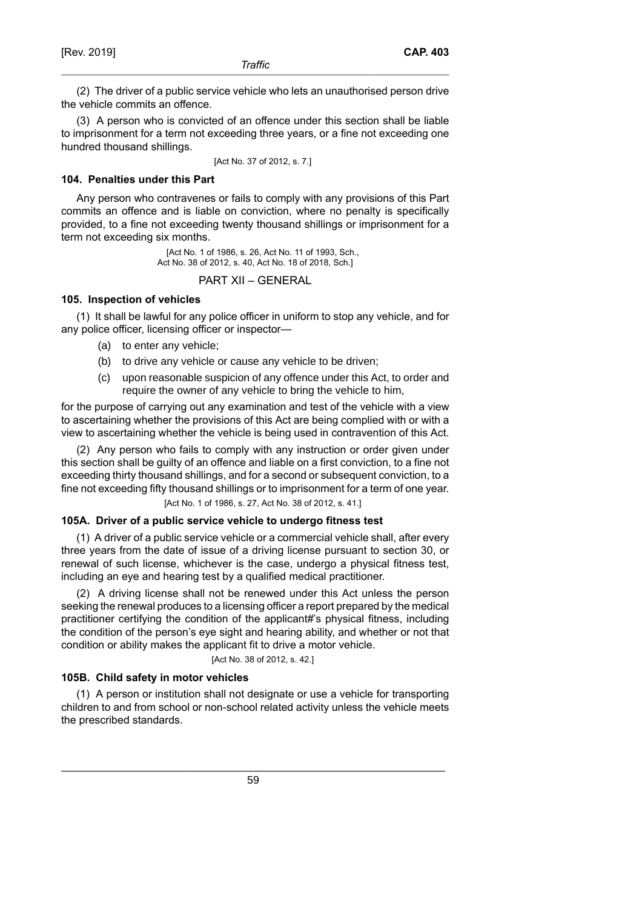(2) The driver of a public service vehicle who lets an unauthorised person drive the vehicle commits an offence.

(3) A person who is convicted of an offence under this section shall be liable to imprisonment for a term not exceeding three years, or a fine not exceeding one hundred thousand shillings.

[Act No. 37 of 2012, s. 7.]

### 104. Penalties under this Part

Any person who contravenes or fails to comply with any provisions of this Part commits an offence and is liable on conviction, where no penalty is specifically provided, to a fine not exceeding twenty thousand shillings or imprisonment for a term not exceeding six months.

[Act No. 1 of 1986, s. 26, Act No. 11 of 1993, Sch., Act No. 38 of 2012, s. 40, Act No. 18 of 2018, Sch.]

## PART XII – GENERAL

### 105. Inspection of vehicles

(1) It shall be lawful for any police officer in uniform to stop any vehicle, and for any police officer, licensing officer or inspector—

- (a) to enter any vehicle;
- (b) to drive any vehicle or cause any vehicle to be driven;
- (c) upon reasonable suspicion of any offence under this Act, to order and require the owner of any vehicle to bring the vehicle to him,

for the purpose of carrying out any examination and test of the vehicle with a view to ascertaining whether the provisions of this Act are being complied with or with a view to ascertaining whether the vehicle is being used in contravention of this Act.

(2) Any person who fails to comply with any instruction or order given under this section shall be guilty of an offence and liable on a first conviction, to a fine not exceeding thirty thousand shillings, and for a second or subsequent conviction, to a fine not exceeding fifty thousand shillings or to imprisonment for a term of one year.

[Act No. 1 of 1986, s. 27, Act No. 38 of 2012, s. 41.]

### 105A. Driver of a public service vehicle to undergo fitness test

(1) A driver of a public service vehicle or a commercial vehicle shall, after every three years from the date of issue of a driving license pursuant to section 30, or renewal of such license, whichever is the case, undergo a physical fitness test, including an eye and hearing test by a qualified medical practitioner.

(2) A driving license shall not be renewed under this Act unless the person seeking the renewal produces to a licensing officer a report prepared by the medical practitioner certifying the condition of the applicant#'s physical fitness, including the condition of the person's eye sight and hearing ability, and whether or not that condition or ability makes the applicant fit to drive a motor vehicle.

[Act No. 38 of 2012, s. 42.]

### 105B. Child safety in motor vehicles

(1) A person or institution shall not designate or use a vehicle for transporting children to and from school or non-school related activity unless the vehicle meets the prescribed standards.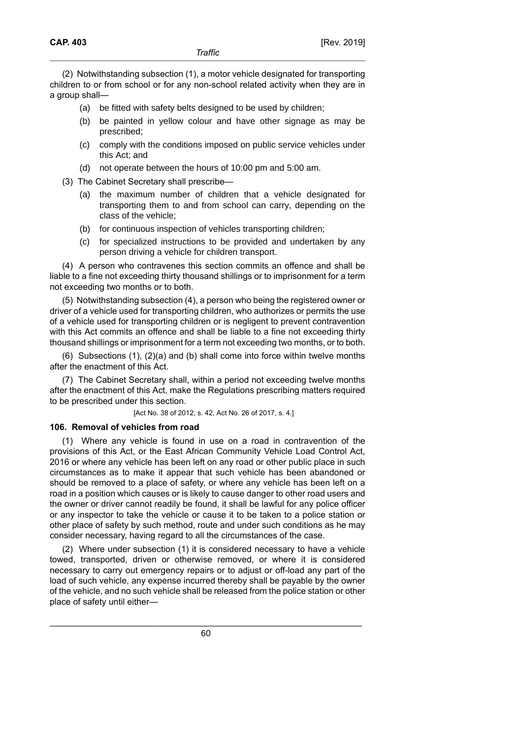(2) Notwithstanding subsection (1), a motor vehicle designated for transporting children to or from school or for any non-school related activity when they are in a group shall—

(a) be fitted with safety belts designed to be used by children;

(b) be painted in yellow colour and have other signage as may be prescribed;

(c) comply with the conditions imposed on public service vehicles under this Act; and

(d) not operate between the hours of 10:00 pm and 5:00 am.

(3) The Cabinet Secretary shall prescribe—

(a) the maximum number of children that a vehicle designated for transporting them to and from school can carry, depending on the class of the vehicle;

(b) for continuous inspection of vehicles transporting children;

(c) for specialized instructions to be provided and undertaken by any person driving a vehicle for children transport.

(4) A person who contravenes this section commits an offence and shall be liable to a fine not exceeding thirty thousand shillings or to imprisonment for a term not exceeding two months or to both.

(5) Notwithstanding subsection (4), a person who being the registered owner or driver of a vehicle used for transporting children, who authorizes or permits the use of a vehicle used for transporting children or is negligent to prevent contravention with this Act commits an offence and shall be liable to a fine not exceeding thirty thousand shillings or imprisonment for a term not exceeding two months, or to both.

(6) Subsections (1), (2)(a) and (b) shall come into force within twelve months after the enactment of this Act.

(7) The Cabinet Secretary shall, within a period not exceeding twelve months after the enactment of this Act, make the Regulations prescribing matters required to be prescribed under this section.

[Act No. 38 of 2012, s. 42, Act No. 26 of 2017, s. 4.]

**106. Removal of vehicles from road**

(1) Where any vehicle is found in use on a road in contravention of the provisions of this Act, or the East African Community Vehicle Load Control Act, 2016 or where any vehicle has been left on any road or other public place in such circumstances as to make it appear that such vehicle has been abandoned or should be removed to a place of safety, or where any vehicle has been left on a road in a position which causes or is likely to cause danger to other road users and the owner or driver cannot readily be found, it shall be lawful for any police officer or any inspector to take the vehicle or cause it to be taken to a police station or other place of safety by such method, route and under such conditions as he may consider necessary, having regard to all the circumstances of the case.

(2) Where under subsection (1) it is considered necessary to have a vehicle towed, transported, driven or otherwise removed, or where it is considered necessary to carry out emergency repairs or to adjust or off-load any part of the load of such vehicle, any expense incurred thereby shall be payable by the owner of the vehicle, and no such vehicle shall be released from the police station or other place of safety until either—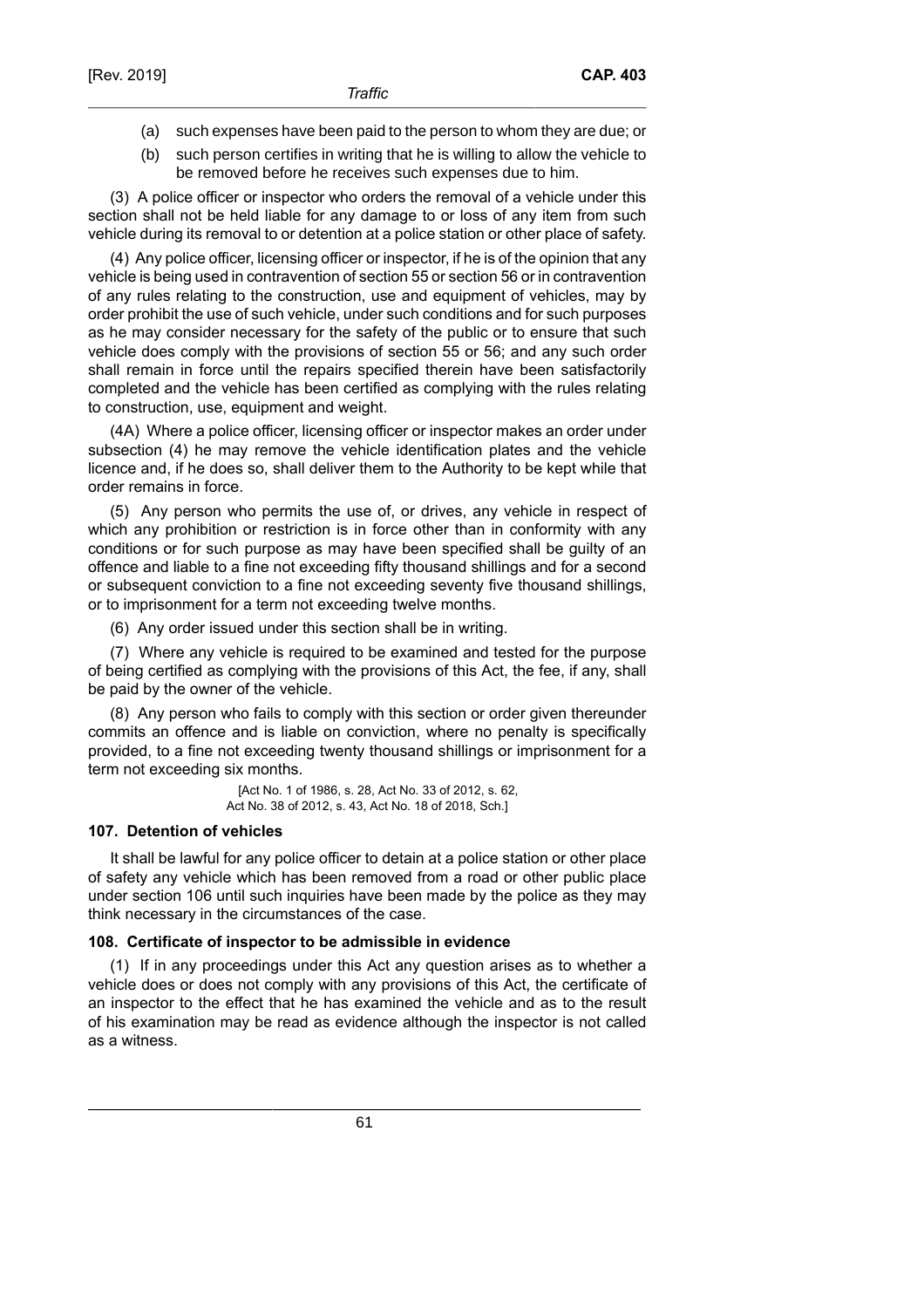(a) such expenses have been paid to the person to whom they are due; or

(b) such person certifies in writing that he is willing to allow the vehicle to be removed before he receives such expenses due to him.

(3) A police officer or inspector who orders the removal of a vehicle under this section shall not be held liable for any damage to or loss of any item from such vehicle during its removal to or detention at a police station or other place of safety.

(4) Any police officer, licensing officer or inspector, if he is of the opinion that any vehicle is being used in contravention of section 55 or section 56 or in contravention of any rules relating to the construction, use and equipment of vehicles, may by order prohibit the use of such vehicle, under such conditions and for such purposes as he may consider necessary for the safety of the public or to ensure that such vehicle does comply with the provisions of section 55 or 56; and any such order shall remain in force until the repairs specified therein have been satisfactorily completed and the vehicle has been certified as complying with the rules relating to construction, use, equipment and weight.

(4A) Where a police officer, licensing officer or inspector makes an order under subsection (4) he may remove the vehicle identification plates and the vehicle licence and, if he does so, shall deliver them to the Authority to be kept while that order remains in force.

(5) Any person who permits the use of, or drives, any vehicle in respect of which any prohibition or restriction is in force other than in conformity with any conditions or for such purpose as may have been specified shall be guilty of an offence and liable to a fine not exceeding fifty thousand shillings and for a second or subsequent conviction to a fine not exceeding seventy five thousand shillings, or to imprisonment for a term not exceeding twelve months.

(6) Any order issued under this section shall be in writing.

(7) Where any vehicle is required to be examined and tested for the purpose of being certified as complying with the provisions of this Act, the fee, if any, shall be paid by the owner of the vehicle.

(8) Any person who fails to comply with this section or order given thereunder commits an offence and is liable on conviction, where no penalty is specifically provided, to a fine not exceeding twenty thousand shillings or imprisonment for a term not exceeding six months.

[Act No. 1 of 1986, s. 28, Act No. 33 of 2012, s. 62, Act No. 38 of 2012, s. 43, Act No. 18 of 2018, Sch.]

### 107. Detention of vehicles

It shall be lawful for any police officer to detain at a police station or other place of safety any vehicle which has been removed from a road or other public place under section 106 until such inquiries have been made by the police as they may think necessary in the circumstances of the case.

### 108. Certificate of inspector to be admissible in evidence

(1) If in any proceedings under this Act any question arises as to whether a vehicle does or does not comply with any provisions of this Act, the certificate of an inspector to the effect that he has examined the vehicle and as to the result of his examination may be read as evidence although the inspector is not called as a witness.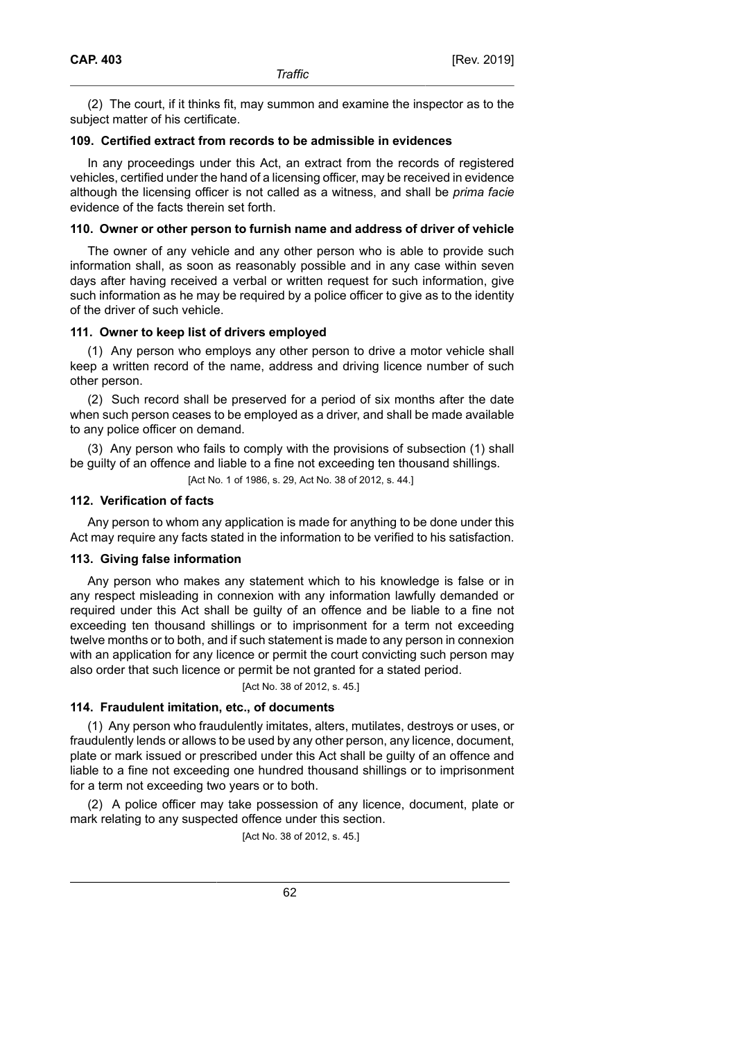(2) The court, if it thinks fit, may summon and examine the inspector as to the subject matter of his certificate.

**109. Certified extract from records to be admissible in evidences**

In any proceedings under this Act, an extract from the records of registered vehicles, certified under the hand of a licensing officer, may be received in evidence although the licensing officer is not called as a witness, and shall be *prima facie* evidence of the facts therein set forth.

**110. Owner or other person to furnish name and address of driver of vehicle**

The owner of any vehicle and any other person who is able to provide such information shall, as soon as reasonably possible and in any case within seven days after having received a verbal or written request for such information, give such information as he may be required by a police officer to give as to the identity of the driver of such vehicle.

**111. Owner to keep list of drivers employed**

(1) Any person who employs any other person to drive a motor vehicle shall keep a written record of the name, address and driving licence number of such other person.

(2) Such record shall be preserved for a period of six months after the date when such person ceases to be employed as a driver, and shall be made available to any police officer on demand.

(3) Any person who fails to comply with the provisions of subsection (1) shall be guilty of an offence and liable to a fine not exceeding ten thousand shillings.

[Act No. 1 of 1986, s. 29, Act No. 38 of 2012, s. 44.]

**112. Verification of facts**

Any person to whom any application is made for anything to be done under this Act may require any facts stated in the information to be verified to his satisfaction.

**113. Giving false information**

Any person who makes any statement which to his knowledge is false or in any respect misleading in connexion with any information lawfully demanded or required under this Act shall be guilty of an offence and be liable to a fine not exceeding ten thousand shillings or to imprisonment for a term not exceeding twelve months or to both, and if such statement is made to any person in connexion with an application for any licence or permit the court convicting such person may also order that such licence or permit be not granted for a stated period.

[Act No. 38 of 2012, s. 45.]

**114. Fraudulent imitation, etc., of documents**

(1) Any person who fraudulently imitates, alters, mutilates, destroys or uses, or fraudulently lends or allows to be used by any other person, any licence, document, plate or mark issued or prescribed under this Act shall be guilty of an offence and liable to a fine not exceeding one hundred thousand shillings or to imprisonment for a term not exceeding two years or to both.

(2) A police officer may take possession of any licence, document, plate or mark relating to any suspected offence under this section.

[Act No. 38 of 2012, s. 45.]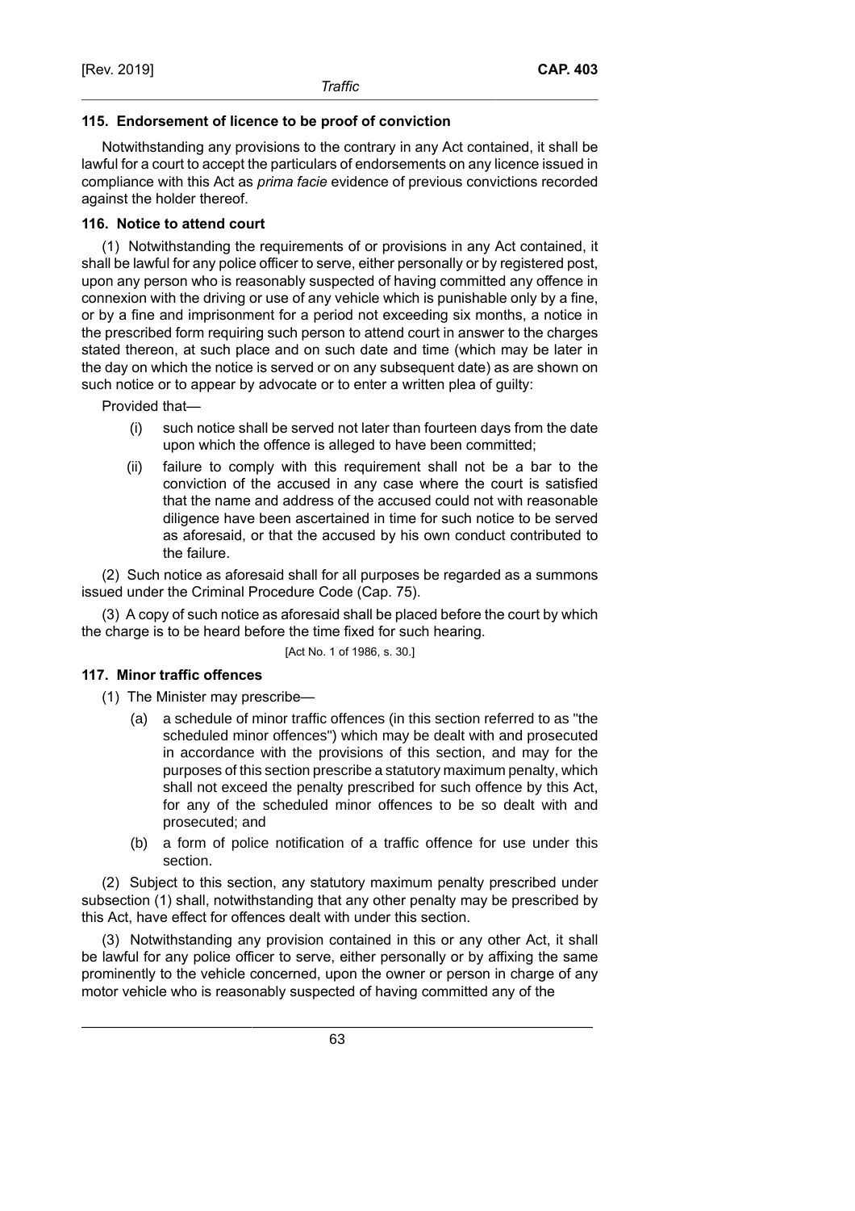### 115. Endorsement of licence to be proof of conviction

Notwithstanding any provisions to the contrary in any Act contained, it shall be lawful for a court to accept the particulars of endorsements on any licence issued in compliance with this Act as *prima facie* evidence of previous convictions recorded against the holder thereof.

### 116. Notice to attend court

(1) Notwithstanding the requirements of or provisions in any Act contained, it shall be lawful for any police officer to serve, either personally or by registered post, upon any person who is reasonably suspected of having committed any offence in connexion with the driving or use of any vehicle which is punishable only by a fine, or by a fine and imprisonment for a period not exceeding six months, a notice in the prescribed form requiring such person to attend court in answer to the charges stated thereon, at such place and on such date and time (which may be later in the day on which the notice is served or on any subsequent date) as are shown on such notice or to appear by advocate or to enter a written plea of guilty:

Provided that—

- (i) such notice shall be served not later than fourteen days from the date upon which the offence is alleged to have been committed;
- (ii) failure to comply with this requirement shall not be a bar to the conviction of the accused in any case where the court is satisfied that the name and address of the accused could not with reasonable diligence have been ascertained in time for such notice to be served as aforesaid, or that the accused by his own conduct contributed to the failure.

(2) Such notice as aforesaid shall for all purposes be regarded as a summons issued under the Criminal Procedure Code (Cap. 75).

(3) A copy of such notice as aforesaid shall be placed before the court by which the charge is to be heard before the time fixed for such hearing.

[Act No. 1 of 1986, s. 30.]

### 117. Minor traffic offences

(1) The Minister may prescribe—

- (a) a schedule of minor traffic offences (in this section referred to as "the scheduled minor offences") which may be dealt with and prosecuted in accordance with the provisions of this section, and may for the purposes of this section prescribe a statutory maximum penalty, which shall not exceed the penalty prescribed for such offence by this Act, for any of the scheduled minor offences to be so dealt with and prosecuted; and
- (b) a form of police notification of a traffic offence for use under this section.

(2) Subject to this section, any statutory maximum penalty prescribed under subsection (1) shall, notwithstanding that any other penalty may be prescribed by this Act, have effect for offences dealt with under this section.

(3) Notwithstanding any provision contained in this or any other Act, it shall be lawful for any police officer to serve, either personally or by affixing the same prominently to the vehicle concerned, upon the owner or person in charge of any motor vehicle who is reasonably suspected of having committed any of the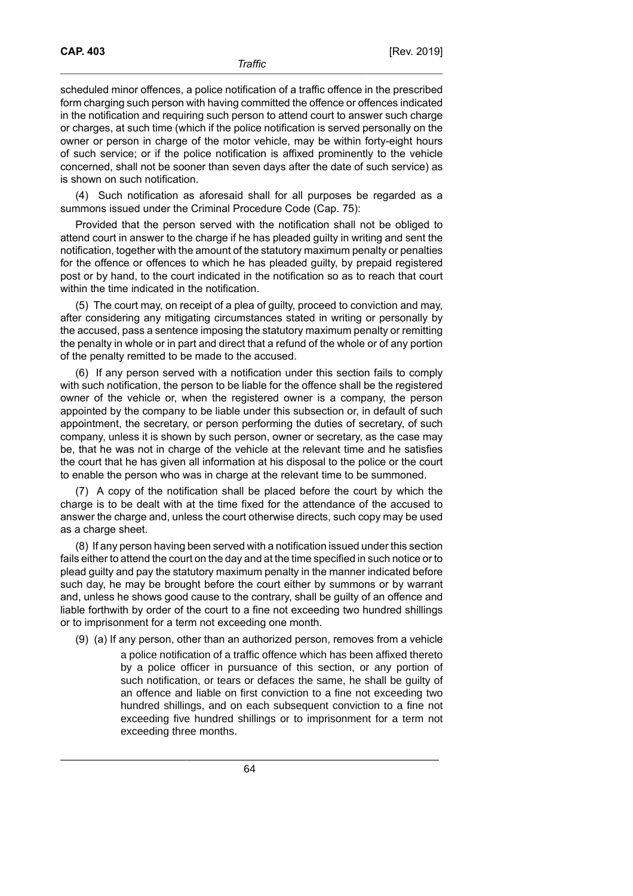scheduled minor offences, a police notification of a traffic offence in the prescribed form charging such person with having committed the offence or offences indicated in the notification and requiring such person to attend court to answer such charge or charges, at such time (which if the police notification is served personally on the owner or person in charge of the motor vehicle, may be within forty-eight hours of such service; or if the police notification is affixed prominently to the vehicle concerned, shall not be sooner than seven days after the date of such service) as is shown on such notification.

(4) Such notification as aforesaid shall for all purposes be regarded as a summons issued under the Criminal Procedure Code (Cap. 75):

Provided that the person served with the notification shall not be obliged to attend court in answer to the charge if he has pleaded guilty in writing and sent the notification, together with the amount of the statutory maximum penalty or penalties for the offence or offences to which he has pleaded guilty, by prepaid registered post or by hand, to the court indicated in the notification so as to reach that court within the time indicated in the notification.

(5) The court may, on receipt of a plea of guilty, proceed to conviction and may, after considering any mitigating circumstances stated in writing or personally by the accused, pass a sentence imposing the statutory maximum penalty or remitting the penalty in whole or in part and direct that a refund of the whole or of any portion of the penalty remitted to be made to the accused.

(6) If any person served with a notification under this section fails to comply with such notification, the person to be liable for the offence shall be the registered owner of the vehicle or, when the registered owner is a company, the person appointed by the company to be liable under this subsection or, in default of such appointment, the secretary, or person performing the duties of secretary, of such company, unless it is shown by such person, owner or secretary, as the case may be, that he was not in charge of the vehicle at the relevant time and he satisfies the court that he has given all information at his disposal to the police or the court to enable the person who was in charge at the relevant time to be summoned.

(7) A copy of the notification shall be placed before the court by which the charge is to be dealt with at the time fixed for the attendance of the accused to answer the charge and, unless the court otherwise directs, such copy may be used as a charge sheet.

(8) If any person having been served with a notification issued under this section fails either to attend the court on the day and at the time specified in such notice or to plead guilty and pay the statutory maximum penalty in the manner indicated before such day, he may be brought before the court either by summons or by warrant and, unless he shows good cause to the contrary, shall be guilty of an offence and liable forthwith by order of the court to a fine not exceeding two hundred shillings or to imprisonment for a term not exceeding one month.

(9) (a) If any person, other than an authorized person, removes from a vehicle a police notification of a traffic offence which has been affixed thereto by a police officer in pursuance of this section, or any portion of such notification, or tears or defaces the same, he shall be guilty of an offence and liable on first conviction to a fine not exceeding two hundred shillings, and on each subsequent conviction to a fine not exceeding five hundred shillings or to imprisonment for a term not exceeding three months.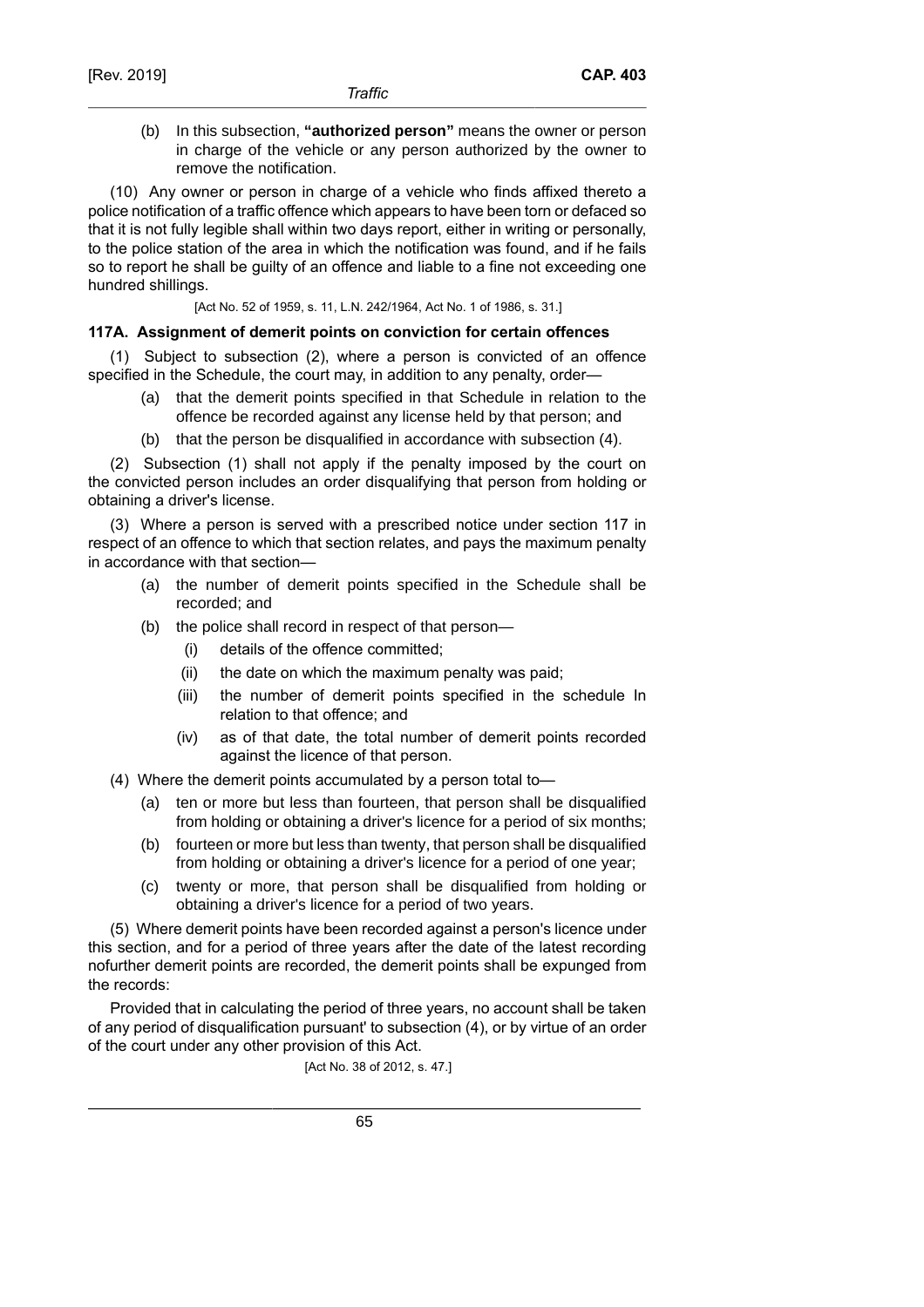(b) In this subsection, **"authorized person"** means the owner or person in charge of the vehicle or any person authorized by the owner to remove the notification.

(10) Any owner or person in charge of a vehicle who finds affixed thereto a police notification of a traffic offence which appears to have been torn or defaced so that it is not fully legible shall within two days report, either in writing or personally, to the police station of the area in which the notification was found, and if he fails so to report he shall be guilty of an offence and liable to a fine not exceeding one hundred shillings.

[Act No. 52 of 1959, s. 11, L.N. 242/1964, Act No. 1 of 1986, s. 31.]

### 117A. Assignment of demerit points on conviction for certain offences

(1) Subject to subsection (2), where a person is convicted of an offence specified in the Schedule, the court may, in addition to any penalty, order—

(a) that the demerit points specified in that Schedule in relation to the offence be recorded against any license held by that person; and

(b) that the person be disqualified in accordance with subsection (4).

(2) Subsection (1) shall not apply if the penalty imposed by the court on the convicted person includes an order disqualifying that person from holding or obtaining a driver's license.

(3) Where a person is served with a prescribed notice under section 117 in respect of an offence to which that section relates, and pays the maximum penalty in accordance with that section—

(a) the number of demerit points specified in the Schedule shall be recorded; and

(b) the police shall record in respect of that person—

(i) details of the offence committed;

(ii) the date on which the maximum penalty was paid;

(iii) the number of demerit points specified in the schedule In relation to that offence; and

(iv) as of that date, the total number of demerit points recorded against the licence of that person.

(4) Where the demerit points accumulated by a person total to—

(a) ten or more but less than fourteen, that person shall be disqualified from holding or obtaining a driver's licence for a period of six months;

(b) fourteen or more but less than twenty, that person shall be disqualified from holding or obtaining a driver's licence for a period of one year;

(c) twenty or more, that person shall be disqualified from holding or obtaining a driver's licence for a period of two years.

(5) Where demerit points have been recorded against a person's licence under this section, and for a period of three years after the date of the latest recording nofurther demerit points are recorded, the demerit points shall be expunged from the records:

Provided that in calculating the period of three years, no account shall be taken of any period of disqualification pursuant' to subsection (4), or by virtue of an order of the court under any other provision of this Act.

[Act No. 38 of 2012, s. 47.]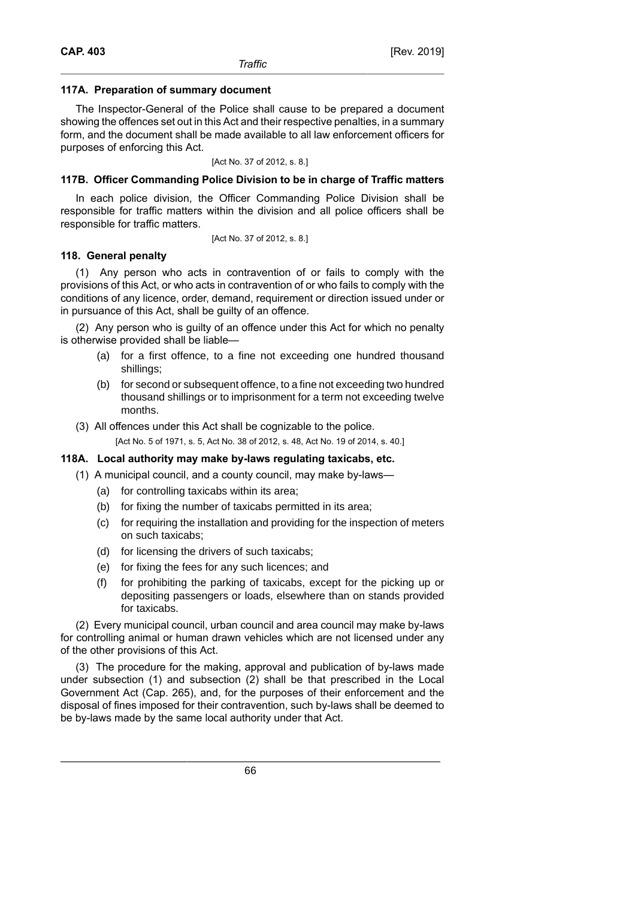### 117A. Preparation of summary document

The Inspector-General of the Police shall cause to be prepared a document showing the offences set out in this Act and their respective penalties, in a summary form, and the document shall be made available to all law enforcement officers for purposes of enforcing this Act.

[Act No. 37 of 2012, s. 8.]

### 117B. Officer Commanding Police Division to be in charge of Traffic matters

In each police division, the Officer Commanding Police Division shall be responsible for traffic matters within the division and all police officers shall be responsible for traffic matters.

[Act No. 37 of 2012, s. 8.]

### 118. General penalty

(1) Any person who acts in contravention of or fails to comply with the provisions of this Act, or who acts in contravention of or who fails to comply with the conditions of any licence, order, demand, requirement or direction issued under or in pursuance of this Act, shall be guilty of an offence.

(2) Any person who is guilty of an offence under this Act for which no penalty is otherwise provided shall be liable—

- (a) for a first offence, to a fine not exceeding one hundred thousand shillings;
- (b) for second or subsequent offence, to a fine not exceeding two hundred thousand shillings or to imprisonment for a term not exceeding twelve months.

(3) All offences under this Act shall be cognizable to the police.

[Act No. 5 of 1971, s. 5, Act No. 38 of 2012, s. 48, Act No. 19 of 2014, s. 40.]

### 118A. Local authority may make by-laws regulating taxicabs, etc.

(1) A municipal council, and a county council, may make by-laws—

- (a) for controlling taxicabs within its area;
- (b) for fixing the number of taxicabs permitted in its area;
- (c) for requiring the installation and providing for the inspection of meters on such taxicabs;
- (d) for licensing the drivers of such taxicabs;
- (e) for fixing the fees for any such licences; and
- (f) for prohibiting the parking of taxicabs, except for the picking up or depositing passengers or loads, elsewhere than on stands provided for taxicabs.

(2) Every municipal council, urban council and area council may make by-laws for controlling animal or human drawn vehicles which are not licensed under any of the other provisions of this Act.

(3) The procedure for the making, approval and publication of by-laws made under subsection (1) and subsection (2) shall be that prescribed in the Local Government Act (Cap. 265), and, for the purposes of their enforcement and the disposal of fines imposed for their contravention, such by-laws shall be deemed to be by-laws made by the same local authority under that Act.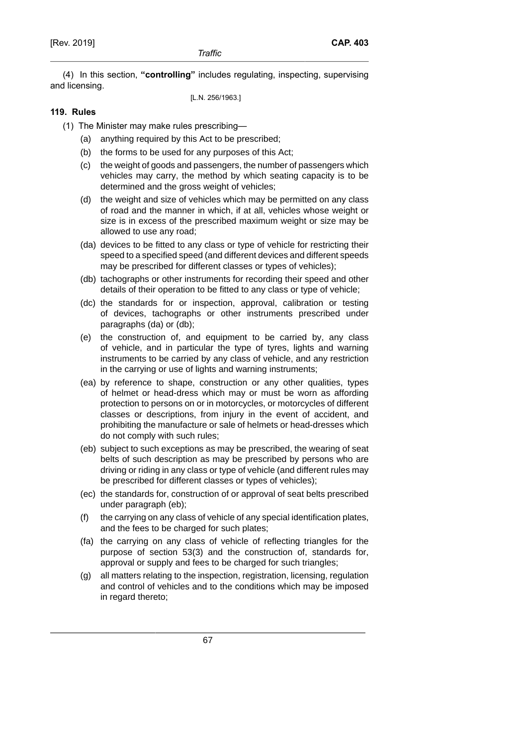(4) In this section, **"controlling"** includes regulating, inspecting, supervising and licensing.

[L.N. 256/1963.]

**119. Rules**

(1) The Minister may make rules prescribing—

(a) anything required by this Act to be prescribed;

(b) the forms to be used for any purposes of this Act;

(c) the weight of goods and passengers, the number of passengers which vehicles may carry, the method by which seating capacity is to be determined and the gross weight of vehicles;

(d) the weight and size of vehicles which may be permitted on any class of road and the manner in which, if at all, vehicles whose weight or size is in excess of the prescribed maximum weight or size may be allowed to use any road;

(da) devices to be fitted to any class or type of vehicle for restricting their speed to a specified speed (and different devices and different speeds may be prescribed for different classes or types of vehicles);

(db) tachographs or other instruments for recording their speed and other details of their operation to be fitted to any class or type of vehicle;

(dc) the standards for or inspection, approval, calibration or testing of devices, tachographs or other instruments prescribed under paragraphs (da) or (db);

(e) the construction of, and equipment to be carried by, any class of vehicle, and in particular the type of tyres, lights and warning instruments to be carried by any class of vehicle, and any restriction in the carrying or use of lights and warning instruments;

(ea) by reference to shape, construction or any other qualities, types of helmet or head-dress which may or must be worn as affording protection to persons on or in motorcycles, or motorcycles of different classes or descriptions, from injury in the event of accident, and prohibiting the manufacture or sale of helmets or head-dresses which do not comply with such rules;

(eb) subject to such exceptions as may be prescribed, the wearing of seat belts of such description as may be prescribed by persons who are driving or riding in any class or type of vehicle (and different rules may be prescribed for different classes or types of vehicles);

(ec) the standards for, construction of or approval of seat belts prescribed under paragraph (eb);

(f) the carrying on any class of vehicle of any special identification plates, and the fees to be charged for such plates;

(fa) the carrying on any class of vehicle of reflecting triangles for the purpose of section 53(3) and the construction of, standards for, approval or supply and fees to be charged for such triangles;

(g) all matters relating to the inspection, registration, licensing, regulation and control of vehicles and to the conditions which may be imposed in regard thereto;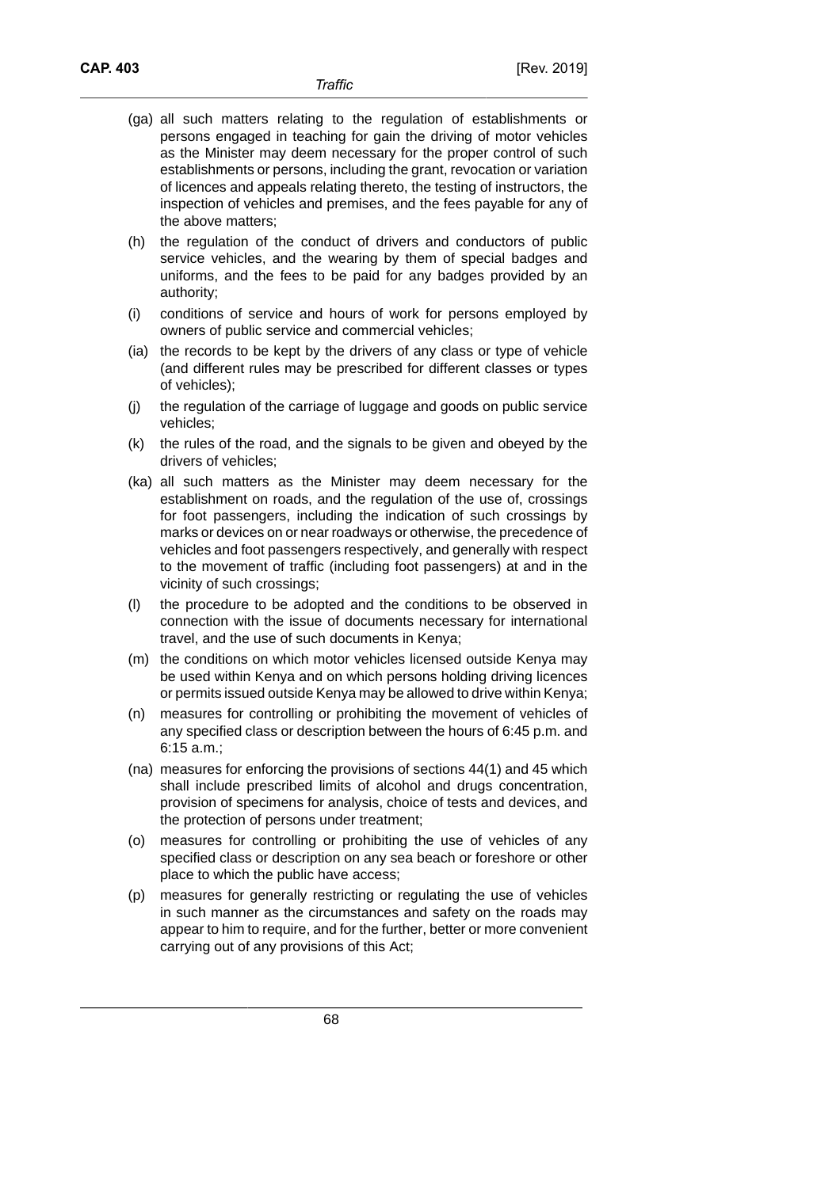(ga) all such matters relating to the regulation of establishments or persons engaged in teaching for gain the driving of motor vehicles as the Minister may deem necessary for the proper control of such establishments or persons, including the grant, revocation or variation of licences and appeals relating thereto, the testing of instructors, the inspection of vehicles and premises, and the fees payable for any of the above matters;

(h) the regulation of the conduct of drivers and conductors of public service vehicles, and the wearing by them of special badges and uniforms, and the fees to be paid for any badges provided by an authority;

(i) conditions of service and hours of work for persons employed by owners of public service and commercial vehicles;

(ia) the records to be kept by the drivers of any class or type of vehicle (and different rules may be prescribed for different classes or types of vehicles);

(j) the regulation of the carriage of luggage and goods on public service vehicles;

(k) the rules of the road, and the signals to be given and obeyed by the drivers of vehicles;

(ka) all such matters as the Minister may deem necessary for the establishment on roads, and the regulation of the use of, crossings for foot passengers, including the indication of such crossings by marks or devices on or near roadways or otherwise, the precedence of vehicles and foot passengers respectively, and generally with respect to the movement of traffic (including foot passengers) at and in the vicinity of such crossings;

(l) the procedure to be adopted and the conditions to be observed in connection with the issue of documents necessary for international travel, and the use of such documents in Kenya;

(m) the conditions on which motor vehicles licensed outside Kenya may be used within Kenya and on which persons holding driving licences or permits issued outside Kenya may be allowed to drive within Kenya;

(n) measures for controlling or prohibiting the movement of vehicles of any specified class or description between the hours of 6:45 p.m. and 6:15 a.m.;

(na) measures for enforcing the provisions of sections 44(1) and 45 which shall include prescribed limits of alcohol and drugs concentration, provision of specimens for analysis, choice of tests and devices, and the protection of persons under treatment;

(o) measures for controlling or prohibiting the use of vehicles of any specified class or description on any sea beach or foreshore or other place to which the public have access;

(p) measures for generally restricting or regulating the use of vehicles in such manner as the circumstances and safety on the roads may appear to him to require, and for the further, better or more convenient carrying out of any provisions of this Act;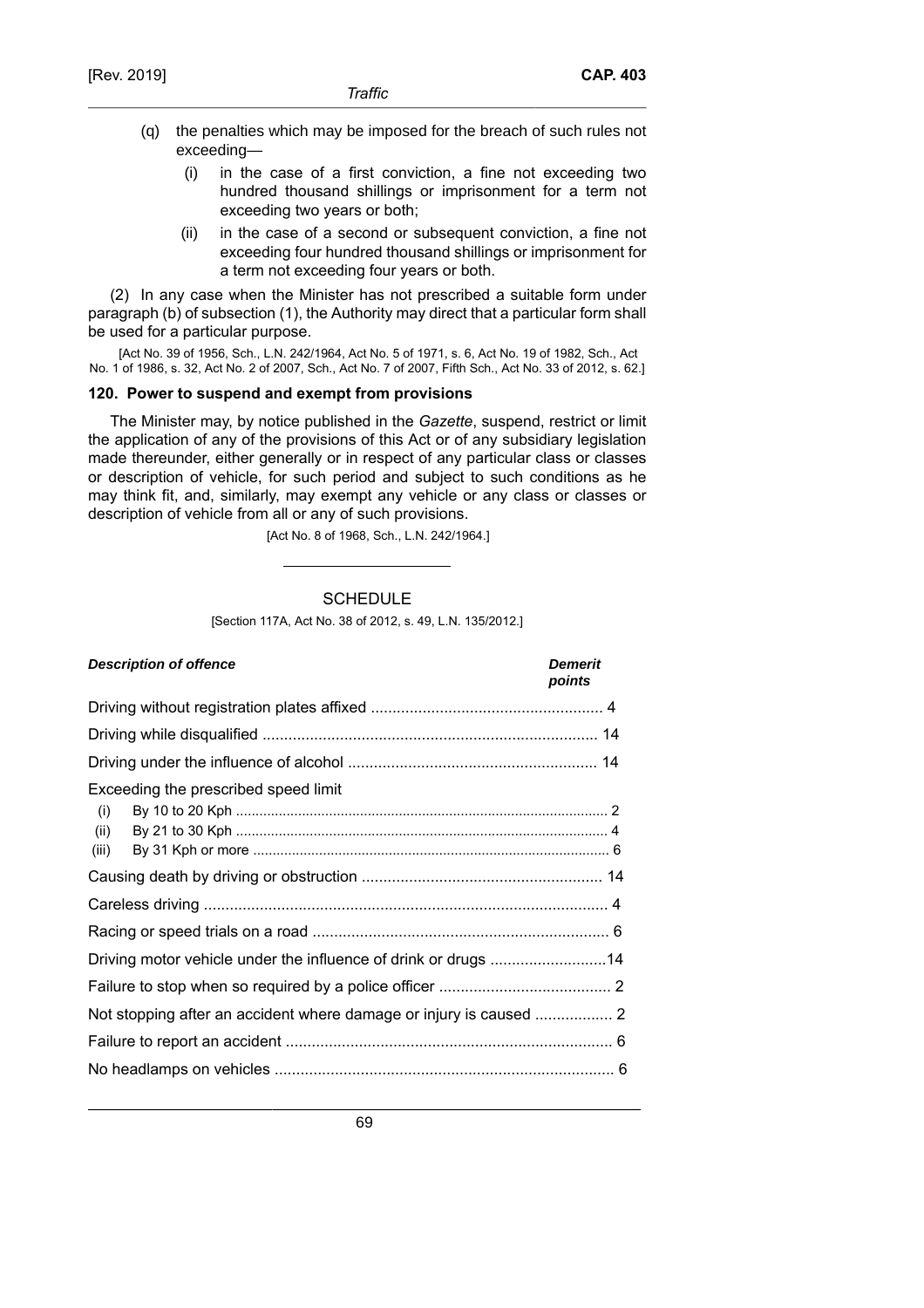(q) the penalties which may be imposed for the breach of such rules not exceeding—

  (i) in the case of a first conviction, a fine not exceeding two hundred thousand shillings or imprisonment for a term not exceeding two years or both;

  (ii) in the case of a second or subsequent conviction, a fine not exceeding four hundred thousand shillings or imprisonment for a term not exceeding four years or both.

(2) In any case when the Minister has not prescribed a suitable form under paragraph (b) of subsection (1), the Authority may direct that a particular form shall be used for a particular purpose.

[Act No. 39 of 1956, Sch., L.N. 242/1964, Act No. 5 of 1971, s. 6, Act No. 19 of 1982, Sch., Act No. 1 of 1986, s. 32, Act No. 2 of 2007, Sch., Act No. 7 of 2007, Fifth Sch., Act No. 33 of 2012, s. 62.]

**120. Power to suspend and exempt from provisions**

The Minister may, by notice published in the *Gazette*, suspend, restrict or limit the application of any of the provisions of this Act or of any subsidiary legislation made thereunder, either generally or in respect of any particular class or classes or description of vehicle, for such period and subject to such conditions as he may think fit, and, similarly, may exempt any vehicle or any class or classes or description of vehicle from all or any of such provisions.

[Act No. 8 of 1968, Sch., L.N. 242/1964.]

## SCHEDULE

[Section 117A, Act No. 38 of 2012, s. 49, L.N. 135/2012.]

| ***Description of offence*** | ***Demerit points*** |
|---|---|
| Driving without registration plates affixed | 4 |
| Driving while disqualified | 14 |
| Driving under the influence of alcohol | 14 |
| Exceeding the prescribed speed limit | |
| (i) By 10 to 20 Kph | 2 |
| (ii) By 21 to 30 Kph | 4 |
| (iii) By 31 Kph or more | 6 |
| Causing death by driving or obstruction | 14 |
| Careless driving | 4 |
| Racing or speed trials on a road | 6 |
| Driving motor vehicle under the influence of drink or drugs | 14 |
| Failure to stop when so required by a police officer | 2 |
| Not stopping after an accident where damage or injury is caused | 2 |
| Failure to report an accident | 6 |
| No headlamps on vehicles | 6 |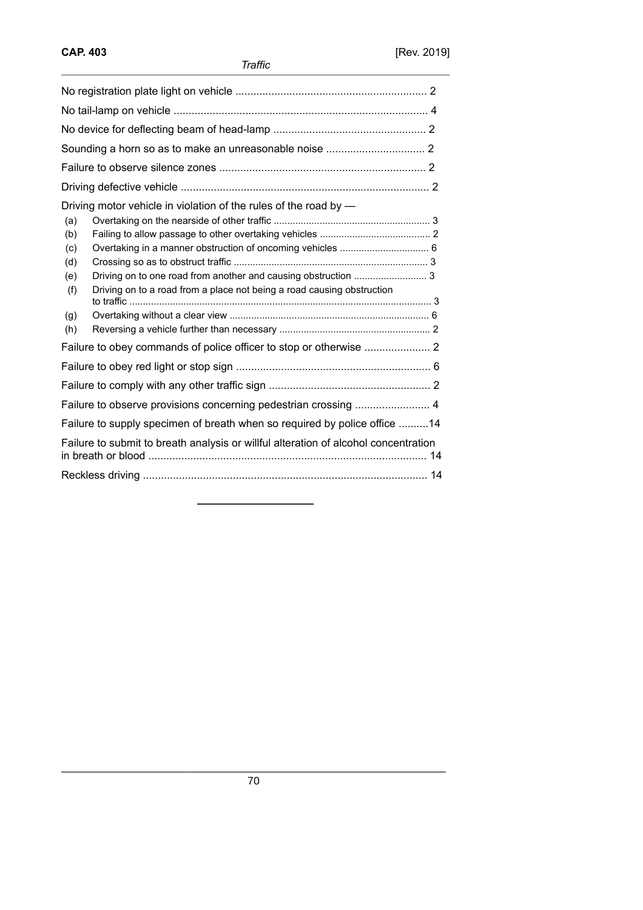| | |
|---|---|
| No registration plate light on vehicle | 2 |
| No tail-lamp on vehicle | 4 |
| No device for deflecting beam of head-lamp | 2 |
| Sounding a horn so as to make an unreasonable noise | 2 |
| Failure to observe silence zones | 2 |
| Driving defective vehicle | 2 |
| Driving motor vehicle in violation of the rules of the road by — | |
| (a) Overtaking on the nearside of other traffic | 3 |
| (b) Failing to allow passage to other overtaking vehicles | 2 |
| (c) Overtaking in a manner obstruction of oncoming vehicles | 6 |
| (d) Crossing so as to obstruct traffic | 3 |
| (e) Driving on to one road from another and causing obstruction | 3 |
| (f) Driving on to a road from a place not being a road causing obstruction to traffic | 3 |
| (g) Overtaking without a clear view | 6 |
| (h) Reversing a vehicle further than necessary | 2 |
| Failure to obey commands of police officer to stop or otherwise | 2 |
| Failure to obey red light or stop sign | 6 |
| Failure to comply with any other traffic sign | 2 |
| Failure to observe provisions concerning pedestrian crossing | 4 |
| Failure to supply specimen of breath when so required by police office | 14 |
| Failure to submit to breath analysis or willful alteration of alcohol concentration in breath or blood | 14 |
| Reckless driving | 14 |